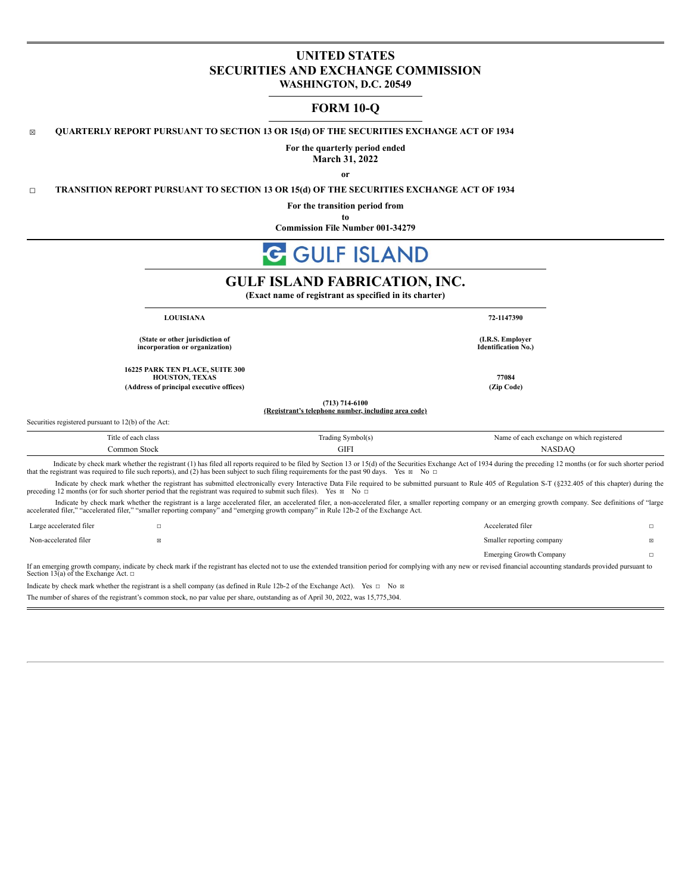# UNITED STATES
# SECURITIES AND EXCHANGE COMMISSION
**WASHINGTON, D.C. 20549**

## FORM 10-Q

☒ **QUARTERLY REPORT PURSUANT TO SECTION 13 OR 15(d) OF THE SECURITIES EXCHANGE ACT OF 1934**

**For the quarterly period ended**
**March 31, 2022**

**or**

☐ **TRANSITION REPORT PURSUANT TO SECTION 13 OR 15(d) OF THE SECURITIES EXCHANGE ACT OF 1934**

**For the transition period from**
**to**
**Commission File Number 001-34279**

GULF ISLAND

# GULF ISLAND FABRICATION, INC.
**(Exact name of registrant as specified in its charter)**

| | |
|---|---|
| **LOUISIANA** | **72-1147390** |
| **(State or other jurisdiction of incorporation or organization)** | **(I.R.S. Employer Identification No.)** |
| **16225 PARK TEN PLACE, SUITE 300**<br>**HOUSTON, TEXAS**<br>**(Address of principal executive offices)** | **77084**<br>**(Zip Code)** |

**(713) 714-6100**
**(Registrant's telephone number, including area code)**

Securities registered pursuant to 12(b) of the Act:

| Title of each class | Trading Symbol(s) | Name of each exchange on which registered |
|---|---|---|
| Common Stock | GIFI | NASDAQ |

Indicate by check mark whether the registrant (1) has filed all reports required to be filed by Section 13 or 15(d) of the Securities Exchange Act of 1934 during the preceding 12 months (or for such shorter period that the registrant was required to file such reports), and (2) has been subject to such filing requirements for the past 90 days. Yes ☒ No ☐

Indicate by check mark whether the registrant has submitted electronically every Interactive Data File required to be submitted pursuant to Rule 405 of Regulation S-T (§232.405 of this chapter) during the preceding 12 months (or for such shorter period that the registrant was required to submit such files). Yes ☒ No ☐

Indicate by check mark whether the registrant is a large accelerated filer, an accelerated filer, a non-accelerated filer, a smaller reporting company or an emerging growth company. See definitions of "large accelerated filer," "accelerated filer," "smaller reporting company" and "emerging growth company" in Rule 12b-2 of the Exchange Act.

| | | | |
|---|---|---|---|
| Large accelerated filer | ☐ | Accelerated filer | ☐ |
| Non-accelerated filer | ☒ | Smaller reporting company | ☒ |
| | | Emerging Growth Company | ☐ |

If an emerging growth company, indicate by check mark if the registrant has elected not to use the extended transition period for complying with any new or revised financial accounting standards provided pursuant to Section 13(a) of the Exchange Act. ☐

Indicate by check mark whether the registrant is a shell company (as defined in Rule 12b-2 of the Exchange Act). Yes ☐ No ☒

The number of shares of the registrant's common stock, no par value per share, outstanding as of April 30, 2022, was 15,775,304.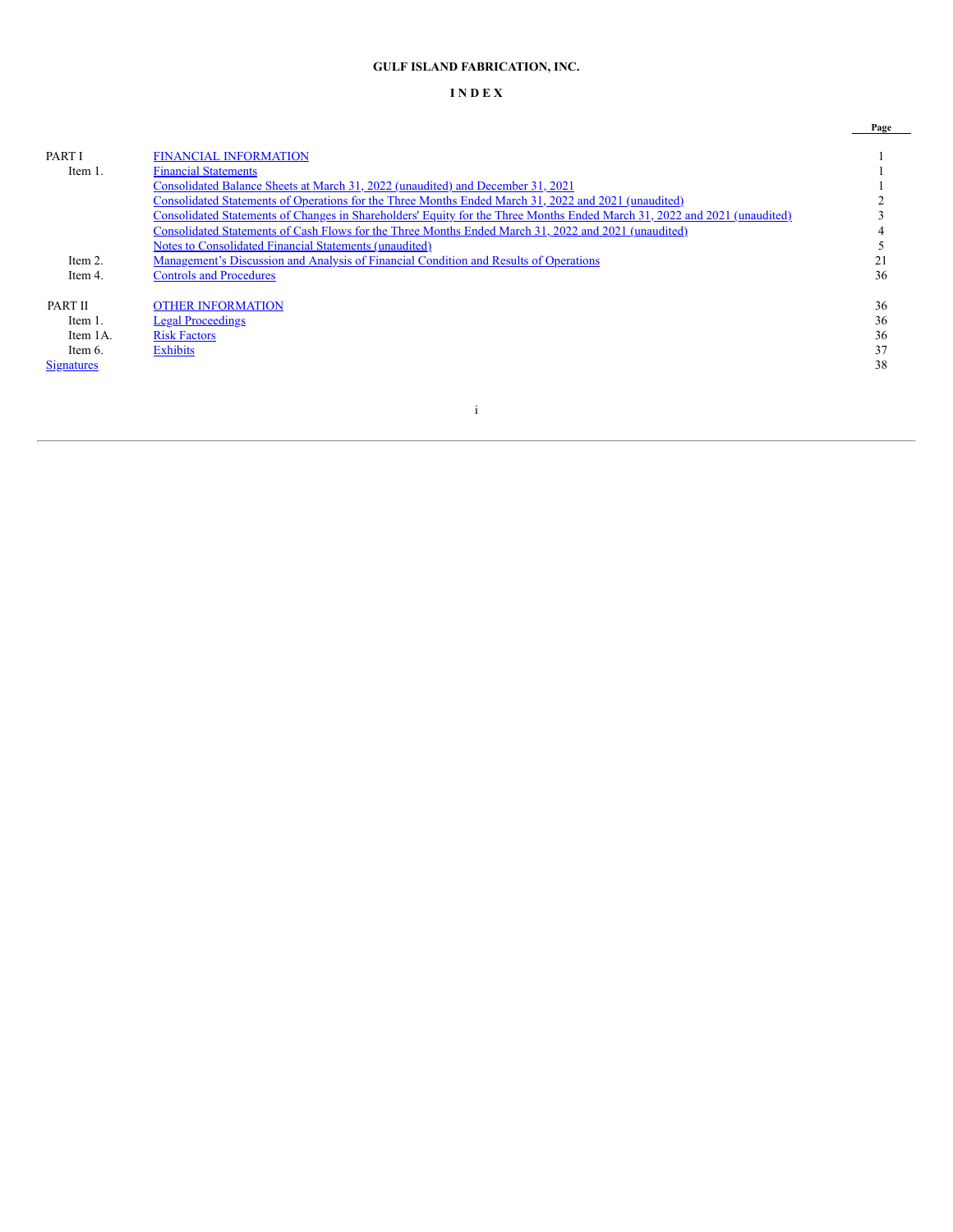**GULF ISLAND FABRICATION, INC.**

**I N D E X**

| | | Page |
|---|---|---|
| PART I | FINANCIAL INFORMATION | 1 |
| Item 1. | Financial Statements | 1 |
| | Consolidated Balance Sheets at March 31, 2022 (unaudited) and December 31, 2021 | 1 |
| | Consolidated Statements of Operations for the Three Months Ended March 31, 2022 and 2021 (unaudited) | 2 |
| | Consolidated Statements of Changes in Shareholders' Equity for the Three Months Ended March 31, 2022 and 2021 (unaudited) | 3 |
| | Consolidated Statements of Cash Flows for the Three Months Ended March 31, 2022 and 2021 (unaudited) | 4 |
| | Notes to Consolidated Financial Statements (unaudited) | 5 |
| Item 2. | Management's Discussion and Analysis of Financial Condition and Results of Operations | 21 |
| Item 4. | Controls and Procedures | 36 |
| PART II | OTHER INFORMATION | 36 |
| Item 1. | Legal Proceedings | 36 |
| Item 1A. | Risk Factors | 36 |
| Item 6. | Exhibits | 37 |
| Signatures | | 38 |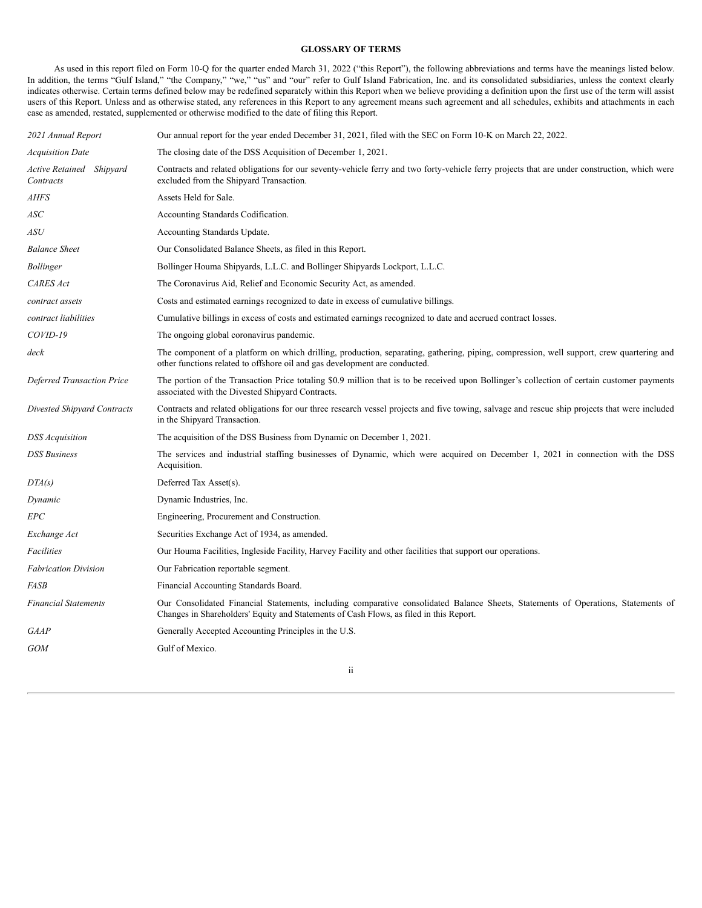## GLOSSARY OF TERMS

As used in this report filed on Form 10-Q for the quarter ended March 31, 2022 ("this Report"), the following abbreviations and terms have the meanings listed below. In addition, the terms "Gulf Island," "the Company," "we," "us" and "our" refer to Gulf Island Fabrication, Inc. and its consolidated subsidiaries, unless the context clearly indicates otherwise. Certain terms defined below may be redefined separately within this Report when we believe providing a definition upon the first use of the term will assist users of this Report. Unless and as otherwise stated, any references in this Report to any agreement means such agreement and all schedules, exhibits and attachments in each case as amended, restated, supplemented or otherwise modified to the date of filing this Report.

| | |
|---|---|
| *2021 Annual Report* | Our annual report for the year ended December 31, 2021, filed with the SEC on Form 10-K on March 22, 2022. |
| *Acquisition Date* | The closing date of the DSS Acquisition of December 1, 2021. |
| *Active Retained Shipyard Contracts* | Contracts and related obligations for our seventy-vehicle ferry and two forty-vehicle ferry projects that are under construction, which were excluded from the Shipyard Transaction. |
| *AHFS* | Assets Held for Sale. |
| *ASC* | Accounting Standards Codification. |
| *ASU* | Accounting Standards Update. |
| *Balance Sheet* | Our Consolidated Balance Sheets, as filed in this Report. |
| *Bollinger* | Bollinger Houma Shipyards, L.L.C. and Bollinger Shipyards Lockport, L.L.C. |
| *CARES Act* | The Coronavirus Aid, Relief and Economic Security Act, as amended. |
| *contract assets* | Costs and estimated earnings recognized to date in excess of cumulative billings. |
| *contract liabilities* | Cumulative billings in excess of costs and estimated earnings recognized to date and accrued contract losses. |
| *COVID-19* | The ongoing global coronavirus pandemic. |
| *deck* | The component of a platform on which drilling, production, separating, gathering, piping, compression, well support, crew quartering and other functions related to offshore oil and gas development are conducted. |
| *Deferred Transaction Price* | The portion of the Transaction Price totaling $0.9 million that is to be received upon Bollinger's collection of certain customer payments associated with the Divested Shipyard Contracts. |
| *Divested Shipyard Contracts* | Contracts and related obligations for our three research vessel projects and five towing, salvage and rescue ship projects that were included in the Shipyard Transaction. |
| *DSS Acquisition* | The acquisition of the DSS Business from Dynamic on December 1, 2021. |
| *DSS Business* | The services and industrial staffing businesses of Dynamic, which were acquired on December 1, 2021 in connection with the DSS Acquisition. |
| *DTA(s)* | Deferred Tax Asset(s). |
| *Dynamic* | Dynamic Industries, Inc. |
| *EPC* | Engineering, Procurement and Construction. |
| *Exchange Act* | Securities Exchange Act of 1934, as amended. |
| *Facilities* | Our Houma Facilities, Ingleside Facility, Harvey Facility and other facilities that support our operations. |
| *Fabrication Division* | Our Fabrication reportable segment. |
| *FASB* | Financial Accounting Standards Board. |
| *Financial Statements* | Our Consolidated Financial Statements, including comparative consolidated Balance Sheets, Statements of Operations, Statements of Changes in Shareholders' Equity and Statements of Cash Flows, as filed in this Report. |
| *GAAP* | Generally Accepted Accounting Principles in the U.S. |
| *GOM* | Gulf of Mexico. |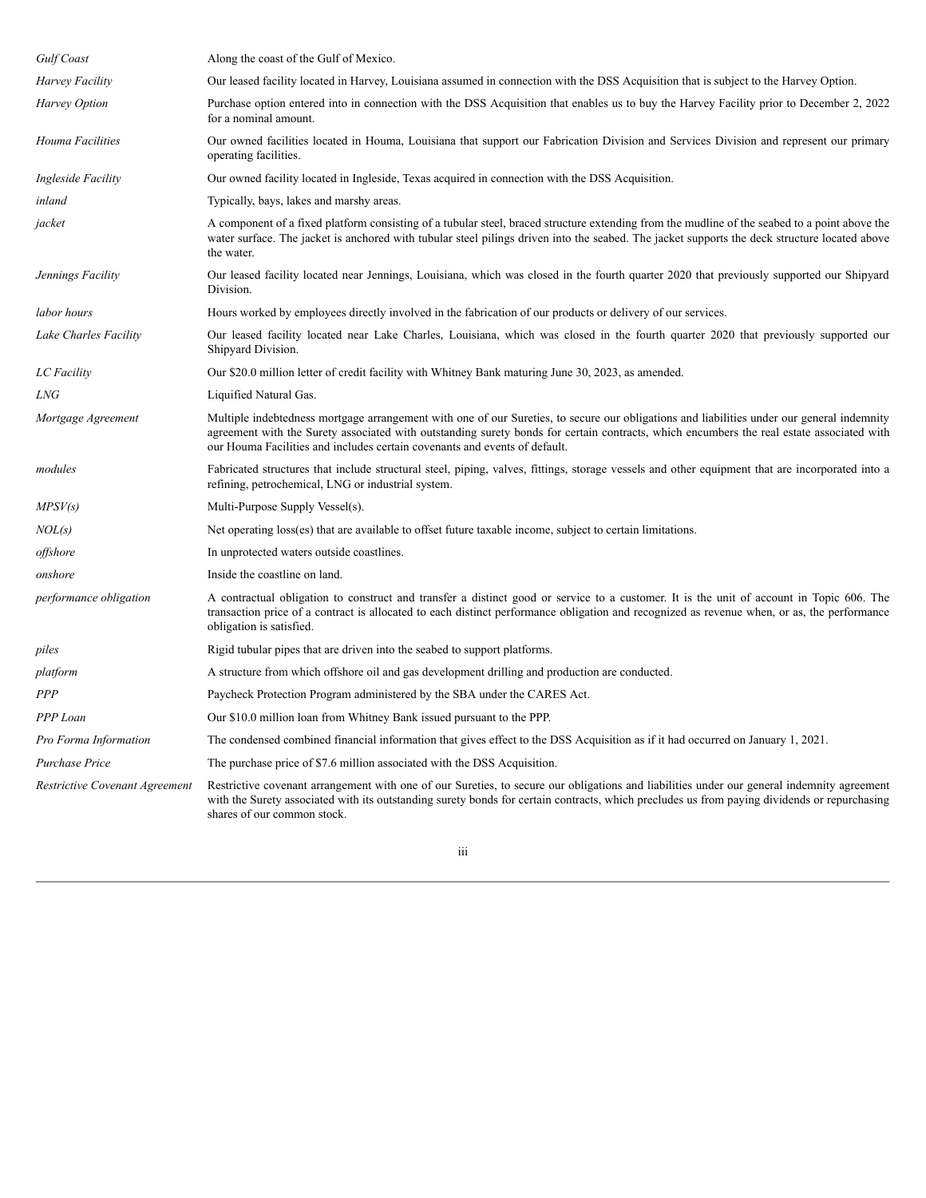| | |
|---|---|
| *Gulf Coast* | Along the coast of the Gulf of Mexico. |
| *Harvey Facility* | Our leased facility located in Harvey, Louisiana assumed in connection with the DSS Acquisition that is subject to the Harvey Option. |
| *Harvey Option* | Purchase option entered into in connection with the DSS Acquisition that enables us to buy the Harvey Facility prior to December 2, 2022 for a nominal amount. |
| *Houma Facilities* | Our owned facilities located in Houma, Louisiana that support our Fabrication Division and Services Division and represent our primary operating facilities. |
| *Ingleside Facility* | Our owned facility located in Ingleside, Texas acquired in connection with the DSS Acquisition. |
| *inland* | Typically, bays, lakes and marshy areas. |
| *jacket* | A component of a fixed platform consisting of a tubular steel, braced structure extending from the mudline of the seabed to a point above the water surface. The jacket is anchored with tubular steel pilings driven into the seabed. The jacket supports the deck structure located above the water. |
| *Jennings Facility* | Our leased facility located near Jennings, Louisiana, which was closed in the fourth quarter 2020 that previously supported our Shipyard Division. |
| *labor hours* | Hours worked by employees directly involved in the fabrication of our products or delivery of our services. |
| *Lake Charles Facility* | Our leased facility located near Lake Charles, Louisiana, which was closed in the fourth quarter 2020 that previously supported our Shipyard Division. |
| *LC Facility* | Our $20.0 million letter of credit facility with Whitney Bank maturing June 30, 2023, as amended. |
| *LNG* | Liquified Natural Gas. |
| *Mortgage Agreement* | Multiple indebtedness mortgage arrangement with one of our Sureties, to secure our obligations and liabilities under our general indemnity agreement with the Surety associated with outstanding surety bonds for certain contracts, which encumbers the real estate associated with our Houma Facilities and includes certain covenants and events of default. |
| *modules* | Fabricated structures that include structural steel, piping, valves, fittings, storage vessels and other equipment that are incorporated into a refining, petrochemical, LNG or industrial system. |
| *MPSV(s)* | Multi-Purpose Supply Vessel(s). |
| *NOL(s)* | Net operating loss(es) that are available to offset future taxable income, subject to certain limitations. |
| *offshore* | In unprotected waters outside coastlines. |
| *onshore* | Inside the coastline on land. |
| *performance obligation* | A contractual obligation to construct and transfer a distinct good or service to a customer. It is the unit of account in Topic 606. The transaction price of a contract is allocated to each distinct performance obligation and recognized as revenue when, or as, the performance obligation is satisfied. |
| *piles* | Rigid tubular pipes that are driven into the seabed to support platforms. |
| *platform* | A structure from which offshore oil and gas development drilling and production are conducted. |
| *PPP* | Paycheck Protection Program administered by the SBA under the CARES Act. |
| *PPP Loan* | Our $10.0 million loan from Whitney Bank issued pursuant to the PPP. |
| *Pro Forma Information* | The condensed combined financial information that gives effect to the DSS Acquisition as if it had occurred on January 1, 2021. |
| *Purchase Price* | The purchase price of $7.6 million associated with the DSS Acquisition. |
| *Restrictive Covenant Agreement* | Restrictive covenant arrangement with one of our Sureties, to secure our obligations and liabilities under our general indemnity agreement with the Surety associated with its outstanding surety bonds for certain contracts, which precludes us from paying dividends or repurchasing shares of our common stock. |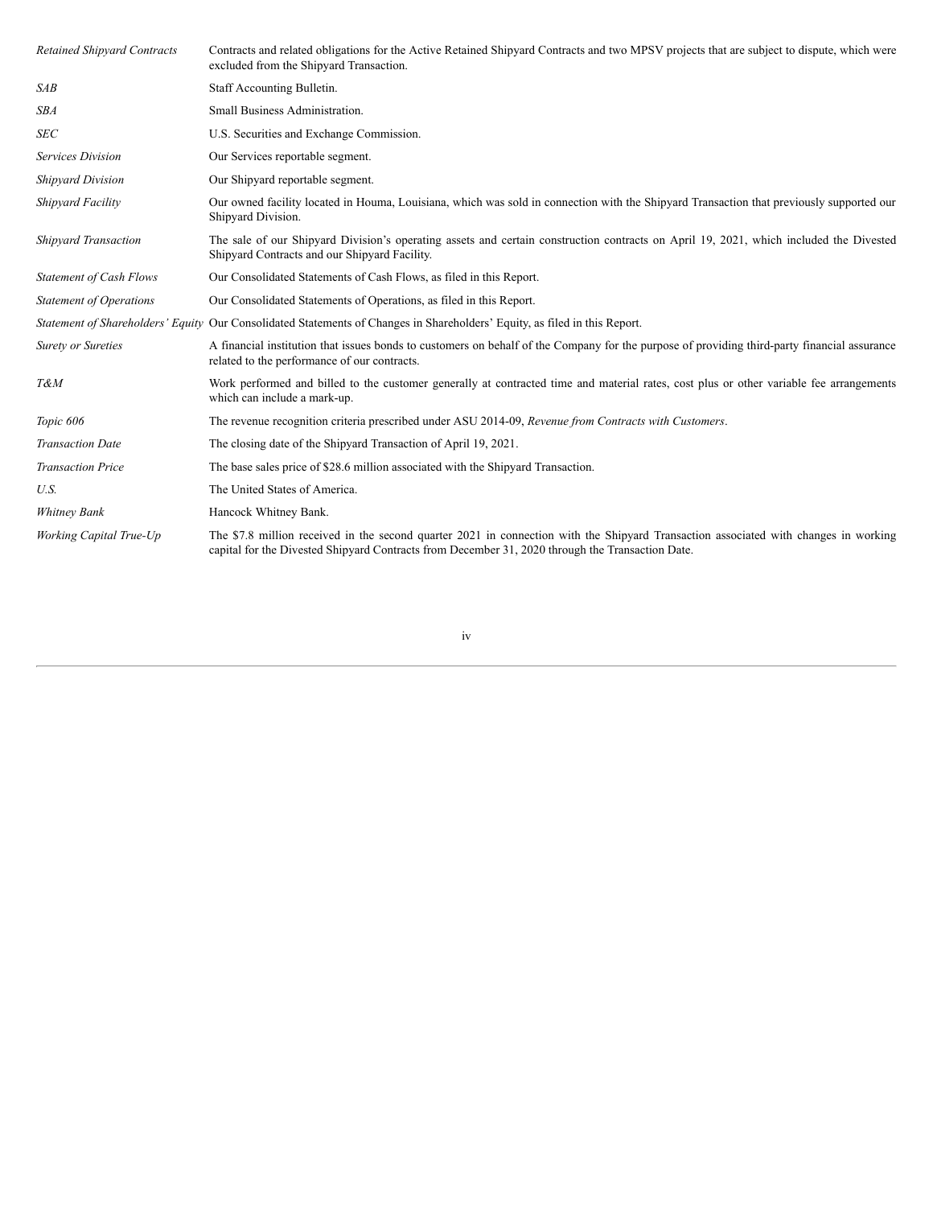| | |
|---|---|
| *Retained Shipyard Contracts* | Contracts and related obligations for the Active Retained Shipyard Contracts and two MPSV projects that are subject to dispute, which were excluded from the Shipyard Transaction. |
| *SAB* | Staff Accounting Bulletin. |
| *SBA* | Small Business Administration. |
| *SEC* | U.S. Securities and Exchange Commission. |
| *Services Division* | Our Services reportable segment. |
| *Shipyard Division* | Our Shipyard reportable segment. |
| *Shipyard Facility* | Our owned facility located in Houma, Louisiana, which was sold in connection with the Shipyard Transaction that previously supported our Shipyard Division. |
| *Shipyard Transaction* | The sale of our Shipyard Division's operating assets and certain construction contracts on April 19, 2021, which included the Divested Shipyard Contracts and our Shipyard Facility. |
| *Statement of Cash Flows* | Our Consolidated Statements of Cash Flows, as filed in this Report. |
| *Statement of Operations* | Our Consolidated Statements of Operations, as filed in this Report. |
| *Statement of Shareholders' Equity* | Our Consolidated Statements of Changes in Shareholders' Equity, as filed in this Report. |
| *Surety or Sureties* | A financial institution that issues bonds to customers on behalf of the Company for the purpose of providing third-party financial assurance related to the performance of our contracts. |
| *T&M* | Work performed and billed to the customer generally at contracted time and material rates, cost plus or other variable fee arrangements which can include a mark-up. |
| *Topic 606* | The revenue recognition criteria prescribed under ASU 2014-09, *Revenue from Contracts with Customers*. |
| *Transaction Date* | The closing date of the Shipyard Transaction of April 19, 2021. |
| *Transaction Price* | The base sales price of $28.6 million associated with the Shipyard Transaction. |
| *U.S.* | The United States of America. |
| *Whitney Bank* | Hancock Whitney Bank. |
| *Working Capital True-Up* | The $7.8 million received in the second quarter 2021 in connection with the Shipyard Transaction associated with changes in working capital for the Divested Shipyard Contracts from December 31, 2020 through the Transaction Date. |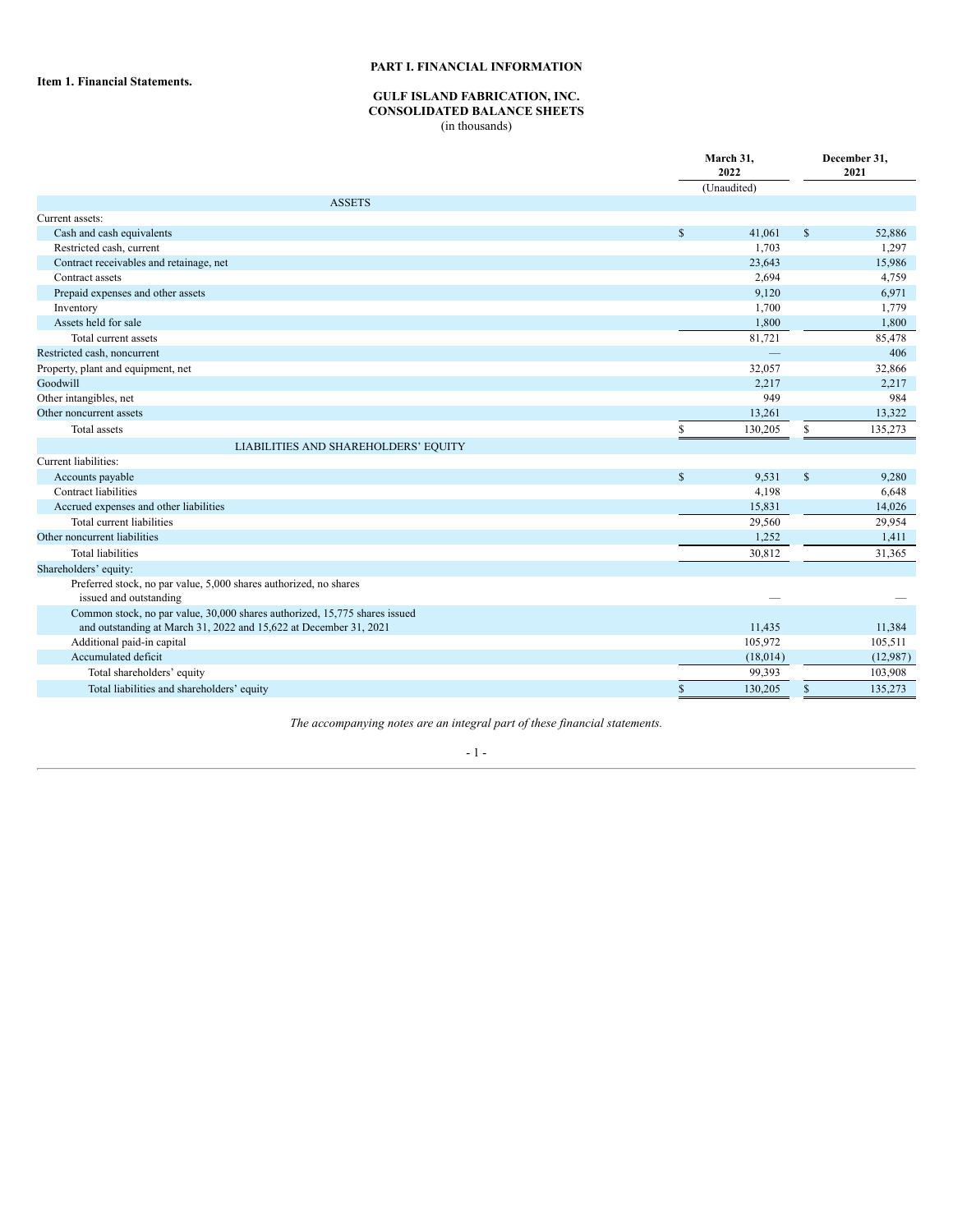**Item 1. Financial Statements.**

# PART I. FINANCIAL INFORMATION

## GULF ISLAND FABRICATION, INC.
## CONSOLIDATED BALANCE SHEETS
(in thousands)

| | March 31, 2022 | December 31, 2021 |
|---|---|---|
| | (Unaudited) | |
| **ASSETS** | | |
| Current assets: | | |
| Cash and cash equivalents | $ 41,061 | $ 52,886 |
| Restricted cash, current | 1,703 | 1,297 |
| Contract receivables and retainage, net | 23,643 | 15,986 |
| Contract assets | 2,694 | 4,759 |
| Prepaid expenses and other assets | 9,120 | 6,971 |
| Inventory | 1,700 | 1,779 |
| Assets held for sale | 1,800 | 1,800 |
| Total current assets | 81,721 | 85,478 |
| Restricted cash, noncurrent | — | 406 |
| Property, plant and equipment, net | 32,057 | 32,866 |
| Goodwill | 2,217 | 2,217 |
| Other intangibles, net | 949 | 984 |
| Other noncurrent assets | 13,261 | 13,322 |
| Total assets | $ 130,205 | $ 135,273 |
| **LIABILITIES AND SHAREHOLDERS' EQUITY** | | |
| Current liabilities: | | |
| Accounts payable | $ 9,531 | $ 9,280 |
| Contract liabilities | 4,198 | 6,648 |
| Accrued expenses and other liabilities | 15,831 | 14,026 |
| Total current liabilities | 29,560 | 29,954 |
| Other noncurrent liabilities | 1,252 | 1,411 |
| Total liabilities | 30,812 | 31,365 |
| Shareholders' equity: | | |
| Preferred stock, no par value, 5,000 shares authorized, no shares issued and outstanding | — | — |
| Common stock, no par value, 30,000 shares authorized, 15,775 shares issued and outstanding at March 31, 2022 and 15,622 at December 31, 2021 | 11,435 | 11,384 |
| Additional paid-in capital | 105,972 | 105,511 |
| Accumulated deficit | (18,014) | (12,987) |
| Total shareholders' equity | 99,393 | 103,908 |
| Total liabilities and shareholders' equity | $ 130,205 | $ 135,273 |

*The accompanying notes are an integral part of these financial statements.*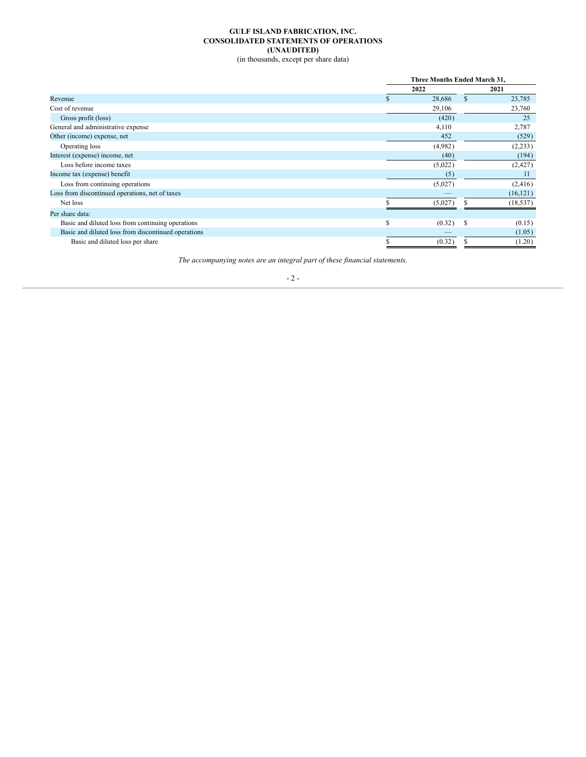**GULF ISLAND FABRICATION, INC.**
**CONSOLIDATED STATEMENTS OF OPERATIONS**
**(UNAUDITED)**
(in thousands, except per share data)

| | Three Months Ended March 31, | |
|---|---|---|
| | 2022 | 2021 |
| Revenue | $ 28,686 | $ 23,785 |
| Cost of revenue | 29,106 | 23,760 |
| Gross profit (loss) | (420) | 25 |
| General and administrative expense | 4,110 | 2,787 |
| Other (income) expense, net | 452 | (529) |
| Operating loss | (4,982) | (2,233) |
| Interest (expense) income, net | (40) | (194) |
| Loss before income taxes | (5,022) | (2,427) |
| Income tax (expense) benefit | (5) | 11 |
| Loss from continuing operations | (5,027) | (2,416) |
| Loss from discontinued operations, net of taxes | — | (16,121) |
| Net loss | $ (5,027) | $ (18,537) |
| Per share data: | | |
| Basic and diluted loss from continuing operations | $ (0.32) | $ (0.15) |
| Basic and diluted loss from discontinued operations | — | (1.05) |
| Basic and diluted loss per share | $ (0.32) | $ (1.20) |

*The accompanying notes are an integral part of these financial statements.*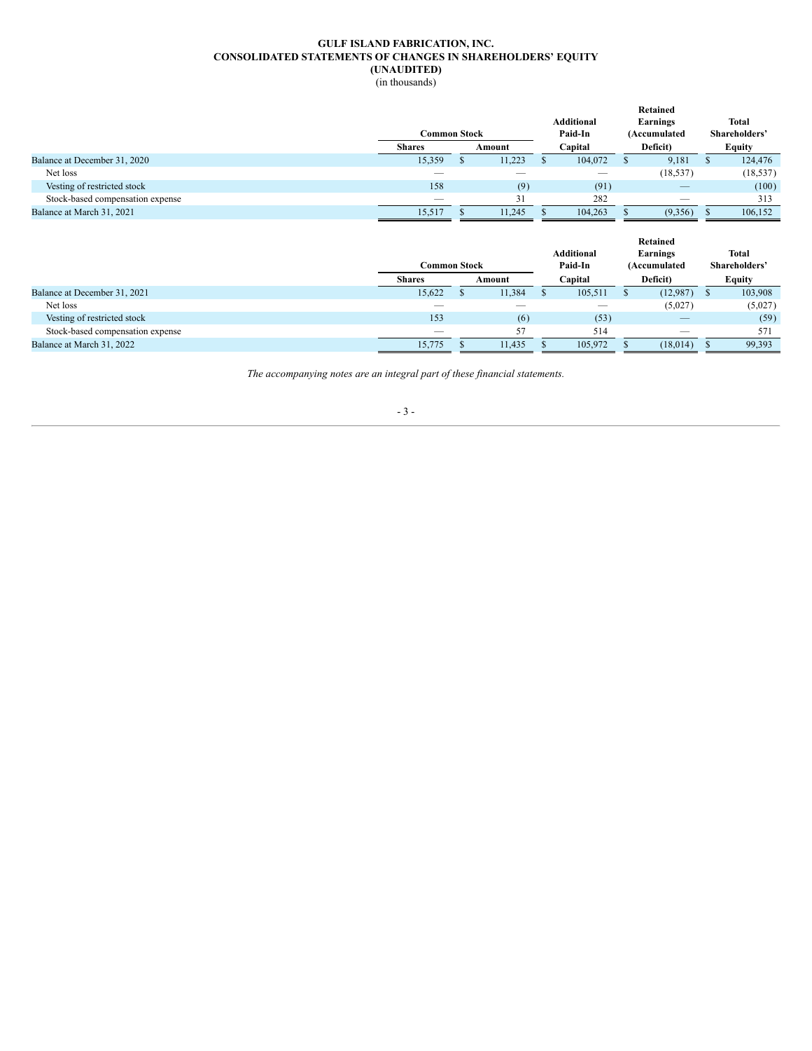**GULF ISLAND FABRICATION, INC.**
**CONSOLIDATED STATEMENTS OF CHANGES IN SHAREHOLDERS' EQUITY**
**(UNAUDITED)**
(in thousands)

| | Common Stock | | Additional Paid-In | Retained Earnings (Accumulated | Total Shareholders' |
|---|---|---|---|---|---|
| | Shares | Amount | Capital | Deficit) | Equity |
| Balance at December 31, 2020 | 15,359 | $ 11,223 | $ 104,072 | $ 9,181 | $ 124,476 |
| Net loss | — | — | — | (18,537) | (18,537) |
| Vesting of restricted stock | 158 | (9) | (91) | — | (100) |
| Stock-based compensation expense | — | 31 | 282 | — | 313 |
| Balance at March 31, 2021 | 15,517 | $ 11,245 | $ 104,263 | $ (9,356) | $ 106,152 |

| | Common Stock | | Additional Paid-In | Retained Earnings (Accumulated | Total Shareholders' |
|---|---|---|---|---|---|
| | Shares | Amount | Capital | Deficit) | Equity |
| Balance at December 31, 2021 | 15,622 | $ 11,384 | $ 105,511 | $ (12,987) | $ 103,908 |
| Net loss | — | — | — | (5,027) | (5,027) |
| Vesting of restricted stock | 153 | (6) | (53) | — | (59) |
| Stock-based compensation expense | — | 57 | 514 | — | 571 |
| Balance at March 31, 2022 | 15,775 | $ 11,435 | $ 105,972 | $ (18,014) | $ 99,393 |

*The accompanying notes are an integral part of these financial statements.*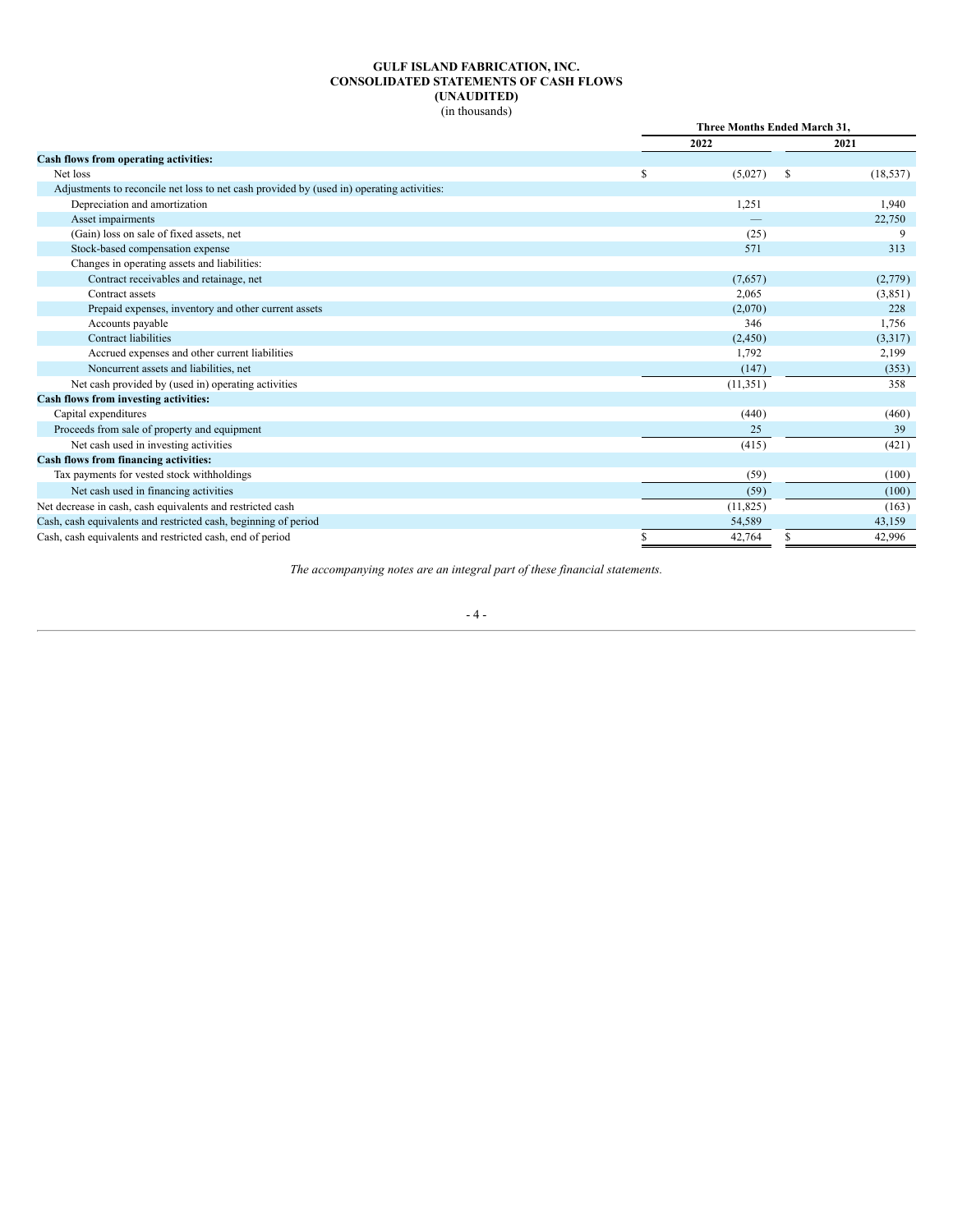**GULF ISLAND FABRICATION, INC.**
**CONSOLIDATED STATEMENTS OF CASH FLOWS**
**(UNAUDITED)**
(in thousands)

| | Three Months Ended March 31, | |
|---|---|---|
| | 2022 | 2021 |
| **Cash flows from operating activities:** | | |
| Net loss | $ (5,027) | $ (18,537) |
| Adjustments to reconcile net loss to net cash provided by (used in) operating activities: | | |
| Depreciation and amortization | 1,251 | 1,940 |
| Asset impairments | — | 22,750 |
| (Gain) loss on sale of fixed assets, net | (25) | 9 |
| Stock-based compensation expense | 571 | 313 |
| Changes in operating assets and liabilities: | | |
| Contract receivables and retainage, net | (7,657) | (2,779) |
| Contract assets | 2,065 | (3,851) |
| Prepaid expenses, inventory and other current assets | (2,070) | 228 |
| Accounts payable | 346 | 1,756 |
| Contract liabilities | (2,450) | (3,317) |
| Accrued expenses and other current liabilities | 1,792 | 2,199 |
| Noncurrent assets and liabilities, net | (147) | (353) |
| Net cash provided by (used in) operating activities | (11,351) | 358 |
| **Cash flows from investing activities:** | | |
| Capital expenditures | (440) | (460) |
| Proceeds from sale of property and equipment | 25 | 39 |
| Net cash used in investing activities | (415) | (421) |
| **Cash flows from financing activities:** | | |
| Tax payments for vested stock withholdings | (59) | (100) |
| Net cash used in financing activities | (59) | (100) |
| Net decrease in cash, cash equivalents and restricted cash | (11,825) | (163) |
| Cash, cash equivalents and restricted cash, beginning of period | 54,589 | 43,159 |
| Cash, cash equivalents and restricted cash, end of period | $ 42,764 | $ 42,996 |

*The accompanying notes are an integral part of these financial statements.*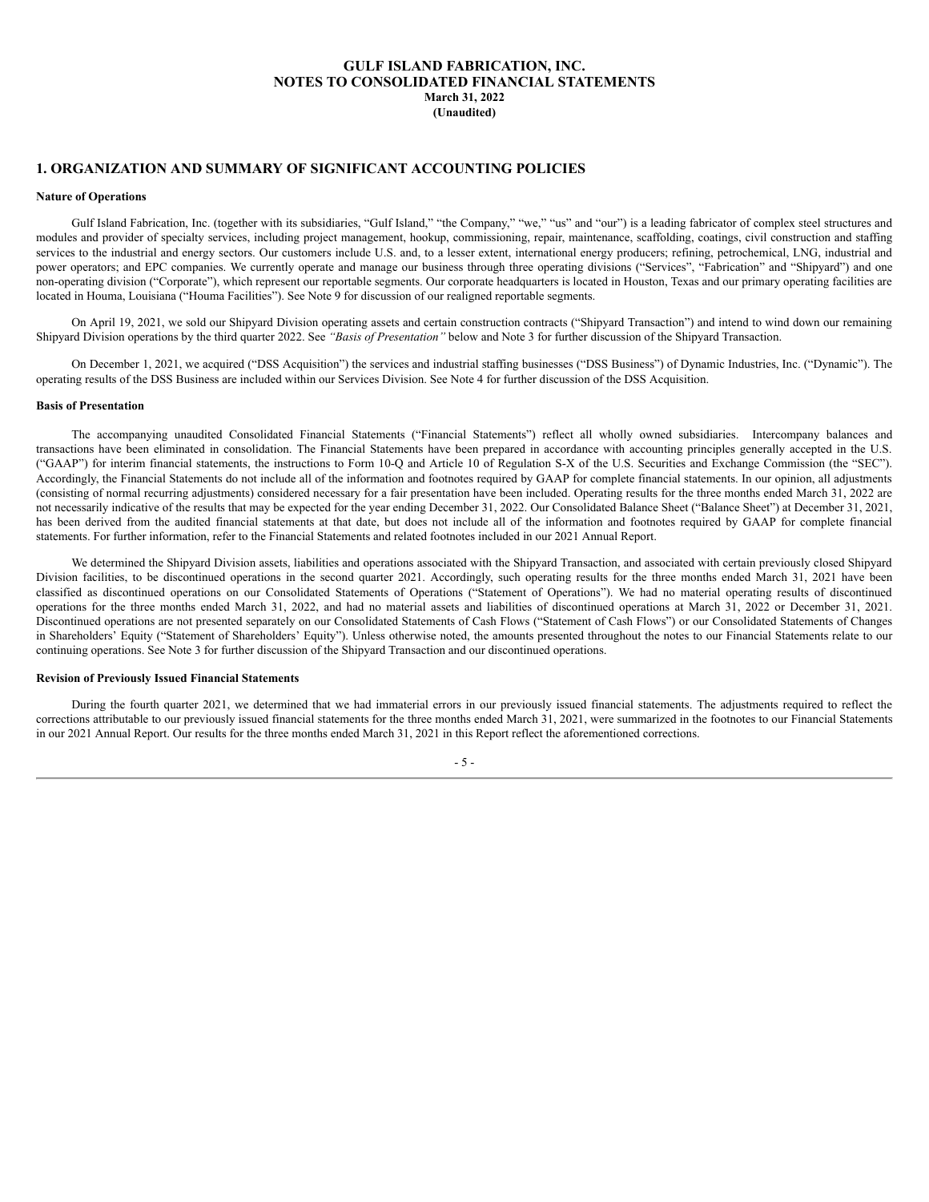**GULF ISLAND FABRICATION, INC.**
**NOTES TO CONSOLIDATED FINANCIAL STATEMENTS**
**March 31, 2022**
**(Unaudited)**

## 1. ORGANIZATION AND SUMMARY OF SIGNIFICANT ACCOUNTING POLICIES

**Nature of Operations**

Gulf Island Fabrication, Inc. (together with its subsidiaries, "Gulf Island," "the Company," "we," "us" and "our") is a leading fabricator of complex steel structures and modules and provider of specialty services, including project management, hookup, commissioning, repair, maintenance, scaffolding, coatings, civil construction and staffing services to the industrial and energy sectors. Our customers include U.S. and, to a lesser extent, international energy producers; refining, petrochemical, LNG, industrial and power operators; and EPC companies. We currently operate and manage our business through three operating divisions ("Services", "Fabrication" and "Shipyard") and one non-operating division ("Corporate"), which represent our reportable segments. Our corporate headquarters is located in Houston, Texas and our primary operating facilities are located in Houma, Louisiana ("Houma Facilities"). See Note 9 for discussion of our realigned reportable segments.

On April 19, 2021, we sold our Shipyard Division operating assets and certain construction contracts ("Shipyard Transaction") and intend to wind down our remaining Shipyard Division operations by the third quarter 2022. See *"Basis of Presentation"* below and Note 3 for further discussion of the Shipyard Transaction.

On December 1, 2021, we acquired ("DSS Acquisition") the services and industrial staffing businesses ("DSS Business") of Dynamic Industries, Inc. ("Dynamic"). The operating results of the DSS Business are included within our Services Division. See Note 4 for further discussion of the DSS Acquisition.

**Basis of Presentation**

The accompanying unaudited Consolidated Financial Statements ("Financial Statements") reflect all wholly owned subsidiaries. Intercompany balances and transactions have been eliminated in consolidation. The Financial Statements have been prepared in accordance with accounting principles generally accepted in the U.S. ("GAAP") for interim financial statements, the instructions to Form 10-Q and Article 10 of Regulation S-X of the U.S. Securities and Exchange Commission (the "SEC"). Accordingly, the Financial Statements do not include all of the information and footnotes required by GAAP for complete financial statements. In our opinion, all adjustments (consisting of normal recurring adjustments) considered necessary for a fair presentation have been included. Operating results for the three months ended March 31, 2022 are not necessarily indicative of the results that may be expected for the year ending December 31, 2022. Our Consolidated Balance Sheet ("Balance Sheet") at December 31, 2021, has been derived from the audited financial statements at that date, but does not include all of the information and footnotes required by GAAP for complete financial statements. For further information, refer to the Financial Statements and related footnotes included in our 2021 Annual Report.

We determined the Shipyard Division assets, liabilities and operations associated with the Shipyard Transaction, and associated with certain previously closed Shipyard Division facilities, to be discontinued operations in the second quarter 2021. Accordingly, such operating results for the three months ended March 31, 2021 have been classified as discontinued operations on our Consolidated Statements of Operations ("Statement of Operations"). We had no material operating results of discontinued operations for the three months ended March 31, 2022, and had no material assets and liabilities of discontinued operations at March 31, 2022 or December 31, 2021. Discontinued operations are not presented separately on our Consolidated Statements of Cash Flows ("Statement of Cash Flows") or our Consolidated Statements of Changes in Shareholders' Equity ("Statement of Shareholders' Equity"). Unless otherwise noted, the amounts presented throughout the notes to our Financial Statements relate to our continuing operations. See Note 3 for further discussion of the Shipyard Transaction and our discontinued operations.

**Revision of Previously Issued Financial Statements**

During the fourth quarter 2021, we determined that we had immaterial errors in our previously issued financial statements. The adjustments required to reflect the corrections attributable to our previously issued financial statements for the three months ended March 31, 2021, were summarized in the footnotes to our Financial Statements in our 2021 Annual Report. Our results for the three months ended March 31, 2021 in this Report reflect the aforementioned corrections.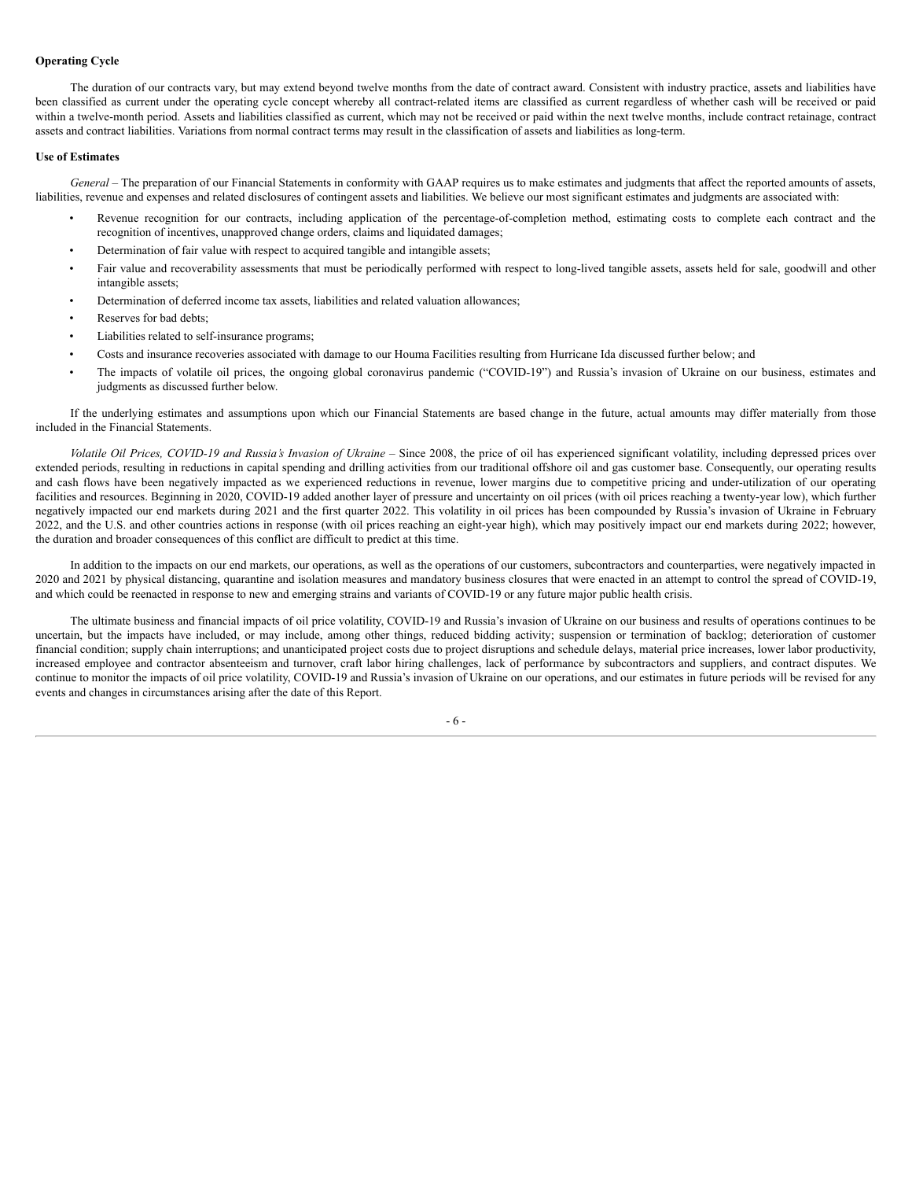**Operating Cycle**

The duration of our contracts vary, but may extend beyond twelve months from the date of contract award. Consistent with industry practice, assets and liabilities have been classified as current under the operating cycle concept whereby all contract-related items are classified as current regardless of whether cash will be received or paid within a twelve-month period. Assets and liabilities classified as current, which may not be received or paid within the next twelve months, include contract retainage, contract assets and contract liabilities. Variations from normal contract terms may result in the classification of assets and liabilities as long-term.

**Use of Estimates**

*General* – The preparation of our Financial Statements in conformity with GAAP requires us to make estimates and judgments that affect the reported amounts of assets, liabilities, revenue and expenses and related disclosures of contingent assets and liabilities. We believe our most significant estimates and judgments are associated with:

- Revenue recognition for our contracts, including application of the percentage-of-completion method, estimating costs to complete each contract and the recognition of incentives, unapproved change orders, claims and liquidated damages;
- Determination of fair value with respect to acquired tangible and intangible assets;
- Fair value and recoverability assessments that must be periodically performed with respect to long-lived tangible assets, assets held for sale, goodwill and other intangible assets;
- Determination of deferred income tax assets, liabilities and related valuation allowances;
- Reserves for bad debts;
- Liabilities related to self-insurance programs;
- Costs and insurance recoveries associated with damage to our Houma Facilities resulting from Hurricane Ida discussed further below; and
- The impacts of volatile oil prices, the ongoing global coronavirus pandemic ("COVID-19") and Russia's invasion of Ukraine on our business, estimates and judgments as discussed further below.

If the underlying estimates and assumptions upon which our Financial Statements are based change in the future, actual amounts may differ materially from those included in the Financial Statements.

*Volatile Oil Prices, COVID-19 and Russia's Invasion of Ukraine* – Since 2008, the price of oil has experienced significant volatility, including depressed prices over extended periods, resulting in reductions in capital spending and drilling activities from our traditional offshore oil and gas customer base. Consequently, our operating results and cash flows have been negatively impacted as we experienced reductions in revenue, lower margins due to competitive pricing and under-utilization of our operating facilities and resources. Beginning in 2020, COVID-19 added another layer of pressure and uncertainty on oil prices (with oil prices reaching a twenty-year low), which further negatively impacted our end markets during 2021 and the first quarter 2022. This volatility in oil prices has been compounded by Russia's invasion of Ukraine in February 2022, and the U.S. and other countries actions in response (with oil prices reaching an eight-year high), which may positively impact our end markets during 2022; however, the duration and broader consequences of this conflict are difficult to predict at this time.

In addition to the impacts on our end markets, our operations, as well as the operations of our customers, subcontractors and counterparties, were negatively impacted in 2020 and 2021 by physical distancing, quarantine and isolation measures and mandatory business closures that were enacted in an attempt to control the spread of COVID-19, and which could be reenacted in response to new and emerging strains and variants of COVID-19 or any future major public health crisis.

The ultimate business and financial impacts of oil price volatility, COVID-19 and Russia's invasion of Ukraine on our business and results of operations continues to be uncertain, but the impacts have included, or may include, among other things, reduced bidding activity; suspension or termination of backlog; deterioration of customer financial condition; supply chain interruptions; and unanticipated project costs due to project disruptions and schedule delays, material price increases, lower labor productivity, increased employee and contractor absenteeism and turnover, craft labor hiring challenges, lack of performance by subcontractors and suppliers, and contract disputes. We continue to monitor the impacts of oil price volatility, COVID-19 and Russia's invasion of Ukraine on our operations, and our estimates in future periods will be revised for any events and changes in circumstances arising after the date of this Report.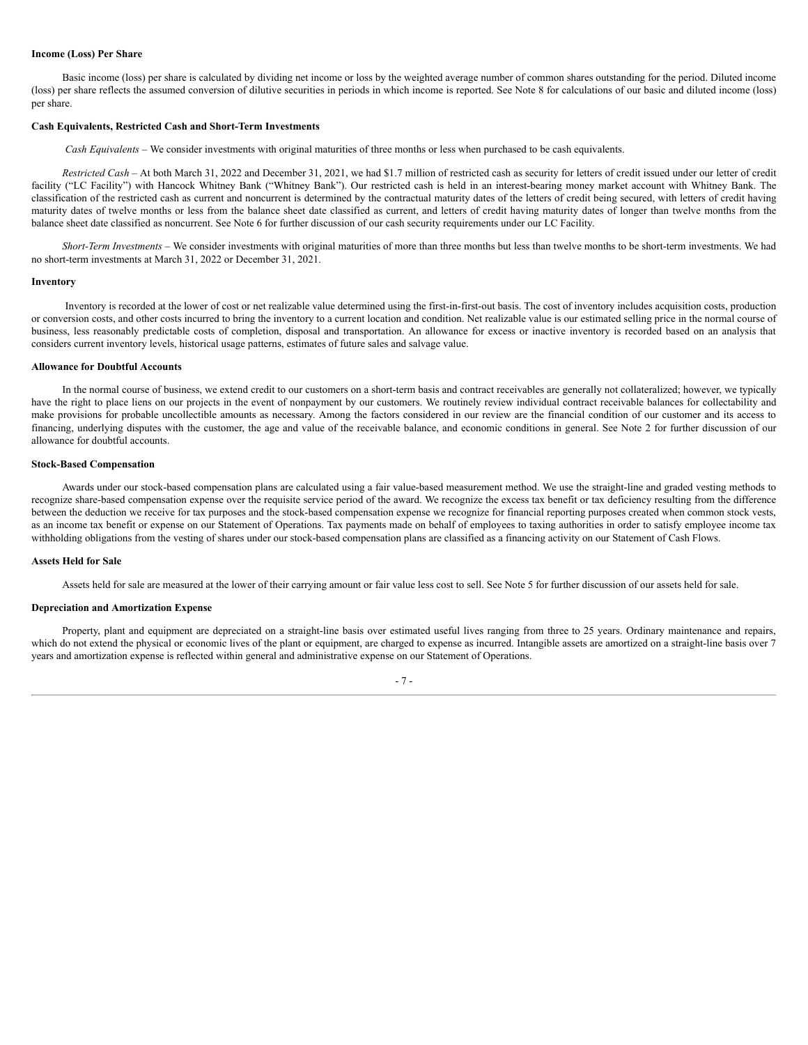**Income (Loss) Per Share**

Basic income (loss) per share is calculated by dividing net income or loss by the weighted average number of common shares outstanding for the period. Diluted income (loss) per share reflects the assumed conversion of dilutive securities in periods in which income is reported. See Note 8 for calculations of our basic and diluted income (loss) per share.

**Cash Equivalents, Restricted Cash and Short-Term Investments**

*Cash Equivalents* – We consider investments with original maturities of three months or less when purchased to be cash equivalents.

*Restricted Cash* – At both March 31, 2022 and December 31, 2021, we had $1.7 million of restricted cash as security for letters of credit issued under our letter of credit facility ("LC Facility") with Hancock Whitney Bank ("Whitney Bank"). Our restricted cash is held in an interest-bearing money market account with Whitney Bank. The classification of the restricted cash as current and noncurrent is determined by the contractual maturity dates of the letters of credit being secured, with letters of credit having maturity dates of twelve months or less from the balance sheet date classified as current, and letters of credit having maturity dates of longer than twelve months from the balance sheet date classified as noncurrent. See Note 6 for further discussion of our cash security requirements under our LC Facility.

*Short-Term Investments* – We consider investments with original maturities of more than three months but less than twelve months to be short-term investments. We had no short-term investments at March 31, 2022 or December 31, 2021.

**Inventory**

Inventory is recorded at the lower of cost or net realizable value determined using the first-in-first-out basis. The cost of inventory includes acquisition costs, production or conversion costs, and other costs incurred to bring the inventory to a current location and condition. Net realizable value is our estimated selling price in the normal course of business, less reasonably predictable costs of completion, disposal and transportation. An allowance for excess or inactive inventory is recorded based on an analysis that considers current inventory levels, historical usage patterns, estimates of future sales and salvage value.

**Allowance for Doubtful Accounts**

In the normal course of business, we extend credit to our customers on a short-term basis and contract receivables are generally not collateralized; however, we typically have the right to place liens on our projects in the event of nonpayment by our customers. We routinely review individual contract receivable balances for collectability and make provisions for probable uncollectible amounts as necessary. Among the factors considered in our review are the financial condition of our customer and its access to financing, underlying disputes with the customer, the age and value of the receivable balance, and economic conditions in general. See Note 2 for further discussion of our allowance for doubtful accounts.

**Stock-Based Compensation**

Awards under our stock-based compensation plans are calculated using a fair value-based measurement method. We use the straight-line and graded vesting methods to recognize share-based compensation expense over the requisite service period of the award. We recognize the excess tax benefit or tax deficiency resulting from the difference between the deduction we receive for tax purposes and the stock-based compensation expense we recognize for financial reporting purposes created when common stock vests, as an income tax benefit or expense on our Statement of Operations. Tax payments made on behalf of employees to taxing authorities in order to satisfy employee income tax withholding obligations from the vesting of shares under our stock-based compensation plans are classified as a financing activity on our Statement of Cash Flows.

**Assets Held for Sale**

Assets held for sale are measured at the lower of their carrying amount or fair value less cost to sell. See Note 5 for further discussion of our assets held for sale.

**Depreciation and Amortization Expense**

Property, plant and equipment are depreciated on a straight-line basis over estimated useful lives ranging from three to 25 years. Ordinary maintenance and repairs, which do not extend the physical or economic lives of the plant or equipment, are charged to expense as incurred. Intangible assets are amortized on a straight-line basis over 7 years and amortization expense is reflected within general and administrative expense on our Statement of Operations.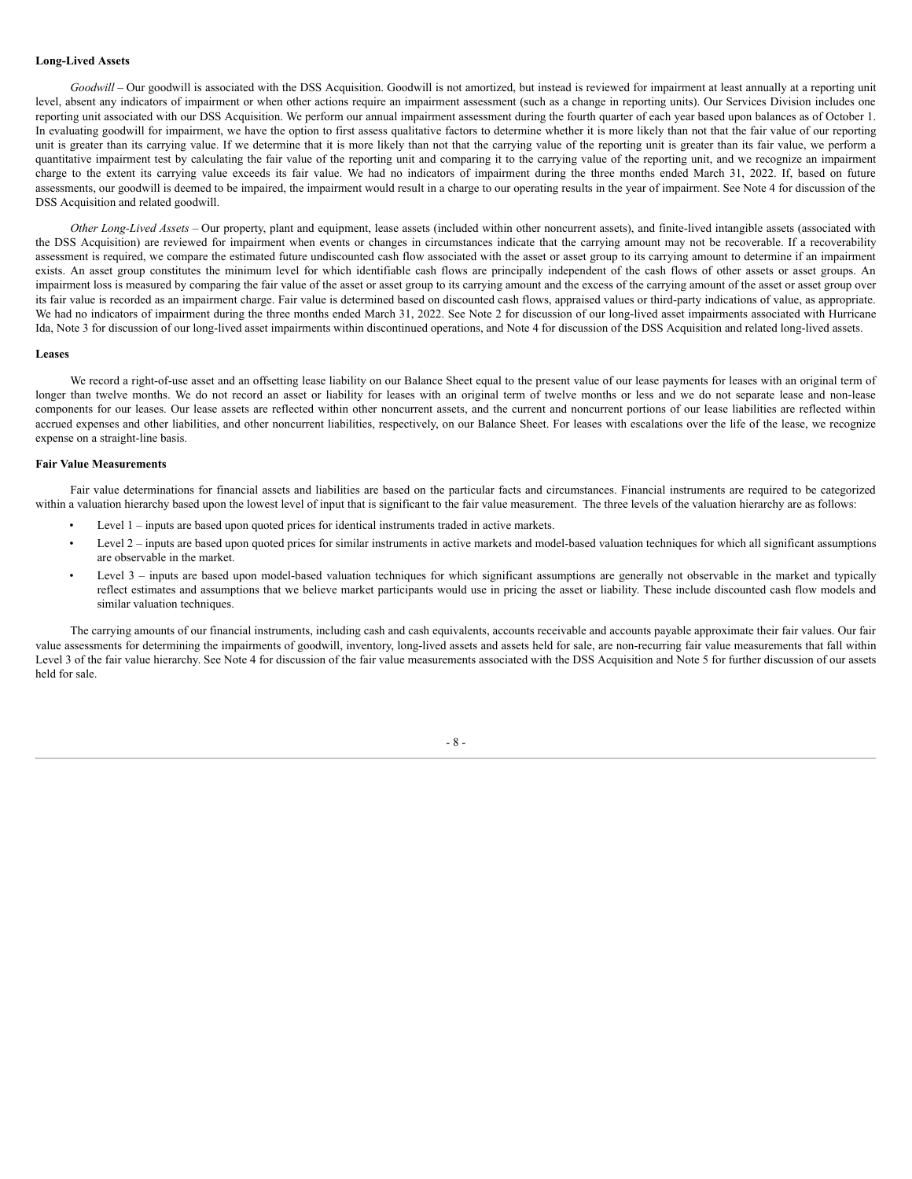**Long-Lived Assets**

*Goodwill* – Our goodwill is associated with the DSS Acquisition. Goodwill is not amortized, but instead is reviewed for impairment at least annually at a reporting unit level, absent any indicators of impairment or when other actions require an impairment assessment (such as a change in reporting units). Our Services Division includes one reporting unit associated with our DSS Acquisition. We perform our annual impairment assessment during the fourth quarter of each year based upon balances as of October 1. In evaluating goodwill for impairment, we have the option to first assess qualitative factors to determine whether it is more likely than not that the fair value of our reporting unit is greater than its carrying value. If we determine that it is more likely than not that the carrying value of the reporting unit is greater than its fair value, we perform a quantitative impairment test by calculating the fair value of the reporting unit and comparing it to the carrying value of the reporting unit, and we recognize an impairment charge to the extent its carrying value exceeds its fair value. We had no indicators of impairment during the three months ended March 31, 2022. If, based on future assessments, our goodwill is deemed to be impaired, the impairment would result in a charge to our operating results in the year of impairment. See Note 4 for discussion of the DSS Acquisition and related goodwill.

*Other Long-Lived Assets* – Our property, plant and equipment, lease assets (included within other noncurrent assets), and finite-lived intangible assets (associated with the DSS Acquisition) are reviewed for impairment when events or changes in circumstances indicate that the carrying amount may not be recoverable. If a recoverability assessment is required, we compare the estimated future undiscounted cash flow associated with the asset or asset group to its carrying amount to determine if an impairment exists. An asset group constitutes the minimum level for which identifiable cash flows are principally independent of the cash flows of other assets or asset groups. An impairment loss is measured by comparing the fair value of the asset or asset group to its carrying amount and the excess of the carrying amount of the asset or asset group over its fair value is recorded as an impairment charge. Fair value is determined based on discounted cash flows, appraised values or third-party indications of value, as appropriate. We had no indicators of impairment during the three months ended March 31, 2022. See Note 2 for discussion of our long-lived asset impairments associated with Hurricane Ida, Note 3 for discussion of our long-lived asset impairments within discontinued operations, and Note 4 for discussion of the DSS Acquisition and related long-lived assets.

**Leases**

We record a right-of-use asset and an offsetting lease liability on our Balance Sheet equal to the present value of our lease payments for leases with an original term of longer than twelve months. We do not record an asset or liability for leases with an original term of twelve months or less and we do not separate lease and non-lease components for our leases. Our lease assets are reflected within other noncurrent assets, and the current and noncurrent portions of our lease liabilities are reflected within accrued expenses and other liabilities, and other noncurrent liabilities, respectively, on our Balance Sheet. For leases with escalations over the life of the lease, we recognize expense on a straight-line basis.

**Fair Value Measurements**

Fair value determinations for financial assets and liabilities are based on the particular facts and circumstances. Financial instruments are required to be categorized within a valuation hierarchy based upon the lowest level of input that is significant to the fair value measurement. The three levels of the valuation hierarchy are as follows:

- Level 1 – inputs are based upon quoted prices for identical instruments traded in active markets.
- Level 2 – inputs are based upon quoted prices for similar instruments in active markets and model-based valuation techniques for which all significant assumptions are observable in the market.
- Level 3 – inputs are based upon model-based valuation techniques for which significant assumptions are generally not observable in the market and typically reflect estimates and assumptions that we believe market participants would use in pricing the asset or liability. These include discounted cash flow models and similar valuation techniques.

The carrying amounts of our financial instruments, including cash and cash equivalents, accounts receivable and accounts payable approximate their fair values. Our fair value assessments for determining the impairments of goodwill, inventory, long-lived assets and assets held for sale, are non-recurring fair value measurements that fall within Level 3 of the fair value hierarchy. See Note 4 for discussion of the fair value measurements associated with the DSS Acquisition and Note 5 for further discussion of our assets held for sale.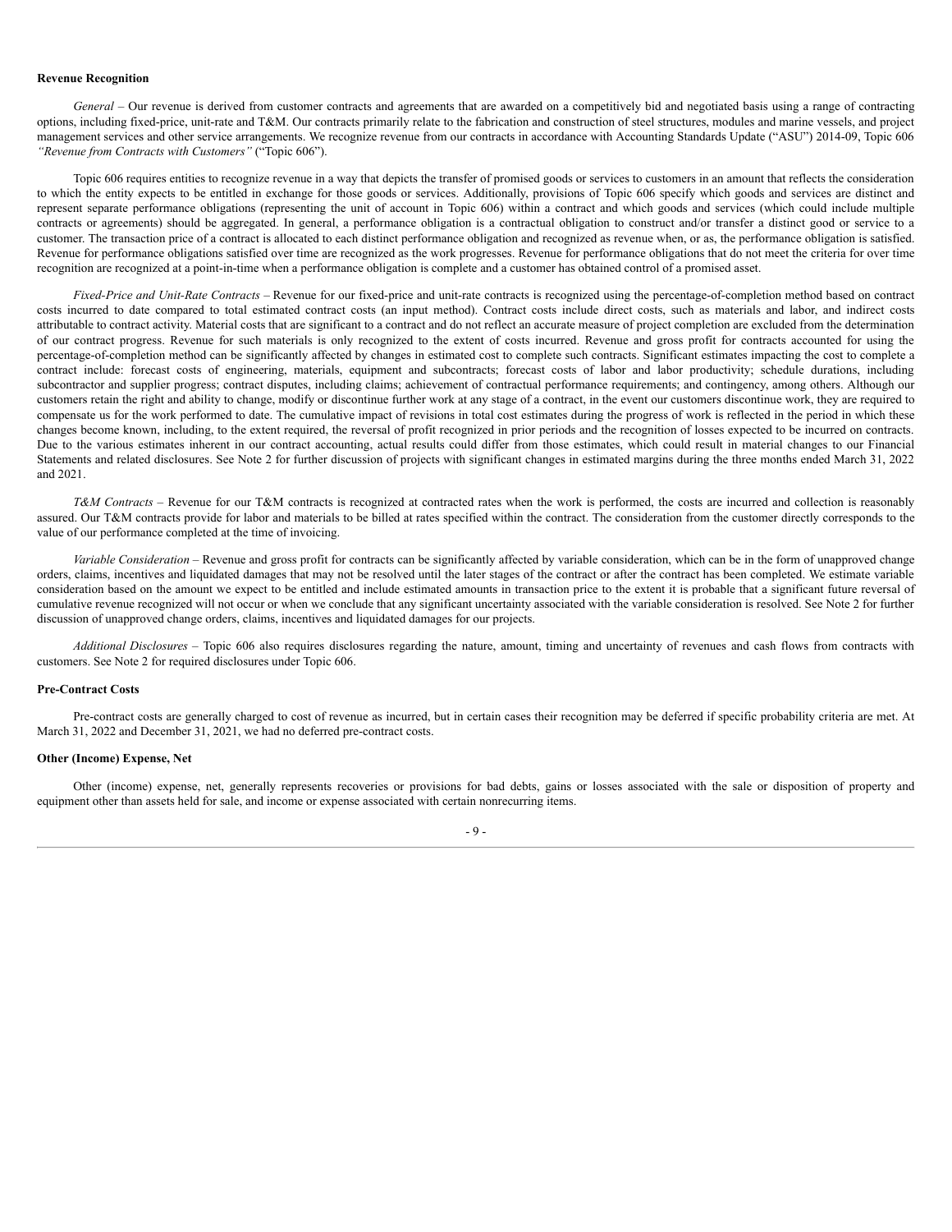**Revenue Recognition**

*General* – Our revenue is derived from customer contracts and agreements that are awarded on a competitively bid and negotiated basis using a range of contracting options, including fixed-price, unit-rate and T&M. Our contracts primarily relate to the fabrication and construction of steel structures, modules and marine vessels, and project management services and other service arrangements. We recognize revenue from our contracts in accordance with Accounting Standards Update ("ASU") 2014-09, Topic 606 *"Revenue from Contracts with Customers"* ("Topic 606").

Topic 606 requires entities to recognize revenue in a way that depicts the transfer of promised goods or services to customers in an amount that reflects the consideration to which the entity expects to be entitled in exchange for those goods or services. Additionally, provisions of Topic 606 specify which goods and services are distinct and represent separate performance obligations (representing the unit of account in Topic 606) within a contract and which goods and services (which could include multiple contracts or agreements) should be aggregated. In general, a performance obligation is a contractual obligation to construct and/or transfer a distinct good or service to a customer. The transaction price of a contract is allocated to each distinct performance obligation and recognized as revenue when, or as, the performance obligation is satisfied. Revenue for performance obligations satisfied over time are recognized as the work progresses. Revenue for performance obligations that do not meet the criteria for over time recognition are recognized at a point-in-time when a performance obligation is complete and a customer has obtained control of a promised asset.

*Fixed-Price and Unit-Rate Contracts* – Revenue for our fixed-price and unit-rate contracts is recognized using the percentage-of-completion method based on contract costs incurred to date compared to total estimated contract costs (an input method). Contract costs include direct costs, such as materials and labor, and indirect costs attributable to contract activity. Material costs that are significant to a contract and do not reflect an accurate measure of project completion are excluded from the determination of our contract progress. Revenue for such materials is only recognized to the extent of costs incurred. Revenue and gross profit for contracts accounted for using the percentage-of-completion method can be significantly affected by changes in estimated cost to complete such contracts. Significant estimates impacting the cost to complete a contract include: forecast costs of engineering, materials, equipment and subcontracts; forecast costs of labor and labor productivity; schedule durations, including subcontractor and supplier progress; contract disputes, including claims; achievement of contractual performance requirements; and contingency, among others. Although our customers retain the right and ability to change, modify or discontinue further work at any stage of a contract, in the event our customers discontinue work, they are required to compensate us for the work performed to date. The cumulative impact of revisions in total cost estimates during the progress of work is reflected in the period in which these changes become known, including, to the extent required, the reversal of profit recognized in prior periods and the recognition of losses expected to be incurred on contracts. Due to the various estimates inherent in our contract accounting, actual results could differ from those estimates, which could result in material changes to our Financial Statements and related disclosures. See Note 2 for further discussion of projects with significant changes in estimated margins during the three months ended March 31, 2022 and 2021.

*T&M Contracts* – Revenue for our T&M contracts is recognized at contracted rates when the work is performed, the costs are incurred and collection is reasonably assured. Our T&M contracts provide for labor and materials to be billed at rates specified within the contract. The consideration from the customer directly corresponds to the value of our performance completed at the time of invoicing.

*Variable Consideration* – Revenue and gross profit for contracts can be significantly affected by variable consideration, which can be in the form of unapproved change orders, claims, incentives and liquidated damages that may not be resolved until the later stages of the contract or after the contract has been completed. We estimate variable consideration based on the amount we expect to be entitled and include estimated amounts in transaction price to the extent it is probable that a significant future reversal of cumulative revenue recognized will not occur or when we conclude that any significant uncertainty associated with the variable consideration is resolved. See Note 2 for further discussion of unapproved change orders, claims, incentives and liquidated damages for our projects.

*Additional Disclosures* – Topic 606 also requires disclosures regarding the nature, amount, timing and uncertainty of revenues and cash flows from contracts with customers. See Note 2 for required disclosures under Topic 606.

**Pre-Contract Costs**

Pre-contract costs are generally charged to cost of revenue as incurred, but in certain cases their recognition may be deferred if specific probability criteria are met. At March 31, 2022 and December 31, 2021, we had no deferred pre-contract costs.

**Other (Income) Expense, Net**

Other (income) expense, net, generally represents recoveries or provisions for bad debts, gains or losses associated with the sale or disposition of property and equipment other than assets held for sale, and income or expense associated with certain nonrecurring items.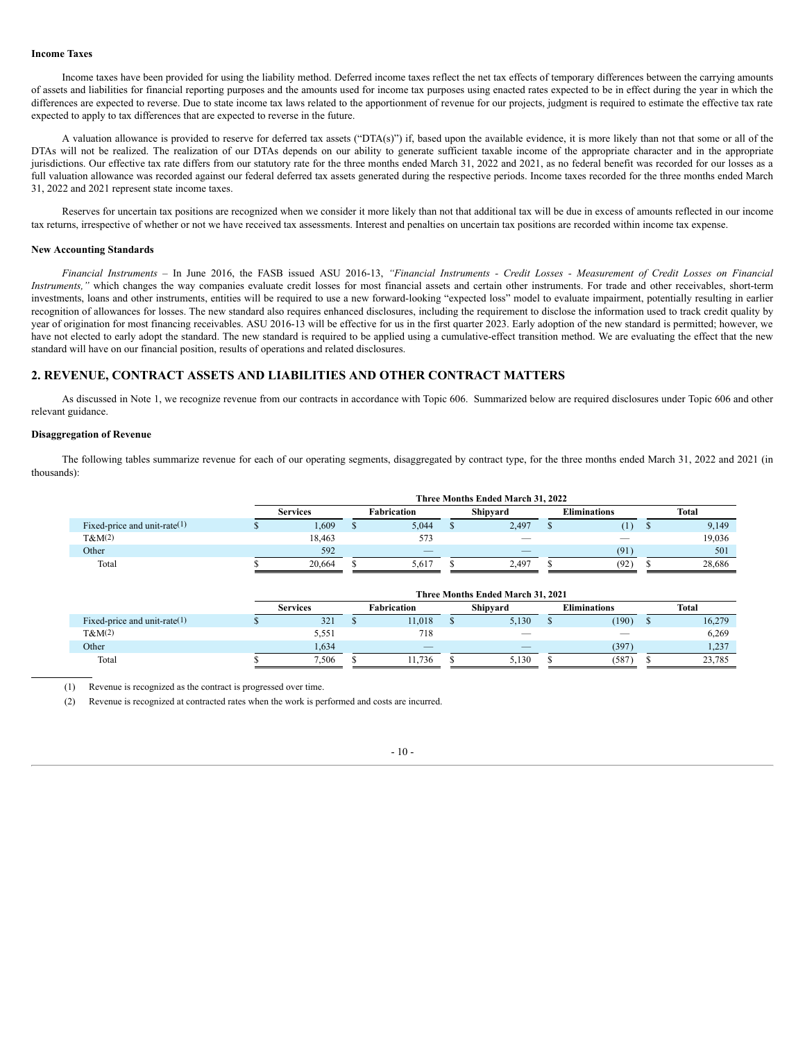**Income Taxes**

Income taxes have been provided for using the liability method. Deferred income taxes reflect the net tax effects of temporary differences between the carrying amounts of assets and liabilities for financial reporting purposes and the amounts used for income tax purposes using enacted rates expected to be in effect during the year in which the differences are expected to reverse. Due to state income tax laws related to the apportionment of revenue for our projects, judgment is required to estimate the effective tax rate expected to apply to tax differences that are expected to reverse in the future.

A valuation allowance is provided to reserve for deferred tax assets ("DTA(s)") if, based upon the available evidence, it is more likely than not that some or all of the DTAs will not be realized. The realization of our DTAs depends on our ability to generate sufficient taxable income of the appropriate character and in the appropriate jurisdictions. Our effective tax rate differs from our statutory rate for the three months ended March 31, 2022 and 2021, as no federal benefit was recorded for our losses as a full valuation allowance was recorded against our federal deferred tax assets generated during the respective periods. Income taxes recorded for the three months ended March 31, 2022 and 2021 represent state income taxes.

Reserves for uncertain tax positions are recognized when we consider it more likely than not that additional tax will be due in excess of amounts reflected in our income tax returns, irrespective of whether or not we have received tax assessments. Interest and penalties on uncertain tax positions are recorded within income tax expense.

**New Accounting Standards**

*Financial Instruments* – In June 2016, the FASB issued ASU 2016-13, *"Financial Instruments - Credit Losses - Measurement of Credit Losses on Financial Instruments,"* which changes the way companies evaluate credit losses for most financial assets and certain other instruments. For trade and other receivables, short-term investments, loans and other instruments, entities will be required to use a new forward-looking "expected loss" model to evaluate impairment, potentially resulting in earlier recognition of allowances for losses. The new standard also requires enhanced disclosures, including the requirement to disclose the information used to track credit quality by year of origination for most financing receivables. ASU 2016-13 will be effective for us in the first quarter 2023. Early adoption of the new standard is permitted; however, we have not elected to early adopt the standard. The new standard is required to be applied using a cumulative-effect transition method. We are evaluating the effect that the new standard will have on our financial position, results of operations and related disclosures.

## 2. REVENUE, CONTRACT ASSETS AND LIABILITIES AND OTHER CONTRACT MATTERS

As discussed in Note 1, we recognize revenue from our contracts in accordance with Topic 606. Summarized below are required disclosures under Topic 606 and other relevant guidance.

**Disaggregation of Revenue**

The following tables summarize revenue for each of our operating segments, disaggregated by contract type, for the three months ended March 31, 2022 and 2021 (in thousands):

| | Three Months Ended March 31, 2022 | | | | |
|---|---|---|---|---|---|
| | Services | Fabrication | Shipyard | Eliminations | Total |
| Fixed-price and unit-rate(1) | $ 1,609 | $ 5,044 | $ 2,497 | $ (1) | $ 9,149 |
| T&M(2) | 18,463 | 573 | — | — | 19,036 |
| Other | 592 | — | — | (91) | 501 |
| Total | $ 20,664 | $ 5,617 | $ 2,497 | $ (92) | $ 28,686 |

| | Three Months Ended March 31, 2021 | | | | |
|---|---|---|---|---|---|
| | Services | Fabrication | Shipyard | Eliminations | Total |
| Fixed-price and unit-rate(1) | $ 321 | $ 11,018 | $ 5,130 | $ (190) | $ 16,279 |
| T&M(2) | 5,551 | 718 | — | — | 6,269 |
| Other | 1,634 | — | — | (397) | 1,237 |
| Total | $ 7,506 | $ 11,736 | $ 5,130 | $ (587) | $ 23,785 |

(1) Revenue is recognized as the contract is progressed over time.

(2) Revenue is recognized at contracted rates when the work is performed and costs are incurred.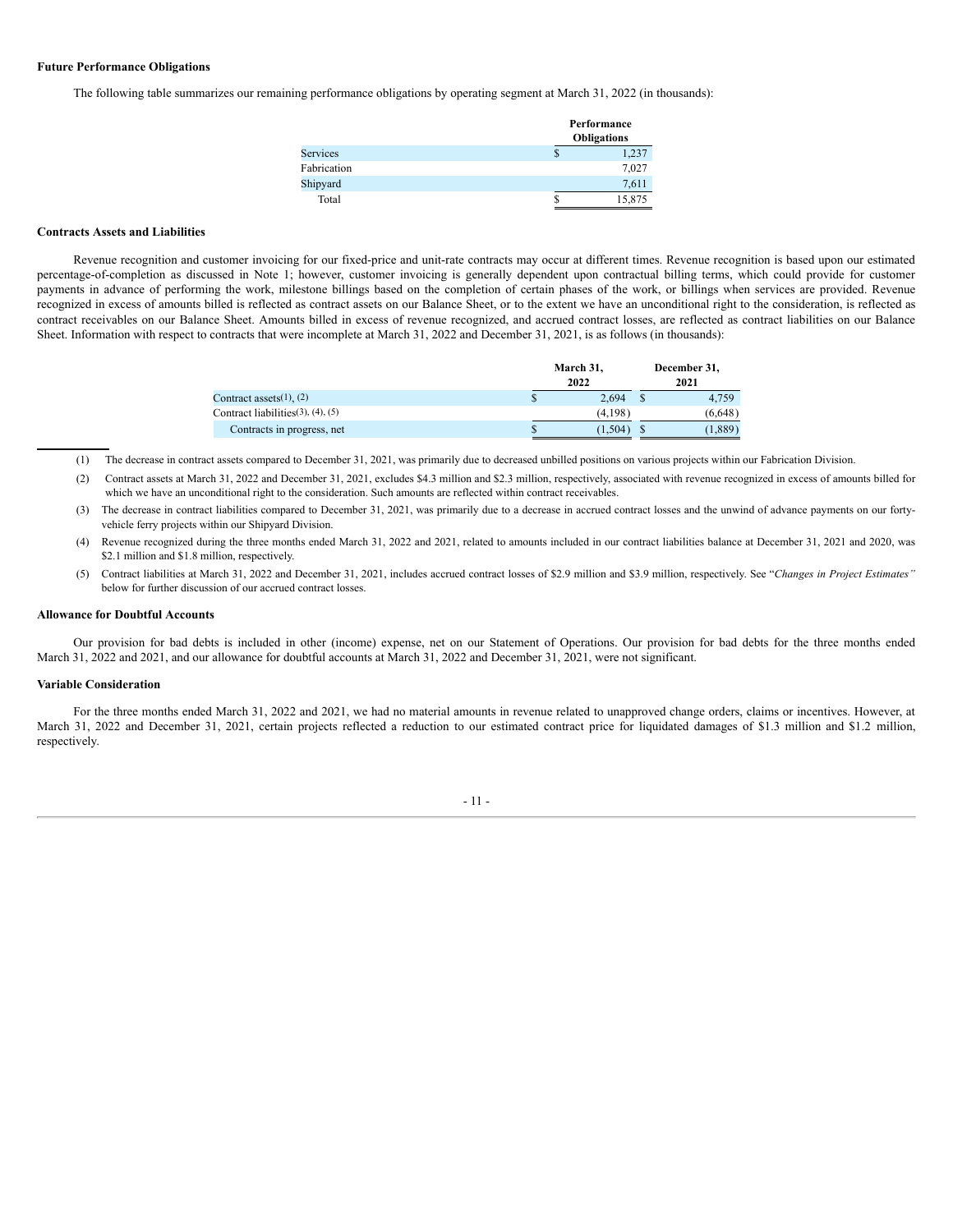**Future Performance Obligations**

The following table summarizes our remaining performance obligations by operating segment at March 31, 2022 (in thousands):

| | Performance Obligations |
|---|---|
| Services | $ 1,237 |
| Fabrication | 7,027 |
| Shipyard | 7,611 |
| Total | $ 15,875 |

**Contracts Assets and Liabilities**

Revenue recognition and customer invoicing for our fixed-price and unit-rate contracts may occur at different times. Revenue recognition is based upon our estimated percentage-of-completion as discussed in Note 1; however, customer invoicing is generally dependent upon contractual billing terms, which could provide for customer payments in advance of performing the work, milestone billings based on the completion of certain phases of the work, or billings when services are provided. Revenue recognized in excess of amounts billed is reflected as contract assets on our Balance Sheet, or to the extent we have an unconditional right to the consideration, is reflected as contract receivables on our Balance Sheet. Amounts billed in excess of revenue recognized, and accrued contract losses, are reflected as contract liabilities on our Balance Sheet. Information with respect to contracts that were incomplete at March 31, 2022 and December 31, 2021, is as follows (in thousands):

| | March 31, 2022 | December 31, 2021 |
|---|---|---|
| Contract assets(1), (2) | $ 2,694 | $ 4,759 |
| Contract liabilities(3), (4), (5) | (4,198) | (6,648) |
| Contracts in progress, net | $ (1,504) | $ (1,889) |

(1) The decrease in contract assets compared to December 31, 2021, was primarily due to decreased unbilled positions on various projects within our Fabrication Division.

(2) Contract assets at March 31, 2022 and December 31, 2021, excludes $4.3 million and $2.3 million, respectively, associated with revenue recognized in excess of amounts billed for which we have an unconditional right to the consideration. Such amounts are reflected within contract receivables.

(3) The decrease in contract liabilities compared to December 31, 2021, was primarily due to a decrease in accrued contract losses and the unwind of advance payments on our forty-vehicle ferry projects within our Shipyard Division.

(4) Revenue recognized during the three months ended March 31, 2022 and 2021, related to amounts included in our contract liabilities balance at December 31, 2021 and 2020, was $2.1 million and $1.8 million, respectively.

(5) Contract liabilities at March 31, 2022 and December 31, 2021, includes accrued contract losses of $2.9 million and $3.9 million, respectively. See "*Changes in Project Estimates"* below for further discussion of our accrued contract losses.

**Allowance for Doubtful Accounts**

Our provision for bad debts is included in other (income) expense, net on our Statement of Operations. Our provision for bad debts for the three months ended March 31, 2022 and 2021, and our allowance for doubtful accounts at March 31, 2022 and December 31, 2021, were not significant.

**Variable Consideration**

For the three months ended March 31, 2022 and 2021, we had no material amounts in revenue related to unapproved change orders, claims or incentives. However, at March 31, 2022 and December 31, 2021, certain projects reflected a reduction to our estimated contract price for liquidated damages of $1.3 million and $1.2 million, respectively.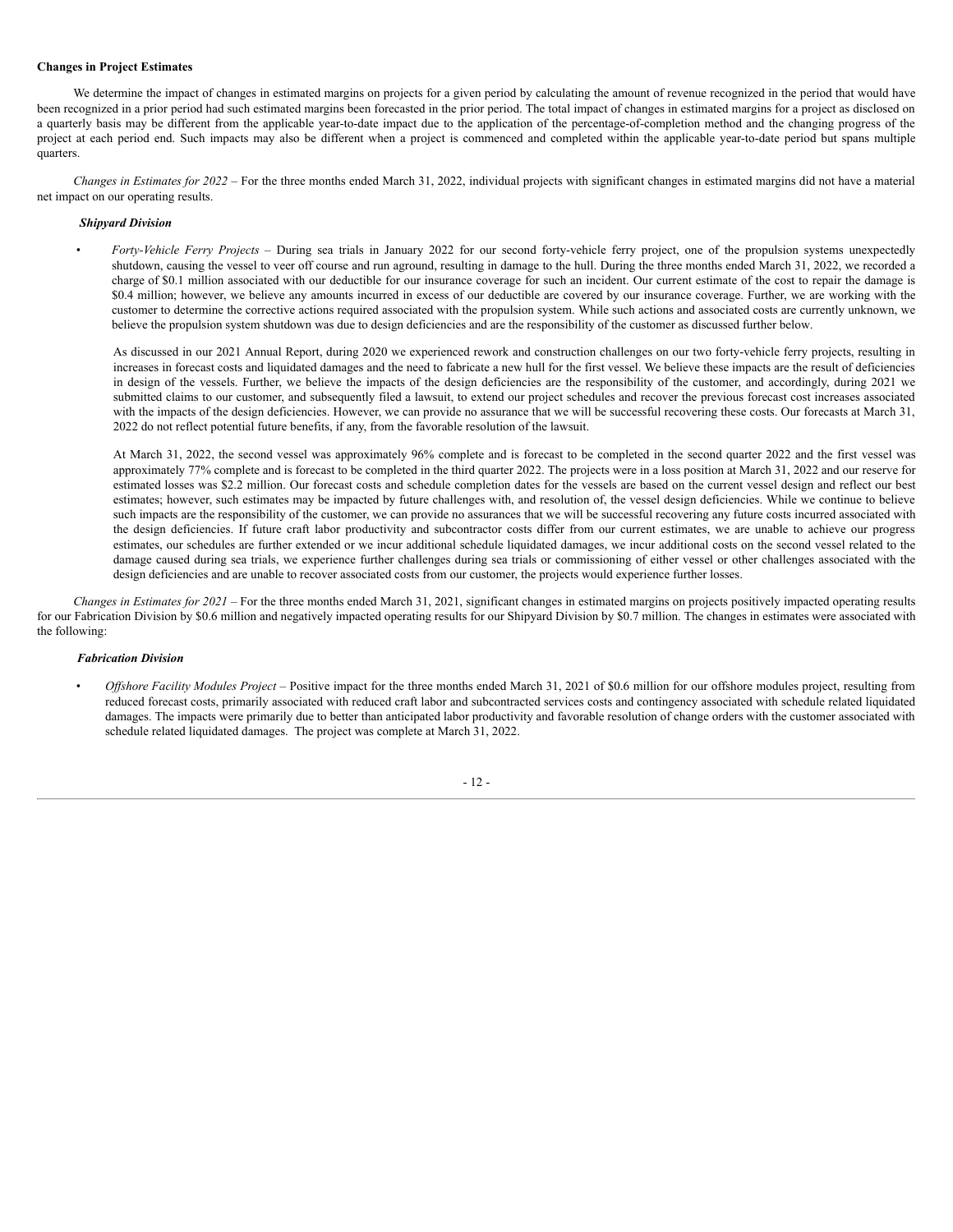**Changes in Project Estimates**

We determine the impact of changes in estimated margins on projects for a given period by calculating the amount of revenue recognized in the period that would have been recognized in a prior period had such estimated margins been forecasted in the prior period. The total impact of changes in estimated margins for a project as disclosed on a quarterly basis may be different from the applicable year-to-date impact due to the application of the percentage-of-completion method and the changing progress of the project at each period end. Such impacts may also be different when a project is commenced and completed within the applicable year-to-date period but spans multiple quarters.

*Changes in Estimates for 2022* – For the three months ended March 31, 2022, individual projects with significant changes in estimated margins did not have a material net impact on our operating results.

***Shipyard Division***

- *Forty-Vehicle Ferry Projects* – During sea trials in January 2022 for our second forty-vehicle ferry project, one of the propulsion systems unexpectedly shutdown, causing the vessel to veer off course and run aground, resulting in damage to the hull. During the three months ended March 31, 2022, we recorded a charge of $0.1 million associated with our deductible for our insurance coverage for such an incident. Our current estimate of the cost to repair the damage is $0.4 million; however, we believe any amounts incurred in excess of our deductible are covered by our insurance coverage. Further, we are working with the customer to determine the corrective actions required associated with the propulsion system. While such actions and associated costs are currently unknown, we believe the propulsion system shutdown was due to design deficiencies and are the responsibility of the customer as discussed further below.

  As discussed in our 2021 Annual Report, during 2020 we experienced rework and construction challenges on our two forty-vehicle ferry projects, resulting in increases in forecast costs and liquidated damages and the need to fabricate a new hull for the first vessel. We believe these impacts are the result of deficiencies in design of the vessels. Further, we believe the impacts of the design deficiencies are the responsibility of the customer, and accordingly, during 2021 we submitted claims to our customer, and subsequently filed a lawsuit, to extend our project schedules and recover the previous forecast cost increases associated with the impacts of the design deficiencies. However, we can provide no assurance that we will be successful recovering these costs. Our forecasts at March 31, 2022 do not reflect potential future benefits, if any, from the favorable resolution of the lawsuit.

  At March 31, 2022, the second vessel was approximately 96% complete and is forecast to be completed in the second quarter 2022 and the first vessel was approximately 77% complete and is forecast to be completed in the third quarter 2022. The projects were in a loss position at March 31, 2022 and our reserve for estimated losses was $2.2 million. Our forecast costs and schedule completion dates for the vessels are based on the current vessel design and reflect our best estimates; however, such estimates may be impacted by future challenges with, and resolution of, the vessel design deficiencies. While we continue to believe such impacts are the responsibility of the customer, we can provide no assurances that we will be successful recovering any future costs incurred associated with the design deficiencies. If future craft labor productivity and subcontractor costs differ from our current estimates, we are unable to achieve our progress estimates, our schedules are further extended or we incur additional schedule liquidated damages, we incur additional costs on the second vessel related to the damage caused during sea trials, we experience further challenges during sea trials or commissioning of either vessel or other challenges associated with the design deficiencies and are unable to recover associated costs from our customer, the projects would experience further losses.

*Changes in Estimates for 2021* – For the three months ended March 31, 2021, significant changes in estimated margins on projects positively impacted operating results for our Fabrication Division by $0.6 million and negatively impacted operating results for our Shipyard Division by $0.7 million. The changes in estimates were associated with the following:

***Fabrication Division***

- *Offshore Facility Modules Project* – Positive impact for the three months ended March 31, 2021 of $0.6 million for our offshore modules project, resulting from reduced forecast costs, primarily associated with reduced craft labor and subcontracted services costs and contingency associated with schedule related liquidated damages. The impacts were primarily due to better than anticipated labor productivity and favorable resolution of change orders with the customer associated with schedule related liquidated damages. The project was complete at March 31, 2022.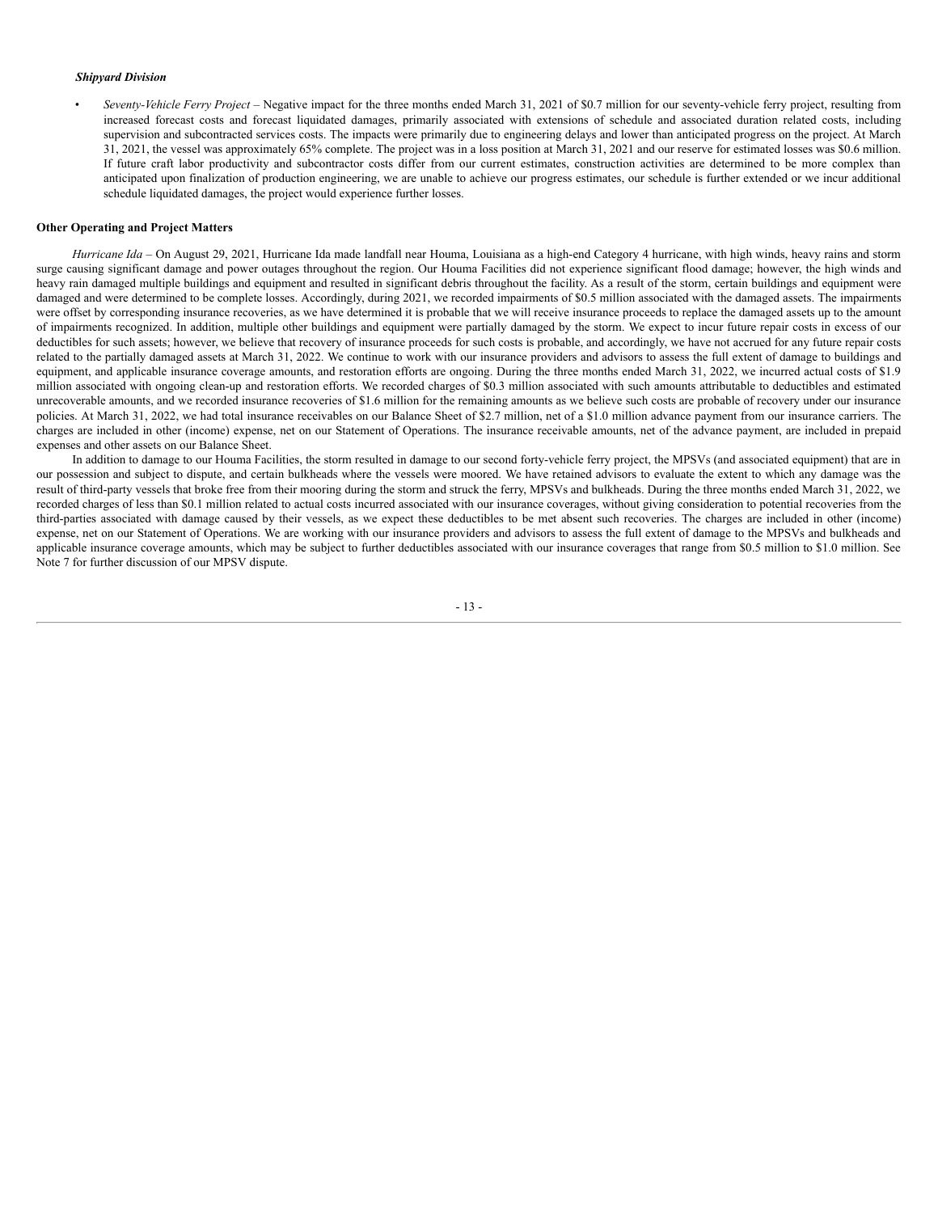***Shipyard Division***

- *Seventy-Vehicle Ferry Project* – Negative impact for the three months ended March 31, 2021 of $0.7 million for our seventy-vehicle ferry project, resulting from increased forecast costs and forecast liquidated damages, primarily associated with extensions of schedule and associated duration related costs, including supervision and subcontracted services costs. The impacts were primarily due to engineering delays and lower than anticipated progress on the project. At March 31, 2021, the vessel was approximately 65% complete. The project was in a loss position at March 31, 2021 and our reserve for estimated losses was $0.6 million. If future craft labor productivity and subcontractor costs differ from our current estimates, construction activities are determined to be more complex than anticipated upon finalization of production engineering, we are unable to achieve our progress estimates, our schedule is further extended or we incur additional schedule liquidated damages, the project would experience further losses.

**Other Operating and Project Matters**

*Hurricane Ida* – On August 29, 2021, Hurricane Ida made landfall near Houma, Louisiana as a high-end Category 4 hurricane, with high winds, heavy rains and storm surge causing significant damage and power outages throughout the region. Our Houma Facilities did not experience significant flood damage; however, the high winds and heavy rain damaged multiple buildings and equipment and resulted in significant debris throughout the facility. As a result of the storm, certain buildings and equipment were damaged and were determined to be complete losses. Accordingly, during 2021, we recorded impairments of $0.5 million associated with the damaged assets. The impairments were offset by corresponding insurance recoveries, as we have determined it is probable that we will receive insurance proceeds to replace the damaged assets up to the amount of impairments recognized. In addition, multiple other buildings and equipment were partially damaged by the storm. We expect to incur future repair costs in excess of our deductibles for such assets; however, we believe that recovery of insurance proceeds for such costs is probable, and accordingly, we have not accrued for any future repair costs related to the partially damaged assets at March 31, 2022. We continue to work with our insurance providers and advisors to assess the full extent of damage to buildings and equipment, and applicable insurance coverage amounts, and restoration efforts are ongoing. During the three months ended March 31, 2022, we incurred actual costs of $1.9 million associated with ongoing clean-up and restoration efforts. We recorded charges of $0.3 million associated with such amounts attributable to deductibles and estimated unrecoverable amounts, and we recorded insurance recoveries of $1.6 million for the remaining amounts as we believe such costs are probable of recovery under our insurance policies. At March 31, 2022, we had total insurance receivables on our Balance Sheet of $2.7 million, net of a $1.0 million advance payment from our insurance carriers. The charges are included in other (income) expense, net on our Statement of Operations. The insurance receivable amounts, net of the advance payment, are included in prepaid expenses and other assets on our Balance Sheet.

In addition to damage to our Houma Facilities, the storm resulted in damage to our second forty-vehicle ferry project, the MPSVs (and associated equipment) that are in our possession and subject to dispute, and certain bulkheads where the vessels were moored. We have retained advisors to evaluate the extent to which any damage was the result of third-party vessels that broke free from their mooring during the storm and struck the ferry, MPSVs and bulkheads. During the three months ended March 31, 2022, we recorded charges of less than $0.1 million related to actual costs incurred associated with our insurance coverages, without giving consideration to potential recoveries from the third-parties associated with damage caused by their vessels, as we expect these deductibles to be met absent such recoveries. The charges are included in other (income) expense, net on our Statement of Operations. We are working with our insurance providers and advisors to assess the full extent of damage to the MPSVs and bulkheads and applicable insurance coverage amounts, which may be subject to further deductibles associated with our insurance coverages that range from $0.5 million to $1.0 million. See Note 7 for further discussion of our MPSV dispute.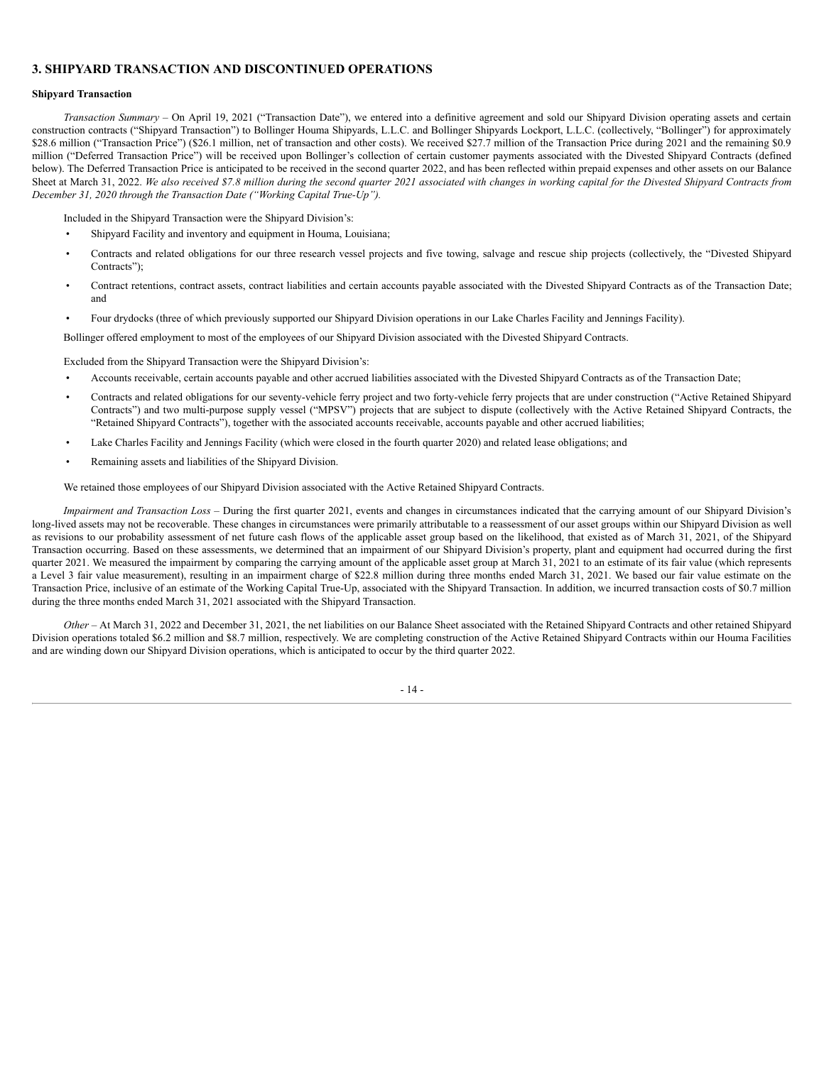## 3. SHIPYARD TRANSACTION AND DISCONTINUED OPERATIONS

**Shipyard Transaction**

*Transaction Summary* – On April 19, 2021 ("Transaction Date"), we entered into a definitive agreement and sold our Shipyard Division operating assets and certain construction contracts ("Shipyard Transaction") to Bollinger Houma Shipyards, L.L.C. and Bollinger Shipyards Lockport, L.L.C. (collectively, "Bollinger") for approximately $28.6 million ("Transaction Price") ($26.1 million, net of transaction and other costs). We received $27.7 million of the Transaction Price during 2021 and the remaining $0.9 million ("Deferred Transaction Price") will be received upon Bollinger's collection of certain customer payments associated with the Divested Shipyard Contracts (defined below). The Deferred Transaction Price is anticipated to be received in the second quarter 2022, and has been reflected within prepaid expenses and other assets on our Balance Sheet at March 31, 2022. *We also received $7.8 million during the second quarter 2021 associated with changes in working capital for the Divested Shipyard Contracts from December 31, 2020 through the Transaction Date ("Working Capital True-Up").*

Included in the Shipyard Transaction were the Shipyard Division's:

- Shipyard Facility and inventory and equipment in Houma, Louisiana;
- Contracts and related obligations for our three research vessel projects and five towing, salvage and rescue ship projects (collectively, the "Divested Shipyard Contracts");
- Contract retentions, contract assets, contract liabilities and certain accounts payable associated with the Divested Shipyard Contracts as of the Transaction Date; and
- Four drydocks (three of which previously supported our Shipyard Division operations in our Lake Charles Facility and Jennings Facility).

Bollinger offered employment to most of the employees of our Shipyard Division associated with the Divested Shipyard Contracts.

Excluded from the Shipyard Transaction were the Shipyard Division's:

- Accounts receivable, certain accounts payable and other accrued liabilities associated with the Divested Shipyard Contracts as of the Transaction Date;
- Contracts and related obligations for our seventy-vehicle ferry project and two forty-vehicle ferry projects that are under construction ("Active Retained Shipyard Contracts") and two multi-purpose supply vessel ("MPSV") projects that are subject to dispute (collectively with the Active Retained Shipyard Contracts, the "Retained Shipyard Contracts"), together with the associated accounts receivable, accounts payable and other accrued liabilities;
- Lake Charles Facility and Jennings Facility (which were closed in the fourth quarter 2020) and related lease obligations; and
- Remaining assets and liabilities of the Shipyard Division.

We retained those employees of our Shipyard Division associated with the Active Retained Shipyard Contracts.

*Impairment and Transaction Loss* – During the first quarter 2021, events and changes in circumstances indicated that the carrying amount of our Shipyard Division's long-lived assets may not be recoverable. These changes in circumstances were primarily attributable to a reassessment of our asset groups within our Shipyard Division as well as revisions to our probability assessment of net future cash flows of the applicable asset group based on the likelihood, that existed as of March 31, 2021, of the Shipyard Transaction occurring. Based on these assessments, we determined that an impairment of our Shipyard Division's property, plant and equipment had occurred during the first quarter 2021. We measured the impairment by comparing the carrying amount of the applicable asset group at March 31, 2021 to an estimate of its fair value (which represents a Level 3 fair value measurement), resulting in an impairment charge of $22.8 million during three months ended March 31, 2021. We based our fair value estimate on the Transaction Price, inclusive of an estimate of the Working Capital True-Up, associated with the Shipyard Transaction. In addition, we incurred transaction costs of $0.7 million during the three months ended March 31, 2021 associated with the Shipyard Transaction.

*Other* – At March 31, 2022 and December 31, 2021, the net liabilities on our Balance Sheet associated with the Retained Shipyard Contracts and other retained Shipyard Division operations totaled $6.2 million and $8.7 million, respectively. We are completing construction of the Active Retained Shipyard Contracts within our Houma Facilities and are winding down our Shipyard Division operations, which is anticipated to occur by the third quarter 2022.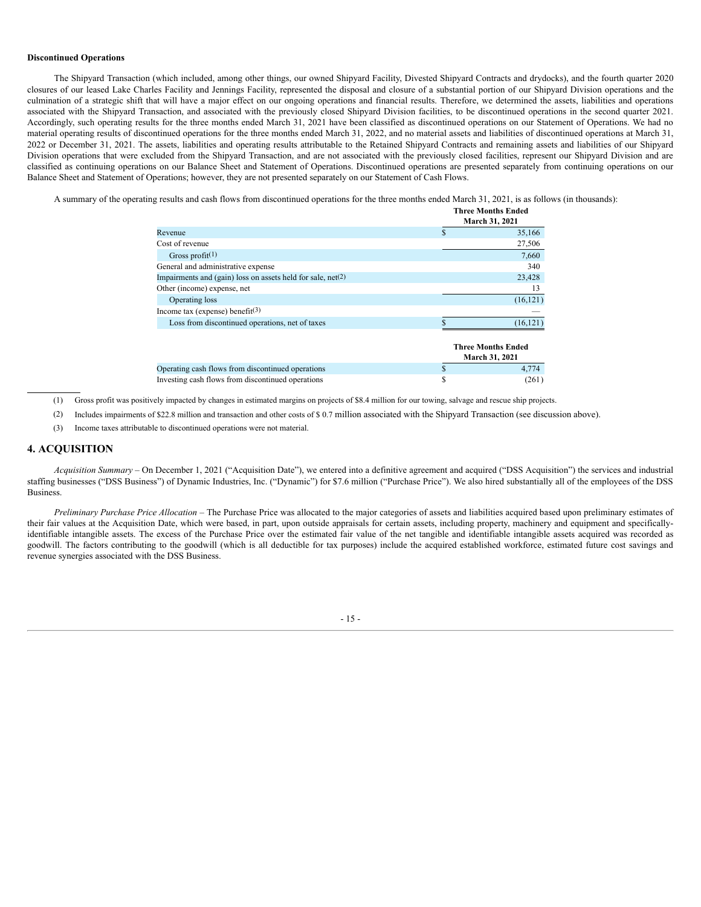**Discontinued Operations**

The Shipyard Transaction (which included, among other things, our owned Shipyard Facility, Divested Shipyard Contracts and drydocks), and the fourth quarter 2020 closures of our leased Lake Charles Facility and Jennings Facility, represented the disposal and closure of a substantial portion of our Shipyard Division operations and the culmination of a strategic shift that will have a major effect on our ongoing operations and financial results. Therefore, we determined the assets, liabilities and operations associated with the Shipyard Transaction, and associated with the previously closed Shipyard Division facilities, to be discontinued operations in the second quarter 2021. Accordingly, such operating results for the three months ended March 31, 2021 have been classified as discontinued operations on our Statement of Operations. We had no material operating results of discontinued operations for the three months ended March 31, 2022, and no material assets and liabilities of discontinued operations at March 31, 2022 or December 31, 2021. The assets, liabilities and operating results attributable to the Retained Shipyard Contracts and remaining assets and liabilities of our Shipyard Division operations that were excluded from the Shipyard Transaction, and are not associated with the previously closed facilities, represent our Shipyard Division and are classified as continuing operations on our Balance Sheet and Statement of Operations. Discontinued operations are presented separately from continuing operations on our Balance Sheet and Statement of Operations; however, they are not presented separately on our Statement of Cash Flows.

A summary of the operating results and cash flows from discontinued operations for the three months ended March 31, 2021, is as follows (in thousands):

| | Three Months Ended March 31, 2021 |
|---|---|
| Revenue | $ 35,166 |
| Cost of revenue | 27,506 |
| Gross profit(1) | 7,660 |
| General and administrative expense | 340 |
| Impairments and (gain) loss on assets held for sale, net(2) | 23,428 |
| Other (income) expense, net | 13 |
| Operating loss | (16,121) |
| Income tax (expense) benefit(3) | — |
| Loss from discontinued operations, net of taxes | $ (16,121) |

| | Three Months Ended March 31, 2021 |
|---|---|
| Operating cash flows from discontinued operations | $ 4,774 |
| Investing cash flows from discontinued operations | $ (261) |

(1) Gross profit was positively impacted by changes in estimated margins on projects of $8.4 million for our towing, salvage and rescue ship projects.

(2) Includes impairments of $22.8 million and transaction and other costs of $ 0.7 million associated with the Shipyard Transaction (see discussion above).

(3) Income taxes attributable to discontinued operations were not material.

## 4. ACQUISITION

*Acquisition Summary* – On December 1, 2021 ("Acquisition Date"), we entered into a definitive agreement and acquired ("DSS Acquisition") the services and industrial staffing businesses ("DSS Business") of Dynamic Industries, Inc. ("Dynamic") for $7.6 million ("Purchase Price"). We also hired substantially all of the employees of the DSS Business.

*Preliminary Purchase Price Allocation* – The Purchase Price was allocated to the major categories of assets and liabilities acquired based upon preliminary estimates of their fair values at the Acquisition Date, which were based, in part, upon outside appraisals for certain assets, including property, machinery and equipment and specifically-identifiable intangible assets. The excess of the Purchase Price over the estimated fair value of the net tangible and identifiable intangible assets acquired was recorded as goodwill. The factors contributing to the goodwill (which is all deductible for tax purposes) include the acquired established workforce, estimated future cost savings and revenue synergies associated with the DSS Business.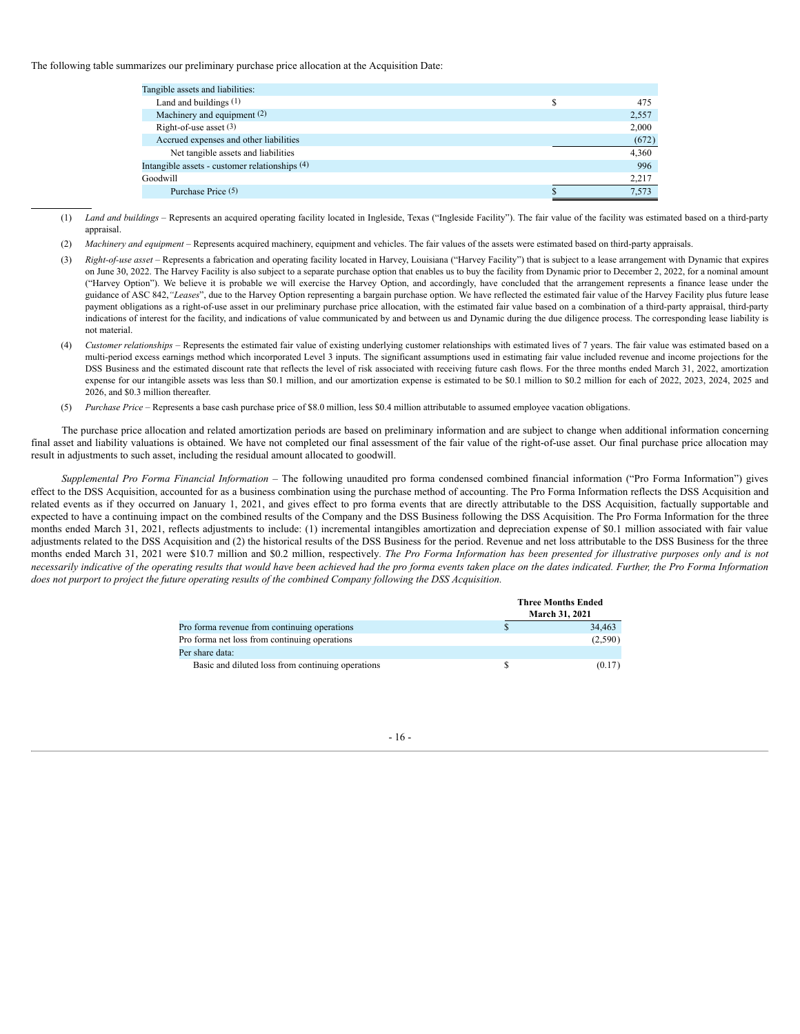The following table summarizes our preliminary purchase price allocation at the Acquisition Date:

| | | |
|---|---|---|
| Tangible assets and liabilities: | | |
| Land and buildings [(1)] | $ | 475 |
| Machinery and equipment [(2)] | | 2,557 |
| Right-of-use asset [(3)] | | 2,000 |
| Accrued expenses and other liabilities | | (672) |
| Net tangible assets and liabilities | | 4,360 |
| Intangible assets - customer relationships [(4)] | | 996 |
| Goodwill | | 2,217 |
| Purchase Price [(5)] | $ | 7,573 |

(1) *Land and buildings* – Represents an acquired operating facility located in Ingleside, Texas ("Ingleside Facility"). The fair value of the facility was estimated based on a third-party appraisal.

(2) *Machinery and equipment* – Represents acquired machinery, equipment and vehicles. The fair values of the assets were estimated based on third-party appraisals.

(3) *Right-of-use asset* – Represents a fabrication and operating facility located in Harvey, Louisiana ("Harvey Facility") that is subject to a lease arrangement with Dynamic that expires on June 30, 2022. The Harvey Facility is also subject to a separate purchase option that enables us to buy the facility from Dynamic prior to December 2, 2022, for a nominal amount ("Harvey Option"). We believe it is probable we will exercise the Harvey Option, and accordingly, have concluded that the arrangement represents a finance lease under the guidance of ASC 842,*"Leases*", due to the Harvey Option representing a bargain purchase option. We have reflected the estimated fair value of the Harvey Facility plus future lease payment obligations as a right-of-use asset in our preliminary purchase price allocation, with the estimated fair value based on a combination of a third-party appraisal, third-party indications of interest for the facility, and indications of value communicated by and between us and Dynamic during the due diligence process. The corresponding lease liability is not material.

(4) *Customer relationships* – Represents the estimated fair value of existing underlying customer relationships with estimated lives of 7 years. The fair value was estimated based on a multi-period excess earnings method which incorporated Level 3 inputs. The significant assumptions used in estimating fair value included revenue and income projections for the DSS Business and the estimated discount rate that reflects the level of risk associated with receiving future cash flows. For the three months ended March 31, 2022, amortization expense for our intangible assets was less than $0.1 million, and our amortization expense is estimated to be $0.1 million to $0.2 million for each of 2022, 2023, 2024, 2025 and 2026, and $0.3 million thereafter.

(5) *Purchase Price* – Represents a base cash purchase price of $8.0 million, less $0.4 million attributable to assumed employee vacation obligations.

The purchase price allocation and related amortization periods are based on preliminary information and are subject to change when additional information concerning final asset and liability valuations is obtained. We have not completed our final assessment of the fair value of the right-of-use asset. Our final purchase price allocation may result in adjustments to such asset, including the residual amount allocated to goodwill.

*Supplemental Pro Forma Financial Information* – The following unaudited pro forma condensed combined financial information ("Pro Forma Information") gives effect to the DSS Acquisition, accounted for as a business combination using the purchase method of accounting. The Pro Forma Information reflects the DSS Acquisition and related events as if they occurred on January 1, 2021, and gives effect to pro forma events that are directly attributable to the DSS Acquisition, factually supportable and expected to have a continuing impact on the combined results of the Company and the DSS Business following the DSS Acquisition. The Pro Forma Information for the three months ended March 31, 2021, reflects adjustments to include: (1) incremental intangibles amortization and depreciation expense of $0.1 million associated with fair value adjustments related to the DSS Acquisition and (2) the historical results of the DSS Business for the period. Revenue and net loss attributable to the DSS Business for the three months ended March 31, 2021 were $10.7 million and $0.2 million, respectively. *The Pro Forma Information has been presented for illustrative purposes only and is not necessarily indicative of the operating results that would have been achieved had the pro forma events taken place on the dates indicated. Further, the Pro Forma Information does not purport to project the future operating results of the combined Company following the DSS Acquisition.*

| | | Three Months Ended March 31, 2021 |
|---|---|---|
| Pro forma revenue from continuing operations | $ | 34,463 |
| Pro forma net loss from continuing operations | | (2,590) |
| Per share data: | | |
| Basic and diluted loss from continuing operations | $ | (0.17) |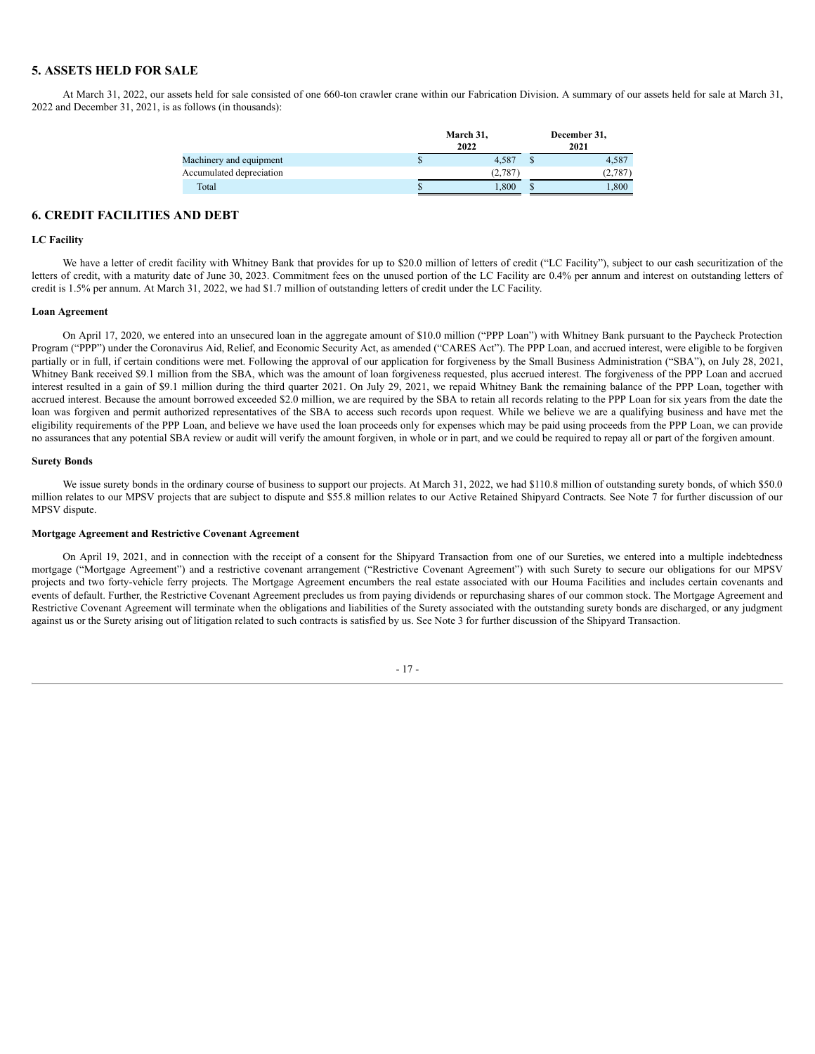## 5. ASSETS HELD FOR SALE

At March 31, 2022, our assets held for sale consisted of one 660-ton crawler crane within our Fabrication Division. A summary of our assets held for sale at March 31, 2022 and December 31, 2021, is as follows (in thousands):

| | March 31, 2022 | December 31, 2021 |
|---|---|---|
| Machinery and equipment | $ 4,587 | $ 4,587 |
| Accumulated depreciation | (2,787) | (2,787) |
| Total | $ 1,800 | $ 1,800 |

## 6. CREDIT FACILITIES AND DEBT

**LC Facility**

We have a letter of credit facility with Whitney Bank that provides for up to $20.0 million of letters of credit ("LC Facility"), subject to our cash securitization of the letters of credit, with a maturity date of June 30, 2023. Commitment fees on the unused portion of the LC Facility are 0.4% per annum and interest on outstanding letters of credit is 1.5% per annum. At March 31, 2022, we had $1.7 million of outstanding letters of credit under the LC Facility.

**Loan Agreement**

On April 17, 2020, we entered into an unsecured loan in the aggregate amount of $10.0 million ("PPP Loan") with Whitney Bank pursuant to the Paycheck Protection Program ("PPP") under the Coronavirus Aid, Relief, and Economic Security Act, as amended ("CARES Act"). The PPP Loan, and accrued interest, were eligible to be forgiven partially or in full, if certain conditions were met. Following the approval of our application for forgiveness by the Small Business Administration ("SBA"), on July 28, 2021, Whitney Bank received $9.1 million from the SBA, which was the amount of loan forgiveness requested, plus accrued interest. The forgiveness of the PPP Loan and accrued interest resulted in a gain of $9.1 million during the third quarter 2021. On July 29, 2021, we repaid Whitney Bank the remaining balance of the PPP Loan, together with accrued interest. Because the amount borrowed exceeded $2.0 million, we are required by the SBA to retain all records relating to the PPP Loan for six years from the date the loan was forgiven and permit authorized representatives of the SBA to access such records upon request. While we believe we are a qualifying business and have met the eligibility requirements of the PPP Loan, and believe we have used the loan proceeds only for expenses which may be paid using proceeds from the PPP Loan, we can provide no assurances that any potential SBA review or audit will verify the amount forgiven, in whole or in part, and we could be required to repay all or part of the forgiven amount.

**Surety Bonds**

We issue surety bonds in the ordinary course of business to support our projects. At March 31, 2022, we had $110.8 million of outstanding surety bonds, of which $50.0 million relates to our MPSV projects that are subject to dispute and $55.8 million relates to our Active Retained Shipyard Contracts. See Note 7 for further discussion of our MPSV dispute.

**Mortgage Agreement and Restrictive Covenant Agreement**

On April 19, 2021, and in connection with the receipt of a consent for the Shipyard Transaction from one of our Sureties, we entered into a multiple indebtedness mortgage ("Mortgage Agreement") and a restrictive covenant arrangement ("Restrictive Covenant Agreement") with such Surety to secure our obligations for our MPSV projects and two forty-vehicle ferry projects. The Mortgage Agreement encumbers the real estate associated with our Houma Facilities and includes certain covenants and events of default. Further, the Restrictive Covenant Agreement precludes us from paying dividends or repurchasing shares of our common stock. The Mortgage Agreement and Restrictive Covenant Agreement will terminate when the obligations and liabilities of the Surety associated with the outstanding surety bonds are discharged, or any judgment against us or the Surety arising out of litigation related to such contracts is satisfied by us. See Note 3 for further discussion of the Shipyard Transaction.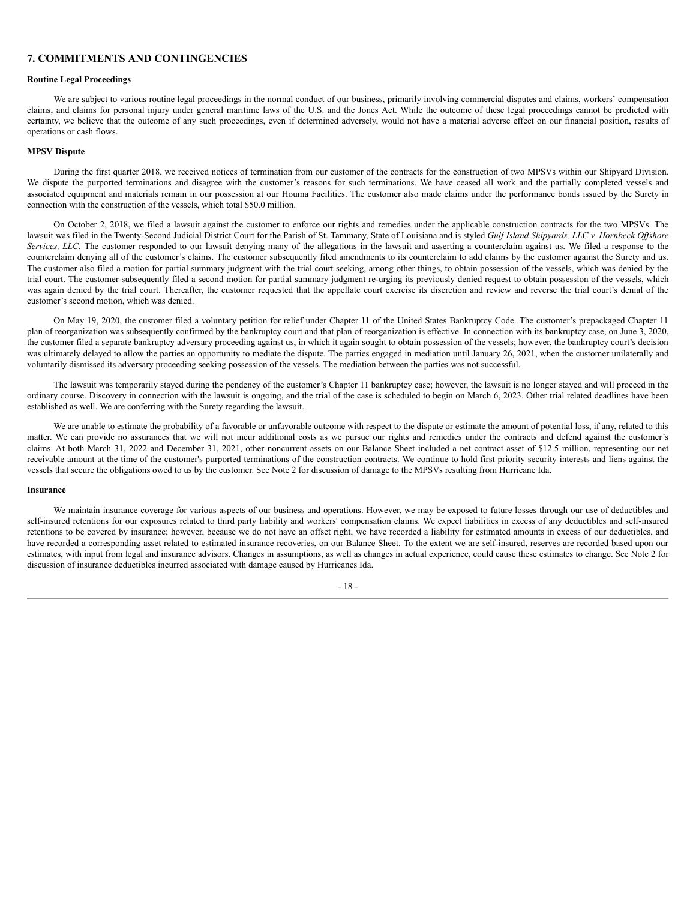## 7. COMMITMENTS AND CONTINGENCIES

**Routine Legal Proceedings**

We are subject to various routine legal proceedings in the normal conduct of our business, primarily involving commercial disputes and claims, workers' compensation claims, and claims for personal injury under general maritime laws of the U.S. and the Jones Act. While the outcome of these legal proceedings cannot be predicted with certainty, we believe that the outcome of any such proceedings, even if determined adversely, would not have a material adverse effect on our financial position, results of operations or cash flows.

**MPSV Dispute**

During the first quarter 2018, we received notices of termination from our customer of the contracts for the construction of two MPSVs within our Shipyard Division. We dispute the purported terminations and disagree with the customer's reasons for such terminations. We have ceased all work and the partially completed vessels and associated equipment and materials remain in our possession at our Houma Facilities. The customer also made claims under the performance bonds issued by the Surety in connection with the construction of the vessels, which total $50.0 million.

On October 2, 2018, we filed a lawsuit against the customer to enforce our rights and remedies under the applicable construction contracts for the two MPSVs. The lawsuit was filed in the Twenty-Second Judicial District Court for the Parish of St. Tammany, State of Louisiana and is styled *Gulf Island Shipyards, LLC v. Hornbeck Offshore Services, LLC*. The customer responded to our lawsuit denying many of the allegations in the lawsuit and asserting a counterclaim against us. We filed a response to the counterclaim denying all of the customer's claims. The customer subsequently filed amendments to its counterclaim to add claims by the customer against the Surety and us. The customer also filed a motion for partial summary judgment with the trial court seeking, among other things, to obtain possession of the vessels, which was denied by the trial court. The customer subsequently filed a second motion for partial summary judgment re-urging its previously denied request to obtain possession of the vessels, which was again denied by the trial court. Thereafter, the customer requested that the appellate court exercise its discretion and review and reverse the trial court's denial of the customer's second motion, which was denied.

On May 19, 2020, the customer filed a voluntary petition for relief under Chapter 11 of the United States Bankruptcy Code. The customer's prepackaged Chapter 11 plan of reorganization was subsequently confirmed by the bankruptcy court and that plan of reorganization is effective. In connection with its bankruptcy case, on June 3, 2020, the customer filed a separate bankruptcy adversary proceeding against us, in which it again sought to obtain possession of the vessels; however, the bankruptcy court's decision was ultimately delayed to allow the parties an opportunity to mediate the dispute. The parties engaged in mediation until January 26, 2021, when the customer unilaterally and voluntarily dismissed its adversary proceeding seeking possession of the vessels. The mediation between the parties was not successful.

The lawsuit was temporarily stayed during the pendency of the customer's Chapter 11 bankruptcy case; however, the lawsuit is no longer stayed and will proceed in the ordinary course. Discovery in connection with the lawsuit is ongoing, and the trial of the case is scheduled to begin on March 6, 2023. Other trial related deadlines have been established as well. We are conferring with the Surety regarding the lawsuit.

We are unable to estimate the probability of a favorable or unfavorable outcome with respect to the dispute or estimate the amount of potential loss, if any, related to this matter. We can provide no assurances that we will not incur additional costs as we pursue our rights and remedies under the contracts and defend against the customer's claims. At both March 31, 2022 and December 31, 2021, other noncurrent assets on our Balance Sheet included a net contract asset of $12.5 million, representing our net receivable amount at the time of the customer's purported terminations of the construction contracts. We continue to hold first priority security interests and liens against the vessels that secure the obligations owed to us by the customer. See Note 2 for discussion of damage to the MPSVs resulting from Hurricane Ida.

**Insurance**

We maintain insurance coverage for various aspects of our business and operations. However, we may be exposed to future losses through our use of deductibles and self-insured retentions for our exposures related to third party liability and workers' compensation claims. We expect liabilities in excess of any deductibles and self-insured retentions to be covered by insurance; however, because we do not have an offset right, we have recorded a liability for estimated amounts in excess of our deductibles, and have recorded a corresponding asset related to estimated insurance recoveries, on our Balance Sheet. To the extent we are self-insured, reserves are recorded based upon our estimates, with input from legal and insurance advisors. Changes in assumptions, as well as changes in actual experience, could cause these estimates to change. See Note 2 for discussion of insurance deductibles incurred associated with damage caused by Hurricanes Ida.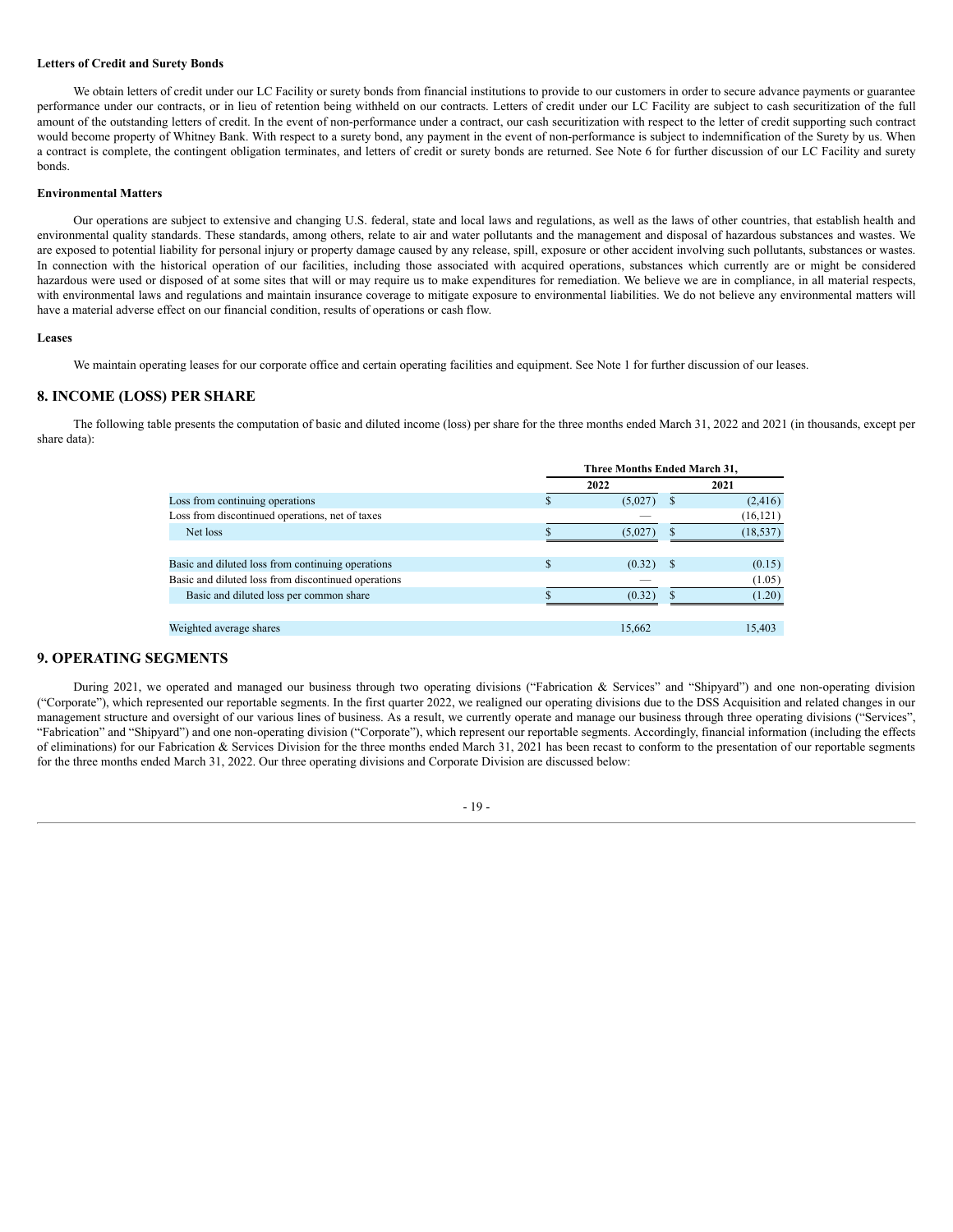**Letters of Credit and Surety Bonds**

We obtain letters of credit under our LC Facility or surety bonds from financial institutions to provide to our customers in order to secure advance payments or guarantee performance under our contracts, or in lieu of retention being withheld on our contracts. Letters of credit under our LC Facility are subject to cash securitization of the full amount of the outstanding letters of credit. In the event of non-performance under a contract, our cash securitization with respect to the letter of credit supporting such contract would become property of Whitney Bank. With respect to a surety bond, any payment in the event of non-performance is subject to indemnification of the Surety by us. When a contract is complete, the contingent obligation terminates, and letters of credit or surety bonds are returned. See Note 6 for further discussion of our LC Facility and surety bonds.

**Environmental Matters**

Our operations are subject to extensive and changing U.S. federal, state and local laws and regulations, as well as the laws of other countries, that establish health and environmental quality standards. These standards, among others, relate to air and water pollutants and the management and disposal of hazardous substances and wastes. We are exposed to potential liability for personal injury or property damage caused by any release, spill, exposure or other accident involving such pollutants, substances or wastes. In connection with the historical operation of our facilities, including those associated with acquired operations, substances which currently are or might be considered hazardous were used or disposed of at some sites that will or may require us to make expenditures for remediation. We believe we are in compliance, in all material respects, with environmental laws and regulations and maintain insurance coverage to mitigate exposure to environmental liabilities. We do not believe any environmental matters will have a material adverse effect on our financial condition, results of operations or cash flow.

**Leases**

We maintain operating leases for our corporate office and certain operating facilities and equipment. See Note 1 for further discussion of our leases.

## 8. INCOME (LOSS) PER SHARE

The following table presents the computation of basic and diluted income (loss) per share for the three months ended March 31, 2022 and 2021 (in thousands, except per share data):

| | Three Months Ended March 31, | |
|---|---|---|
| | 2022 | 2021 |
| Loss from continuing operations | $ (5,027) | $ (2,416) |
| Loss from discontinued operations, net of taxes | — | (16,121) |
| Net loss | $ (5,027) | $ (18,537) |
| | | |
| Basic and diluted loss from continuing operations | $ (0.32) | $ (0.15) |
| Basic and diluted loss from discontinued operations | — | (1.05) |
| Basic and diluted loss per common share | $ (0.32) | $ (1.20) |
| | | |
| Weighted average shares | 15,662 | 15,403 |

## 9. OPERATING SEGMENTS

During 2021, we operated and managed our business through two operating divisions ("Fabrication & Services" and "Shipyard") and one non-operating division ("Corporate"), which represented our reportable segments. In the first quarter 2022, we realigned our operating divisions due to the DSS Acquisition and related changes in our management structure and oversight of our various lines of business. As a result, we currently operate and manage our business through three operating divisions ("Services", "Fabrication" and "Shipyard") and one non-operating division ("Corporate"), which represent our reportable segments. Accordingly, financial information (including the effects of eliminations) for our Fabrication & Services Division for the three months ended March 31, 2021 has been recast to conform to the presentation of our reportable segments for the three months ended March 31, 2022. Our three operating divisions and Corporate Division are discussed below: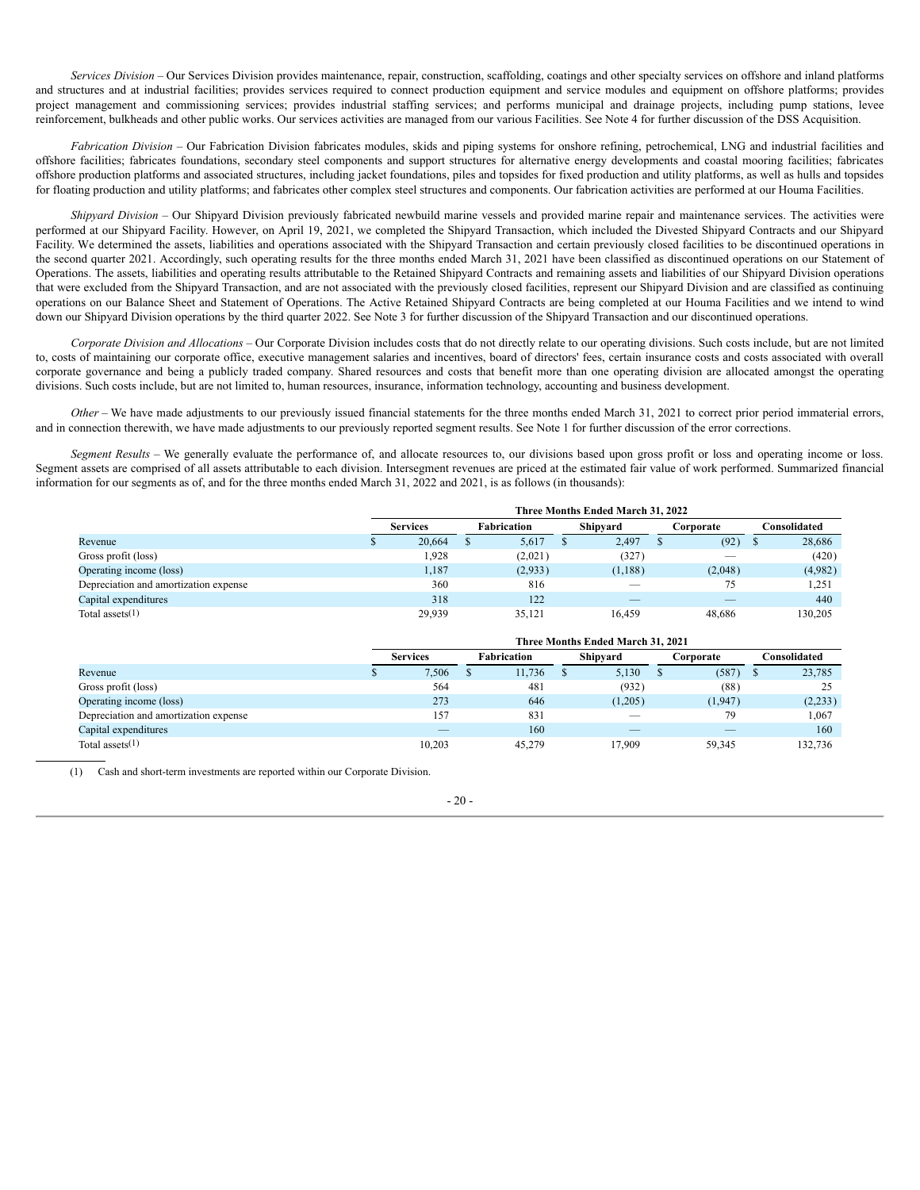*Services Division* – Our Services Division provides maintenance, repair, construction, scaffolding, coatings and other specialty services on offshore and inland platforms and structures and at industrial facilities; provides services required to connect production equipment and service modules and equipment on offshore platforms; provides project management and commissioning services; provides industrial staffing services; and performs municipal and drainage projects, including pump stations, levee reinforcement, bulkheads and other public works. Our services activities are managed from our various Facilities. See Note 4 for further discussion of the DSS Acquisition.

*Fabrication Division* – Our Fabrication Division fabricates modules, skids and piping systems for onshore refining, petrochemical, LNG and industrial facilities and offshore facilities; fabricates foundations, secondary steel components and support structures for alternative energy developments and coastal mooring facilities; fabricates offshore production platforms and associated structures, including jacket foundations, piles and topsides for fixed production and utility platforms, as well as hulls and topsides for floating production and utility platforms; and fabricates other complex steel structures and components. Our fabrication activities are performed at our Houma Facilities.

*Shipyard Division* – Our Shipyard Division previously fabricated newbuild marine vessels and provided marine repair and maintenance services. The activities were performed at our Shipyard Facility. However, on April 19, 2021, we completed the Shipyard Transaction, which included the Divested Shipyard Contracts and our Shipyard Facility. We determined the assets, liabilities and operations associated with the Shipyard Transaction and certain previously closed facilities to be discontinued operations in the second quarter 2021. Accordingly, such operating results for the three months ended March 31, 2021 have been classified as discontinued operations on our Statement of Operations. The assets, liabilities and operating results attributable to the Retained Shipyard Contracts and remaining assets and liabilities of our Shipyard Division operations that were excluded from the Shipyard Transaction, and are not associated with the previously closed facilities, represent our Shipyard Division and are classified as continuing operations on our Balance Sheet and Statement of Operations. The Active Retained Shipyard Contracts are being completed at our Houma Facilities and we intend to wind down our Shipyard Division operations by the third quarter 2022. See Note 3 for further discussion of the Shipyard Transaction and our discontinued operations.

*Corporate Division and Allocations* – Our Corporate Division includes costs that do not directly relate to our operating divisions. Such costs include, but are not limited to, costs of maintaining our corporate office, executive management salaries and incentives, board of directors' fees, certain insurance costs and costs associated with overall corporate governance and being a publicly traded company. Shared resources and costs that benefit more than one operating division are allocated amongst the operating divisions. Such costs include, but are not limited to, human resources, insurance, information technology, accounting and business development.

*Other* – We have made adjustments to our previously issued financial statements for the three months ended March 31, 2021 to correct prior period immaterial errors, and in connection therewith, we have made adjustments to our previously reported segment results. See Note 1 for further discussion of the error corrections.

*Segment Results* – We generally evaluate the performance of, and allocate resources to, our divisions based upon gross profit or loss and operating income or loss. Segment assets are comprised of all assets attributable to each division. Intersegment revenues are priced at the estimated fair value of work performed. Summarized financial information for our segments as of, and for the three months ended March 31, 2022 and 2021, is as follows (in thousands):

| | Three Months Ended March 31, 2022 | | | | |
|---|---|---|---|---|---|
| | Services | Fabrication | Shipyard | Corporate | Consolidated |
| Revenue | $ 20,664 | $ 5,617 | $ 2,497 | $ (92) | $ 28,686 |
| Gross profit (loss) | 1,928 | (2,021) | (327) | — | (420) |
| Operating income (loss) | 1,187 | (2,933) | (1,188) | (2,048) | (4,982) |
| Depreciation and amortization expense | 360 | 816 | — | 75 | 1,251 |
| Capital expenditures | 318 | 122 | — | — | 440 |
| Total assets(1) | 29,939 | 35,121 | 16,459 | 48,686 | 130,205 |

| | Three Months Ended March 31, 2021 | | | | |
|---|---|---|---|---|---|
| | Services | Fabrication | Shipyard | Corporate | Consolidated |
| Revenue | $ 7,506 | $ 11,736 | $ 5,130 | $ (587) | $ 23,785 |
| Gross profit (loss) | 564 | 481 | (932) | (88) | 25 |
| Operating income (loss) | 273 | 646 | (1,205) | (1,947) | (2,233) |
| Depreciation and amortization expense | 157 | 831 | — | 79 | 1,067 |
| Capital expenditures | — | 160 | — | — | 160 |
| Total assets(1) | 10,203 | 45,279 | 17,909 | 59,345 | 132,736 |

(1) Cash and short-term investments are reported within our Corporate Division.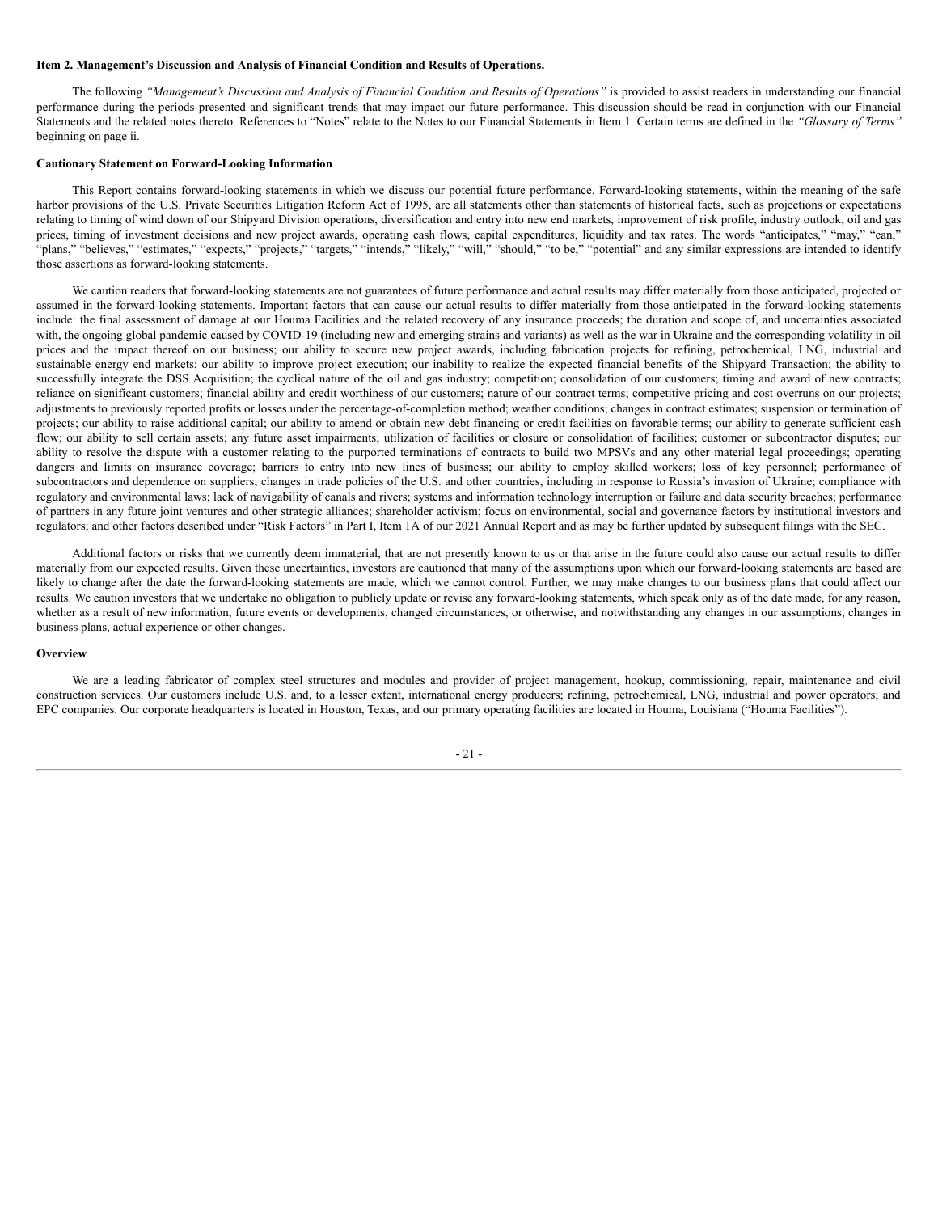**Item 2. Management's Discussion and Analysis of Financial Condition and Results of Operations.**

The following *"Management's Discussion and Analysis of Financial Condition and Results of Operations"* is provided to assist readers in understanding our financial performance during the periods presented and significant trends that may impact our future performance. This discussion should be read in conjunction with our Financial Statements and the related notes thereto. References to "Notes" relate to the Notes to our Financial Statements in Item 1. Certain terms are defined in the *"Glossary of Terms"* beginning on page ii.

**Cautionary Statement on Forward-Looking Information**

This Report contains forward-looking statements in which we discuss our potential future performance. Forward-looking statements, within the meaning of the safe harbor provisions of the U.S. Private Securities Litigation Reform Act of 1995, are all statements other than statements of historical facts, such as projections or expectations relating to timing of wind down of our Shipyard Division operations, diversification and entry into new end markets, improvement of risk profile, industry outlook, oil and gas prices, timing of investment decisions and new project awards, operating cash flows, capital expenditures, liquidity and tax rates. The words "anticipates," "may," "can," "plans," "believes," "estimates," "expects," "projects," "targets," "intends," "likely," "will," "should," "to be," "potential" and any similar expressions are intended to identify those assertions as forward-looking statements.

We caution readers that forward-looking statements are not guarantees of future performance and actual results may differ materially from those anticipated, projected or assumed in the forward-looking statements. Important factors that can cause our actual results to differ materially from those anticipated in the forward-looking statements include: the final assessment of damage at our Houma Facilities and the related recovery of any insurance proceeds; the duration and scope of, and uncertainties associated with, the ongoing global pandemic caused by COVID-19 (including new and emerging strains and variants) as well as the war in Ukraine and the corresponding volatility in oil prices and the impact thereof on our business; our ability to secure new project awards, including fabrication projects for refining, petrochemical, LNG, industrial and sustainable energy end markets; our ability to improve project execution; our inability to realize the expected financial benefits of the Shipyard Transaction; the ability to successfully integrate the DSS Acquisition; the cyclical nature of the oil and gas industry; competition; consolidation of our customers; timing and award of new contracts; reliance on significant customers; financial ability and credit worthiness of our customers; nature of our contract terms; competitive pricing and cost overruns on our projects; adjustments to previously reported profits or losses under the percentage-of-completion method; weather conditions; changes in contract estimates; suspension or termination of projects; our ability to raise additional capital; our ability to amend or obtain new debt financing or credit facilities on favorable terms; our ability to generate sufficient cash flow; our ability to sell certain assets; any future asset impairments; utilization of facilities or closure or consolidation of facilities; customer or subcontractor disputes; our ability to resolve the dispute with a customer relating to the purported terminations of contracts to build two MPSVs and any other material legal proceedings; operating dangers and limits on insurance coverage; barriers to entry into new lines of business; our ability to employ skilled workers; loss of key personnel; performance of subcontractors and dependence on suppliers; changes in trade policies of the U.S. and other countries, including in response to Russia's invasion of Ukraine; compliance with regulatory and environmental laws; lack of navigability of canals and rivers; systems and information technology interruption or failure and data security breaches; performance of partners in any future joint ventures and other strategic alliances; shareholder activism; focus on environmental, social and governance factors by institutional investors and regulators; and other factors described under "Risk Factors" in Part I, Item 1A of our 2021 Annual Report and as may be further updated by subsequent filings with the SEC.

Additional factors or risks that we currently deem immaterial, that are not presently known to us or that arise in the future could also cause our actual results to differ materially from our expected results. Given these uncertainties, investors are cautioned that many of the assumptions upon which our forward-looking statements are based are likely to change after the date the forward-looking statements are made, which we cannot control. Further, we may make changes to our business plans that could affect our results. We caution investors that we undertake no obligation to publicly update or revise any forward-looking statements, which speak only as of the date made, for any reason, whether as a result of new information, future events or developments, changed circumstances, or otherwise, and notwithstanding any changes in our assumptions, changes in business plans, actual experience or other changes.

**Overview**

We are a leading fabricator of complex steel structures and modules and provider of project management, hookup, commissioning, repair, maintenance and civil construction services. Our customers include U.S. and, to a lesser extent, international energy producers; refining, petrochemical, LNG, industrial and power operators; and EPC companies. Our corporate headquarters is located in Houston, Texas, and our primary operating facilities are located in Houma, Louisiana ("Houma Facilities").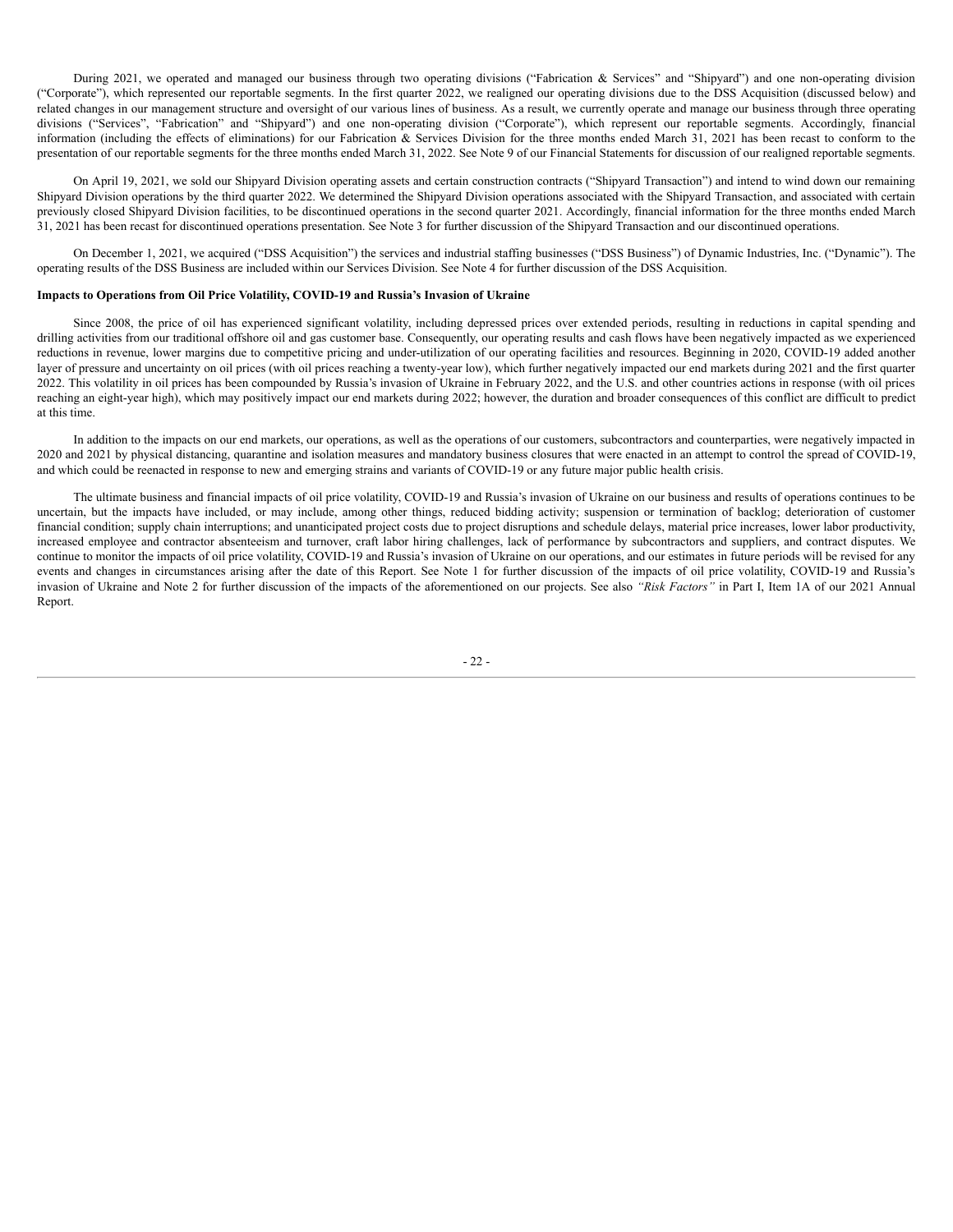During 2021, we operated and managed our business through two operating divisions ("Fabrication & Services" and "Shipyard") and one non-operating division ("Corporate"), which represented our reportable segments. In the first quarter 2022, we realigned our operating divisions due to the DSS Acquisition (discussed below) and related changes in our management structure and oversight of our various lines of business. As a result, we currently operate and manage our business through three operating divisions ("Services", "Fabrication" and "Shipyard") and one non-operating division ("Corporate"), which represent our reportable segments. Accordingly, financial information (including the effects of eliminations) for our Fabrication & Services Division for the three months ended March 31, 2021 has been recast to conform to the presentation of our reportable segments for the three months ended March 31, 2022. See Note 9 of our Financial Statements for discussion of our realigned reportable segments.

On April 19, 2021, we sold our Shipyard Division operating assets and certain construction contracts ("Shipyard Transaction") and intend to wind down our remaining Shipyard Division operations by the third quarter 2022. We determined the Shipyard Division operations associated with the Shipyard Transaction, and associated with certain previously closed Shipyard Division facilities, to be discontinued operations in the second quarter 2021. Accordingly, financial information for the three months ended March 31, 2021 has been recast for discontinued operations presentation. See Note 3 for further discussion of the Shipyard Transaction and our discontinued operations.

On December 1, 2021, we acquired ("DSS Acquisition") the services and industrial staffing businesses ("DSS Business") of Dynamic Industries, Inc. ("Dynamic"). The operating results of the DSS Business are included within our Services Division. See Note 4 for further discussion of the DSS Acquisition.

**Impacts to Operations from Oil Price Volatility, COVID-19 and Russia's Invasion of Ukraine**

Since 2008, the price of oil has experienced significant volatility, including depressed prices over extended periods, resulting in reductions in capital spending and drilling activities from our traditional offshore oil and gas customer base. Consequently, our operating results and cash flows have been negatively impacted as we experienced reductions in revenue, lower margins due to competitive pricing and under-utilization of our operating facilities and resources. Beginning in 2020, COVID-19 added another layer of pressure and uncertainty on oil prices (with oil prices reaching a twenty-year low), which further negatively impacted our end markets during 2021 and the first quarter 2022. This volatility in oil prices has been compounded by Russia's invasion of Ukraine in February 2022, and the U.S. and other countries actions in response (with oil prices reaching an eight-year high), which may positively impact our end markets during 2022; however, the duration and broader consequences of this conflict are difficult to predict at this time.

In addition to the impacts on our end markets, our operations, as well as the operations of our customers, subcontractors and counterparties, were negatively impacted in 2020 and 2021 by physical distancing, quarantine and isolation measures and mandatory business closures that were enacted in an attempt to control the spread of COVID-19, and which could be reenacted in response to new and emerging strains and variants of COVID-19 or any future major public health crisis.

The ultimate business and financial impacts of oil price volatility, COVID-19 and Russia's invasion of Ukraine on our business and results of operations continues to be uncertain, but the impacts have included, or may include, among other things, reduced bidding activity; suspension or termination of backlog; deterioration of customer financial condition; supply chain interruptions; and unanticipated project costs due to project disruptions and schedule delays, material price increases, lower labor productivity, increased employee and contractor absenteeism and turnover, craft labor hiring challenges, lack of performance by subcontractors and suppliers, and contract disputes. We continue to monitor the impacts of oil price volatility, COVID-19 and Russia's invasion of Ukraine on our operations, and our estimates in future periods will be revised for any events and changes in circumstances arising after the date of this Report. See Note 1 for further discussion of the impacts of oil price volatility, COVID-19 and Russia's invasion of Ukraine and Note 2 for further discussion of the impacts of the aforementioned on our projects. See also *"Risk Factors"* in Part I, Item 1A of our 2021 Annual Report.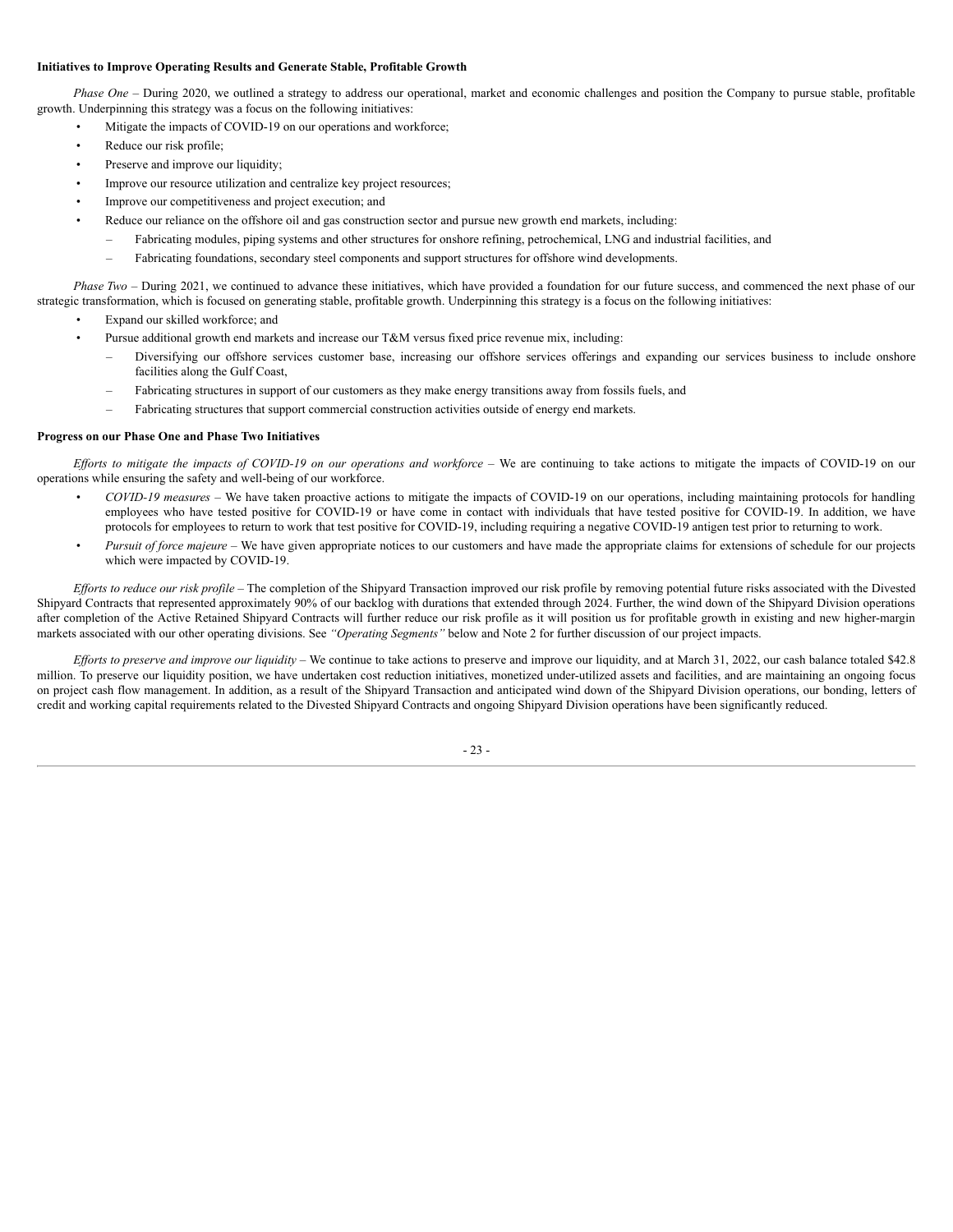**Initiatives to Improve Operating Results and Generate Stable, Profitable Growth**

*Phase One* – During 2020, we outlined a strategy to address our operational, market and economic challenges and position the Company to pursue stable, profitable growth. Underpinning this strategy was a focus on the following initiatives:

- Mitigate the impacts of COVID-19 on our operations and workforce;
- Reduce our risk profile;
- Preserve and improve our liquidity;
- Improve our resource utilization and centralize key project resources;
- Improve our competitiveness and project execution; and
- Reduce our reliance on the offshore oil and gas construction sector and pursue new growth end markets, including:
  - Fabricating modules, piping systems and other structures for onshore refining, petrochemical, LNG and industrial facilities, and
  - Fabricating foundations, secondary steel components and support structures for offshore wind developments.

*Phase Two* – During 2021, we continued to advance these initiatives, which have provided a foundation for our future success, and commenced the next phase of our strategic transformation, which is focused on generating stable, profitable growth. Underpinning this strategy is a focus on the following initiatives:

- Expand our skilled workforce; and
- Pursue additional growth end markets and increase our T&M versus fixed price revenue mix, including:
  - Diversifying our offshore services customer base, increasing our offshore services offerings and expanding our services business to include onshore facilities along the Gulf Coast,
  - Fabricating structures in support of our customers as they make energy transitions away from fossils fuels, and
  - Fabricating structures that support commercial construction activities outside of energy end markets.

**Progress on our Phase One and Phase Two Initiatives**

*Efforts to mitigate the impacts of COVID-19 on our operations and workforce* – We are continuing to take actions to mitigate the impacts of COVID-19 on our operations while ensuring the safety and well-being of our workforce.

- *COVID-19 measures* – We have taken proactive actions to mitigate the impacts of COVID-19 on our operations, including maintaining protocols for handling employees who have tested positive for COVID-19 or have come in contact with individuals that have tested positive for COVID-19. In addition, we have protocols for employees to return to work that test positive for COVID-19, including requiring a negative COVID-19 antigen test prior to returning to work.
- *Pursuit of force majeure* – We have given appropriate notices to our customers and have made the appropriate claims for extensions of schedule for our projects which were impacted by COVID-19.

*Efforts to reduce our risk profile* – The completion of the Shipyard Transaction improved our risk profile by removing potential future risks associated with the Divested Shipyard Contracts that represented approximately 90% of our backlog with durations that extended through 2024. Further, the wind down of the Shipyard Division operations after completion of the Active Retained Shipyard Contracts will further reduce our risk profile as it will position us for profitable growth in existing and new higher-margin markets associated with our other operating divisions. See *"Operating Segments"* below and Note 2 for further discussion of our project impacts.

*Efforts to preserve and improve our liquidity* – We continue to take actions to preserve and improve our liquidity, and at March 31, 2022, our cash balance totaled $42.8 million. To preserve our liquidity position, we have undertaken cost reduction initiatives, monetized under-utilized assets and facilities, and are maintaining an ongoing focus on project cash flow management. In addition, as a result of the Shipyard Transaction and anticipated wind down of the Shipyard Division operations, our bonding, letters of credit and working capital requirements related to the Divested Shipyard Contracts and ongoing Shipyard Division operations have been significantly reduced.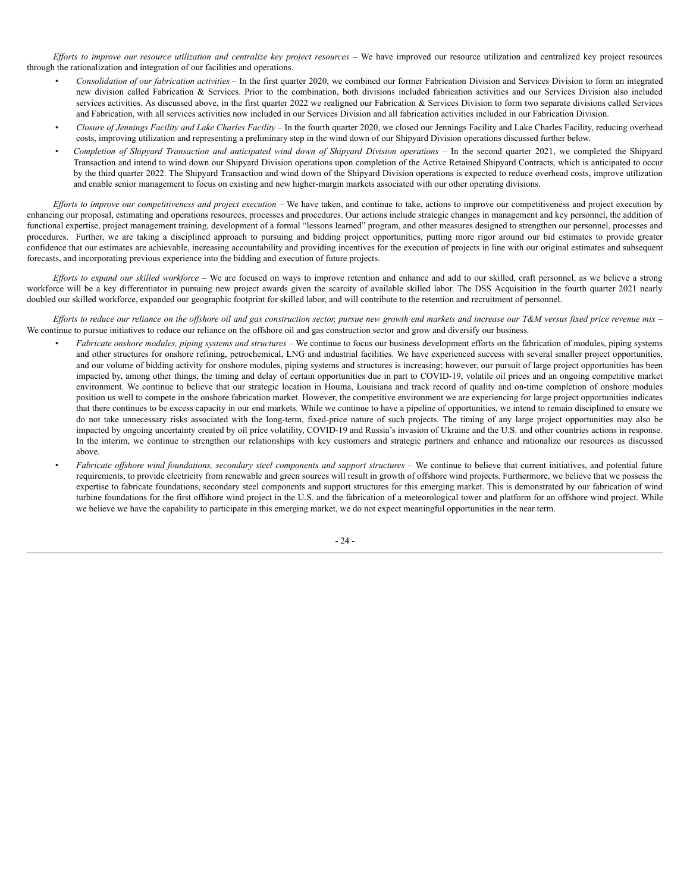*Efforts to improve our resource utilization and centralize key project resources* – We have improved our resource utilization and centralized key project resources through the rationalization and integration of our facilities and operations.

- *Consolidation of our fabrication activities* – In the first quarter 2020, we combined our former Fabrication Division and Services Division to form an integrated new division called Fabrication & Services. Prior to the combination, both divisions included fabrication activities and our Services Division also included services activities. As discussed above, in the first quarter 2022 we realigned our Fabrication & Services Division to form two separate divisions called Services and Fabrication, with all services activities now included in our Services Division and all fabrication activities included in our Fabrication Division.
- *Closure of Jennings Facility and Lake Charles Facility* – In the fourth quarter 2020, we closed our Jennings Facility and Lake Charles Facility, reducing overhead costs, improving utilization and representing a preliminary step in the wind down of our Shipyard Division operations discussed further below.
- *Completion of Shipyard Transaction and anticipated wind down of Shipyard Division operations* – In the second quarter 2021, we completed the Shipyard Transaction and intend to wind down our Shipyard Division operations upon completion of the Active Retained Shipyard Contracts, which is anticipated to occur by the third quarter 2022. The Shipyard Transaction and wind down of the Shipyard Division operations is expected to reduce overhead costs, improve utilization and enable senior management to focus on existing and new higher-margin markets associated with our other operating divisions.

*Efforts to improve our competitiveness and project execution* – We have taken, and continue to take, actions to improve our competitiveness and project execution by enhancing our proposal, estimating and operations resources, processes and procedures. Our actions include strategic changes in management and key personnel, the addition of functional expertise, project management training, development of a formal "lessons learned" program, and other measures designed to strengthen our personnel, processes and procedures. Further, we are taking a disciplined approach to pursuing and bidding project opportunities, putting more rigor around our bid estimates to provide greater confidence that our estimates are achievable, increasing accountability and providing incentives for the execution of projects in line with our original estimates and subsequent forecasts, and incorporating previous experience into the bidding and execution of future projects.

*Efforts to expand our skilled workforce* – We are focused on ways to improve retention and enhance and add to our skilled, craft personnel, as we believe a strong workforce will be a key differentiator in pursuing new project awards given the scarcity of available skilled labor. The DSS Acquisition in the fourth quarter 2021 nearly doubled our skilled workforce, expanded our geographic footprint for skilled labor, and will contribute to the retention and recruitment of personnel.

*Efforts to reduce our reliance on the offshore oil and gas construction sector, pursue new growth end markets and increase our T&M versus fixed price revenue mix* – We continue to pursue initiatives to reduce our reliance on the offshore oil and gas construction sector and grow and diversify our business.

- *Fabricate onshore modules, piping systems and structures* – We continue to focus our business development efforts on the fabrication of modules, piping systems and other structures for onshore refining, petrochemical, LNG and industrial facilities. We have experienced success with several smaller project opportunities, and our volume of bidding activity for onshore modules, piping systems and structures is increasing; however, our pursuit of large project opportunities has been impacted by, among other things, the timing and delay of certain opportunities due in part to COVID-19, volatile oil prices and an ongoing competitive market environment. We continue to believe that our strategic location in Houma, Louisiana and track record of quality and on-time completion of onshore modules position us well to compete in the onshore fabrication market. However, the competitive environment we are experiencing for large project opportunities indicates that there continues to be excess capacity in our end markets. While we continue to have a pipeline of opportunities, we intend to remain disciplined to ensure we do not take unnecessary risks associated with the long-term, fixed-price nature of such projects. The timing of any large project opportunities may also be impacted by ongoing uncertainty created by oil price volatility, COVID-19 and Russia's invasion of Ukraine and the U.S. and other countries actions in response. In the interim, we continue to strengthen our relationships with key customers and strategic partners and enhance and rationalize our resources as discussed above.
- *Fabricate offshore wind foundations, secondary steel components and support structures* – We continue to believe that current initiatives, and potential future requirements, to provide electricity from renewable and green sources will result in growth of offshore wind projects. Furthermore, we believe that we possess the expertise to fabricate foundations, secondary steel components and support structures for this emerging market. This is demonstrated by our fabrication of wind turbine foundations for the first offshore wind project in the U.S. and the fabrication of a meteorological tower and platform for an offshore wind project. While we believe we have the capability to participate in this emerging market, we do not expect meaningful opportunities in the near term.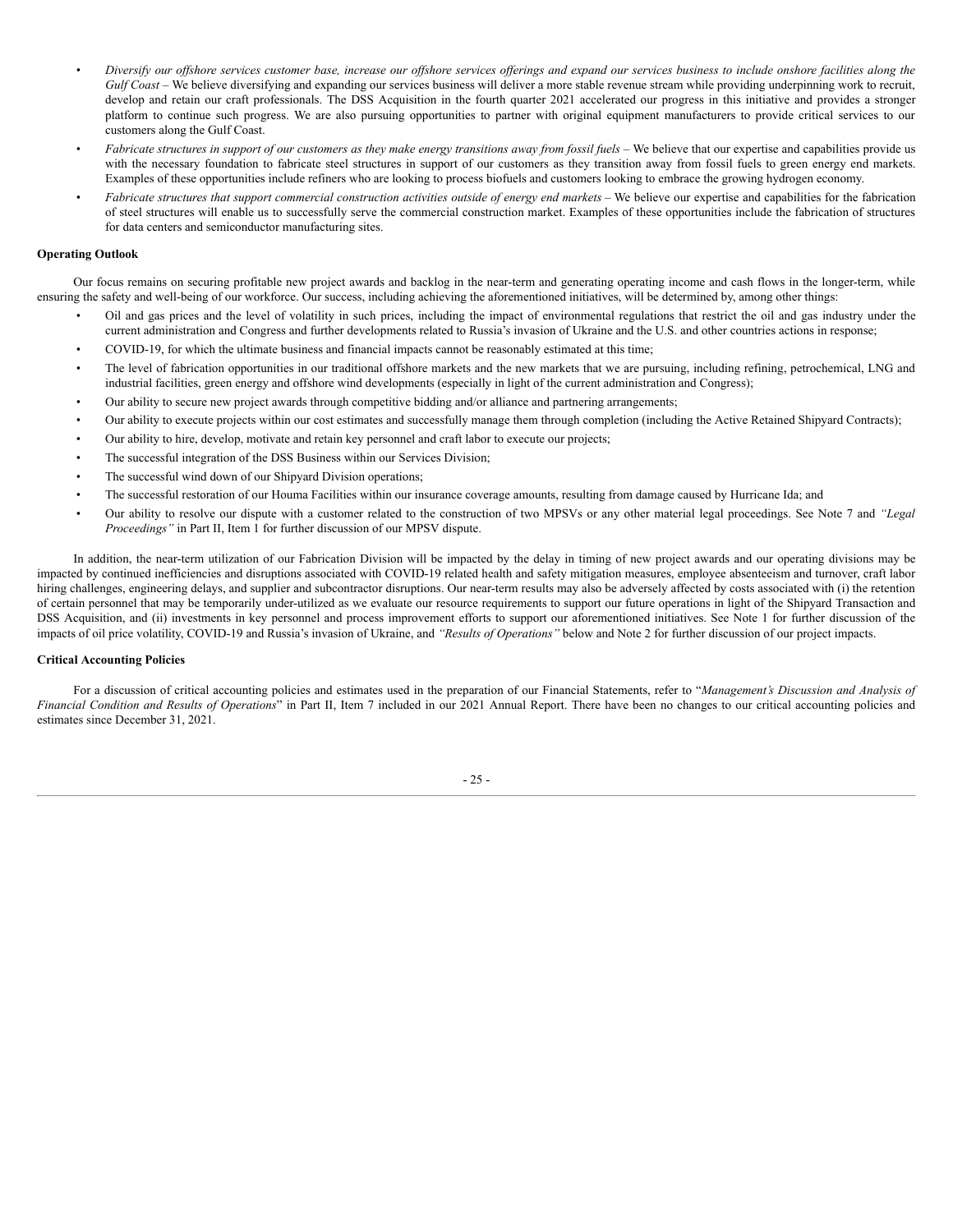- *Diversify our offshore services customer base, increase our offshore services offerings and expand our services business to include onshore facilities along the Gulf Coast* – We believe diversifying and expanding our services business will deliver a more stable revenue stream while providing underpinning work to recruit, develop and retain our craft professionals. The DSS Acquisition in the fourth quarter 2021 accelerated our progress in this initiative and provides a stronger platform to continue such progress. We are also pursuing opportunities to partner with original equipment manufacturers to provide critical services to our customers along the Gulf Coast.
- *Fabricate structures in support of our customers as they make energy transitions away from fossil fuels* – We believe that our expertise and capabilities provide us with the necessary foundation to fabricate steel structures in support of our customers as they transition away from fossil fuels to green energy end markets. Examples of these opportunities include refiners who are looking to process biofuels and customers looking to embrace the growing hydrogen economy.
- *Fabricate structures that support commercial construction activities outside of energy end markets* – We believe our expertise and capabilities for the fabrication of steel structures will enable us to successfully serve the commercial construction market. Examples of these opportunities include the fabrication of structures for data centers and semiconductor manufacturing sites.

**Operating Outlook**

Our focus remains on securing profitable new project awards and backlog in the near-term and generating operating income and cash flows in the longer-term, while ensuring the safety and well-being of our workforce. Our success, including achieving the aforementioned initiatives, will be determined by, among other things:

- Oil and gas prices and the level of volatility in such prices, including the impact of environmental regulations that restrict the oil and gas industry under the current administration and Congress and further developments related to Russia's invasion of Ukraine and the U.S. and other countries actions in response;
- COVID-19, for which the ultimate business and financial impacts cannot be reasonably estimated at this time;
- The level of fabrication opportunities in our traditional offshore markets and the new markets that we are pursuing, including refining, petrochemical, LNG and industrial facilities, green energy and offshore wind developments (especially in light of the current administration and Congress);
- Our ability to secure new project awards through competitive bidding and/or alliance and partnering arrangements;
- Our ability to execute projects within our cost estimates and successfully manage them through completion (including the Active Retained Shipyard Contracts);
- Our ability to hire, develop, motivate and retain key personnel and craft labor to execute our projects;
- The successful integration of the DSS Business within our Services Division;
- The successful wind down of our Shipyard Division operations;
- The successful restoration of our Houma Facilities within our insurance coverage amounts, resulting from damage caused by Hurricane Ida; and
- Our ability to resolve our dispute with a customer related to the construction of two MPSVs or any other material legal proceedings. See Note 7 and *"Legal Proceedings"* in Part II, Item 1 for further discussion of our MPSV dispute.

In addition, the near-term utilization of our Fabrication Division will be impacted by the delay in timing of new project awards and our operating divisions may be impacted by continued inefficiencies and disruptions associated with COVID-19 related health and safety mitigation measures, employee absenteeism and turnover, craft labor hiring challenges, engineering delays, and supplier and subcontractor disruptions. Our near-term results may also be adversely affected by costs associated with (i) the retention of certain personnel that may be temporarily under-utilized as we evaluate our resource requirements to support our future operations in light of the Shipyard Transaction and DSS Acquisition, and (ii) investments in key personnel and process improvement efforts to support our aforementioned initiatives. See Note 1 for further discussion of the impacts of oil price volatility, COVID-19 and Russia's invasion of Ukraine, and *"Results of Operations"* below and Note 2 for further discussion of our project impacts.

**Critical Accounting Policies**

For a discussion of critical accounting policies and estimates used in the preparation of our Financial Statements, refer to "*Management's Discussion and Analysis of Financial Condition and Results of Operations*" in Part II, Item 7 included in our 2021 Annual Report. There have been no changes to our critical accounting policies and estimates since December 31, 2021.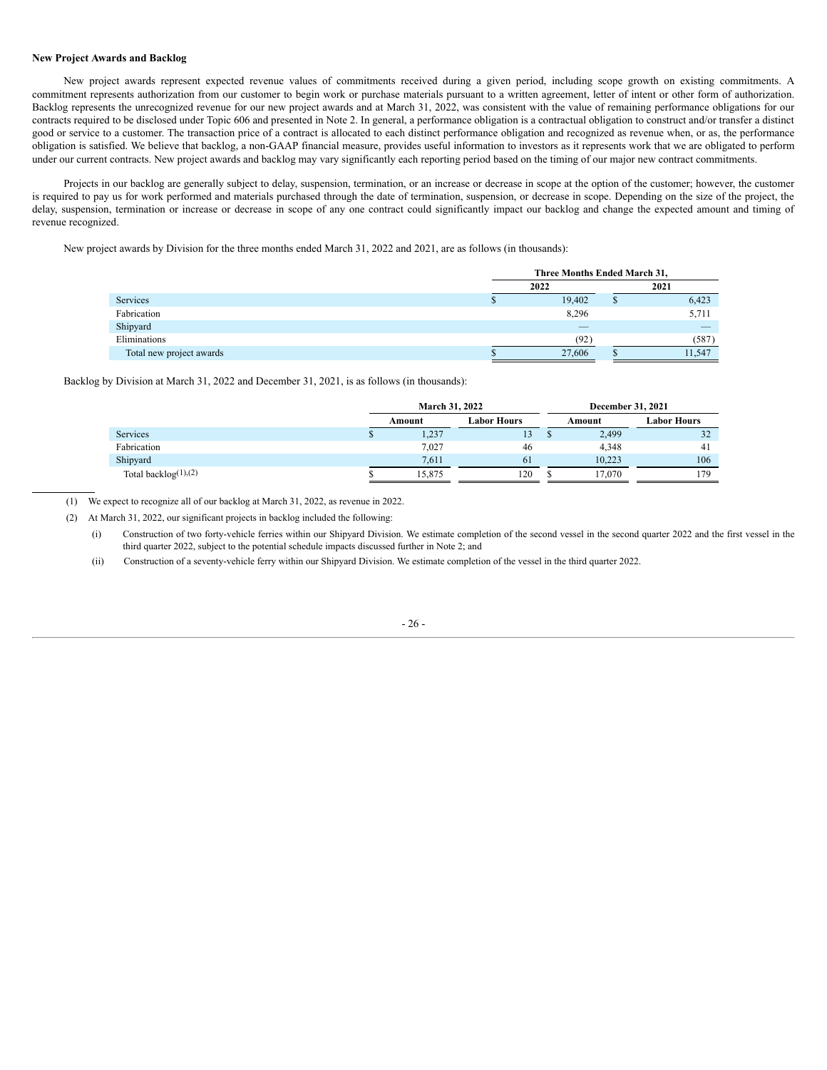**New Project Awards and Backlog**

New project awards represent expected revenue values of commitments received during a given period, including scope growth on existing commitments. A commitment represents authorization from our customer to begin work or purchase materials pursuant to a written agreement, letter of intent or other form of authorization. Backlog represents the unrecognized revenue for our new project awards and at March 31, 2022, was consistent with the value of remaining performance obligations for our contracts required to be disclosed under Topic 606 and presented in Note 2. In general, a performance obligation is a contractual obligation to construct and/or transfer a distinct good or service to a customer. The transaction price of a contract is allocated to each distinct performance obligation and recognized as revenue when, or as, the performance obligation is satisfied. We believe that backlog, a non-GAAP financial measure, provides useful information to investors as it represents work that we are obligated to perform under our current contracts. New project awards and backlog may vary significantly each reporting period based on the timing of our major new contract commitments.

Projects in our backlog are generally subject to delay, suspension, termination, or an increase or decrease in scope at the option of the customer; however, the customer is required to pay us for work performed and materials purchased through the date of termination, suspension, or decrease in scope. Depending on the size of the project, the delay, suspension, termination or increase or decrease in scope of any one contract could significantly impact our backlog and change the expected amount and timing of revenue recognized.

New project awards by Division for the three months ended March 31, 2022 and 2021, are as follows (in thousands):

| | Three Months Ended March 31, | |
|---|---|---|
| | 2022 | 2021 |
| Services | $ 19,402 | $ 6,423 |
| Fabrication | 8,296 | 5,711 |
| Shipyard | — | — |
| Eliminations | (92) | (587) |
| Total new project awards | $ 27,606 | $ 11,547 |

Backlog by Division at March 31, 2022 and December 31, 2021, is as follows (in thousands):

| | March 31, 2022 | | December 31, 2021 | |
|---|---|---|---|---|
| | Amount | Labor Hours | Amount | Labor Hours |
| Services | $ 1,237 | 13 | $ 2,499 | 32 |
| Fabrication | 7,027 | 46 | 4,348 | 41 |
| Shipyard | 7,611 | 61 | 10,223 | 106 |
| Total backlog(1),(2) | $ 15,875 | 120 | $ 17,070 | 179 |

(1) We expect to recognize all of our backlog at March 31, 2022, as revenue in 2022.

(2) At March 31, 2022, our significant projects in backlog included the following:

(i) Construction of two forty-vehicle ferries within our Shipyard Division. We estimate completion of the second vessel in the second quarter 2022 and the first vessel in the third quarter 2022, subject to the potential schedule impacts discussed further in Note 2; and

(ii) Construction of a seventy-vehicle ferry within our Shipyard Division. We estimate completion of the vessel in the third quarter 2022.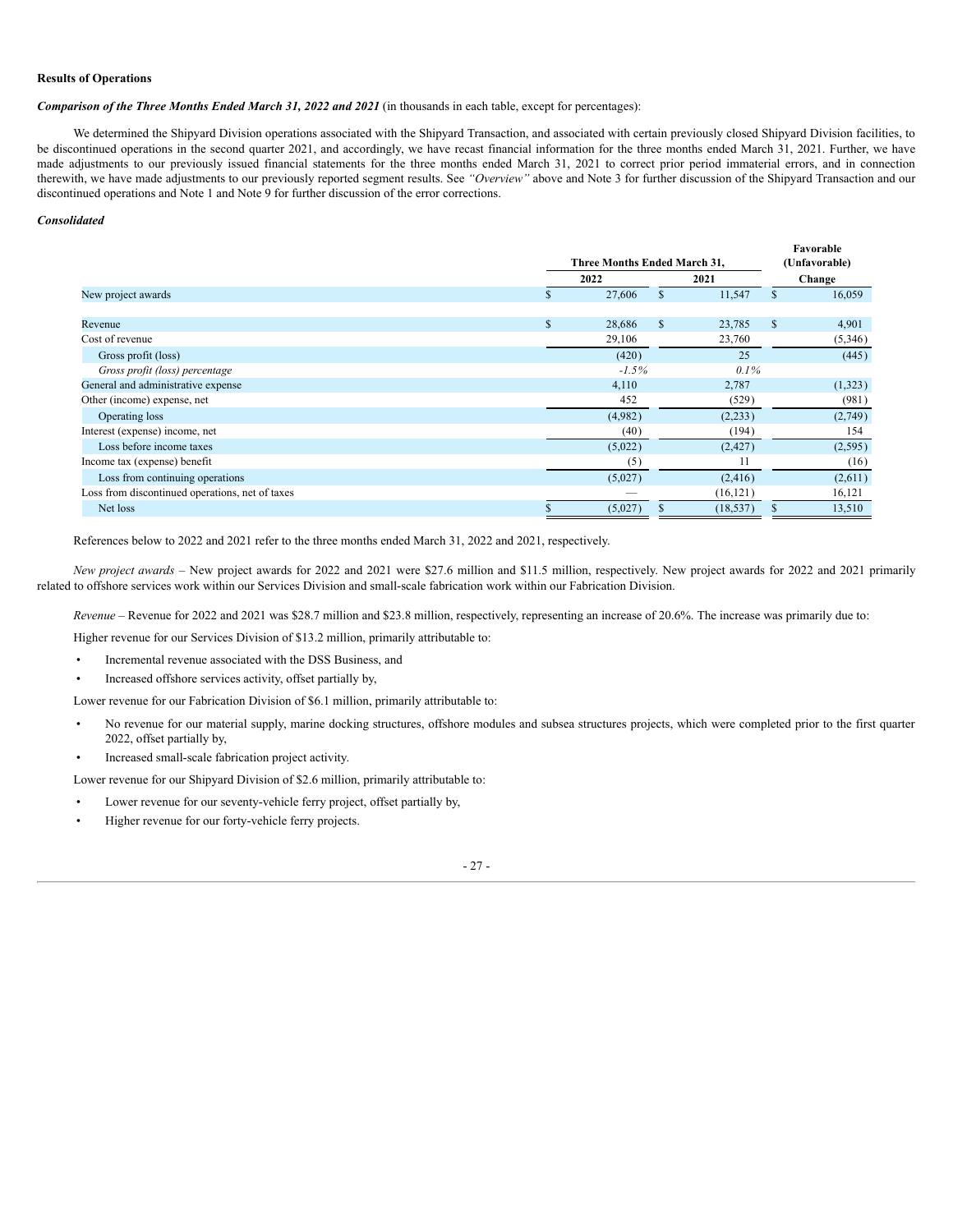**Results of Operations**

***Comparison of the Three Months Ended March 31, 2022 and 2021*** (in thousands in each table, except for percentages):

We determined the Shipyard Division operations associated with the Shipyard Transaction, and associated with certain previously closed Shipyard Division facilities, to be discontinued operations in the second quarter 2021, and accordingly, we have recast financial information for the three months ended March 31, 2021. Further, we have made adjustments to our previously issued financial statements for the three months ended March 31, 2021 to correct prior period immaterial errors, and in connection therewith, we have made adjustments to our previously reported segment results. See *"Overview"* above and Note 3 for further discussion of the Shipyard Transaction and our discontinued operations and Note 1 and Note 9 for further discussion of the error corrections.

***Consolidated***

| | Three Months Ended March 31, | | Favorable (Unfavorable) |
|---|---|---|---|
| | 2022 | 2021 | Change |
| New project awards | $ 27,606 | $ 11,547 | $ 16,059 |
| | | | |
| Revenue | $ 28,686 | $ 23,785 | $ 4,901 |
| Cost of revenue | 29,106 | 23,760 | (5,346) |
| Gross profit (loss) | (420) | 25 | (445) |
| *Gross profit (loss) percentage* | *-1.5%* | *0.1%* | |
| General and administrative expense | 4,110 | 2,787 | (1,323) |
| Other (income) expense, net | 452 | (529) | (981) |
| Operating loss | (4,982) | (2,233) | (2,749) |
| Interest (expense) income, net | (40) | (194) | 154 |
| Loss before income taxes | (5,022) | (2,427) | (2,595) |
| Income tax (expense) benefit | (5) | 11 | (16) |
| Loss from continuing operations | (5,027) | (2,416) | (2,611) |
| Loss from discontinued operations, net of taxes | — | (16,121) | 16,121 |
| Net loss | $ (5,027) | $ (18,537) | $ 13,510 |

References below to 2022 and 2021 refer to the three months ended March 31, 2022 and 2021, respectively.

*New project awards* – New project awards for 2022 and 2021 were $27.6 million and $11.5 million, respectively. New project awards for 2022 and 2021 primarily related to offshore services work within our Services Division and small-scale fabrication work within our Fabrication Division.

*Revenue* – Revenue for 2022 and 2021 was $28.7 million and $23.8 million, respectively, representing an increase of 20.6%. The increase was primarily due to:

Higher revenue for our Services Division of $13.2 million, primarily attributable to:

- Incremental revenue associated with the DSS Business, and
- Increased offshore services activity, offset partially by,

Lower revenue for our Fabrication Division of $6.1 million, primarily attributable to:

- No revenue for our material supply, marine docking structures, offshore modules and subsea structures projects, which were completed prior to the first quarter 2022, offset partially by,
- Increased small-scale fabrication project activity.

Lower revenue for our Shipyard Division of $2.6 million, primarily attributable to:

- Lower revenue for our seventy-vehicle ferry project, offset partially by,
- Higher revenue for our forty-vehicle ferry projects.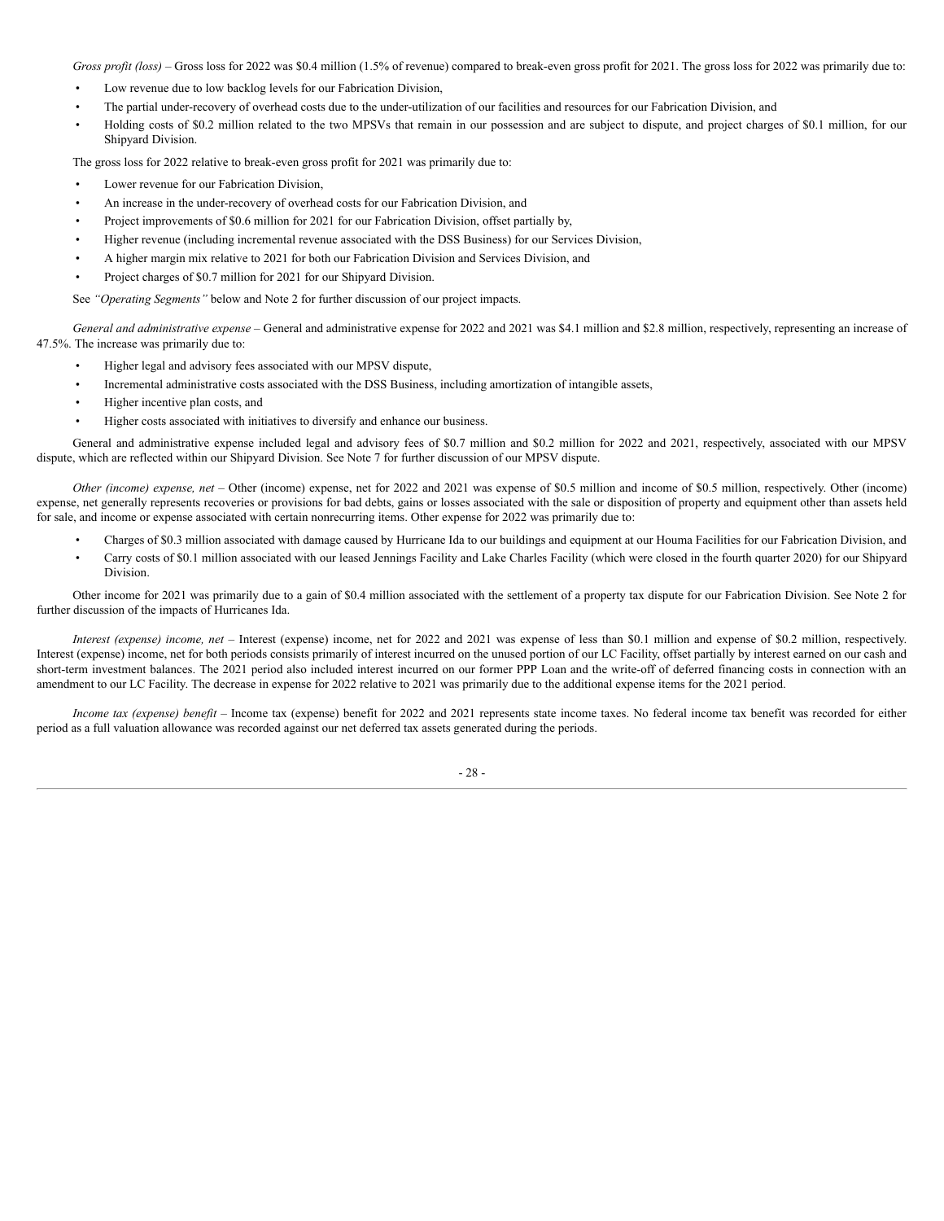*Gross profit (loss)* – Gross loss for 2022 was $0.4 million (1.5% of revenue) compared to break-even gross profit for 2021. The gross loss for 2022 was primarily due to:

- Low revenue due to low backlog levels for our Fabrication Division,
- The partial under-recovery of overhead costs due to the under-utilization of our facilities and resources for our Fabrication Division, and
- Holding costs of $0.2 million related to the two MPSVs that remain in our possession and are subject to dispute, and project charges of $0.1 million, for our Shipyard Division.

The gross loss for 2022 relative to break-even gross profit for 2021 was primarily due to:

- Lower revenue for our Fabrication Division,
- An increase in the under-recovery of overhead costs for our Fabrication Division, and
- Project improvements of $0.6 million for 2021 for our Fabrication Division, offset partially by,
- Higher revenue (including incremental revenue associated with the DSS Business) for our Services Division,
- A higher margin mix relative to 2021 for both our Fabrication Division and Services Division, and
- Project charges of $0.7 million for 2021 for our Shipyard Division.

See *"Operating Segments"* below and Note 2 for further discussion of our project impacts.

*General and administrative expense* – General and administrative expense for 2022 and 2021 was $4.1 million and $2.8 million, respectively, representing an increase of 47.5%. The increase was primarily due to:

- Higher legal and advisory fees associated with our MPSV dispute,
- Incremental administrative costs associated with the DSS Business, including amortization of intangible assets,
- Higher incentive plan costs, and
- Higher costs associated with initiatives to diversify and enhance our business.

General and administrative expense included legal and advisory fees of $0.7 million and $0.2 million for 2022 and 2021, respectively, associated with our MPSV dispute, which are reflected within our Shipyard Division. See Note 7 for further discussion of our MPSV dispute.

*Other (income) expense, net* – Other (income) expense, net for 2022 and 2021 was expense of $0.5 million and income of $0.5 million, respectively. Other (income) expense, net generally represents recoveries or provisions for bad debts, gains or losses associated with the sale or disposition of property and equipment other than assets held for sale, and income or expense associated with certain nonrecurring items. Other expense for 2022 was primarily due to:

- Charges of $0.3 million associated with damage caused by Hurricane Ida to our buildings and equipment at our Houma Facilities for our Fabrication Division, and
- Carry costs of $0.1 million associated with our leased Jennings Facility and Lake Charles Facility (which were closed in the fourth quarter 2020) for our Shipyard Division.

Other income for 2021 was primarily due to a gain of $0.4 million associated with the settlement of a property tax dispute for our Fabrication Division. See Note 2 for further discussion of the impacts of Hurricanes Ida.

*Interest (expense) income, net* – Interest (expense) income, net for 2022 and 2021 was expense of less than $0.1 million and expense of $0.2 million, respectively. Interest (expense) income, net for both periods consists primarily of interest incurred on the unused portion of our LC Facility, offset partially by interest earned on our cash and short-term investment balances. The 2021 period also included interest incurred on our former PPP Loan and the write-off of deferred financing costs in connection with an amendment to our LC Facility. The decrease in expense for 2022 relative to 2021 was primarily due to the additional expense items for the 2021 period.

*Income tax (expense) benefit* – Income tax (expense) benefit for 2022 and 2021 represents state income taxes. No federal income tax benefit was recorded for either period as a full valuation allowance was recorded against our net deferred tax assets generated during the periods.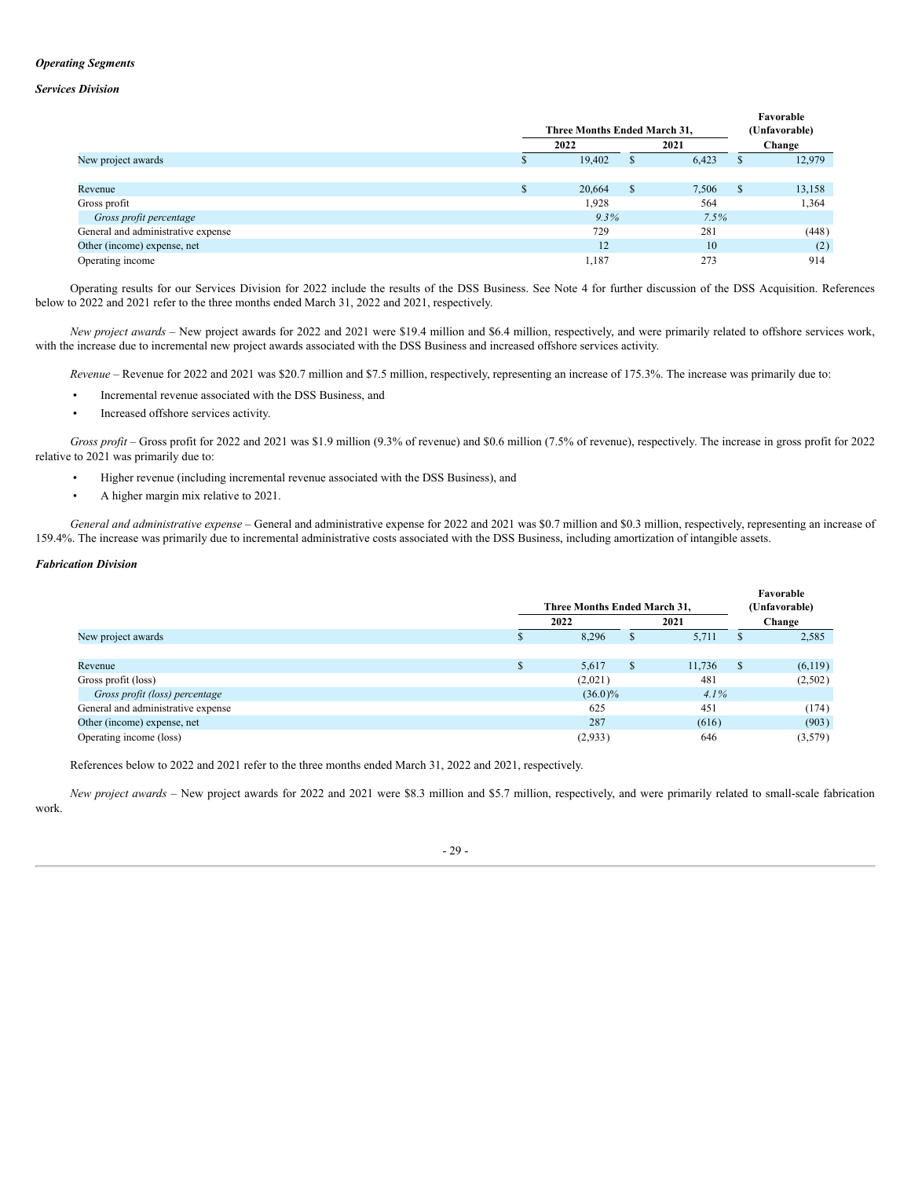***Operating Segments***

***Services Division***

| | Three Months Ended March 31, | | Favorable (Unfavorable) |
|---|---|---|---|
| | 2022 | 2021 | Change |
| New project awards | $ 19,402 | $ 6,423 | $ 12,979 |
| | | | |
| Revenue | $ 20,664 | $ 7,506 | $ 13,158 |
| Gross profit | 1,928 | 564 | 1,364 |
| *Gross profit percentage* | *9.3%* | *7.5%* | |
| General and administrative expense | 729 | 281 | (448) |
| Other (income) expense, net | 12 | 10 | (2) |
| Operating income | 1,187 | 273 | 914 |

Operating results for our Services Division for 2022 include the results of the DSS Business. See Note 4 for further discussion of the DSS Acquisition. References below to 2022 and 2021 refer to the three months ended March 31, 2022 and 2021, respectively.

*New project awards* – New project awards for 2022 and 2021 were $19.4 million and $6.4 million, respectively, and were primarily related to offshore services work, with the increase due to incremental new project awards associated with the DSS Business and increased offshore services activity.

*Revenue* – Revenue for 2022 and 2021 was $20.7 million and $7.5 million, respectively, representing an increase of 175.3%. The increase was primarily due to:

- Incremental revenue associated with the DSS Business, and
- Increased offshore services activity.

*Gross profit* – Gross profit for 2022 and 2021 was $1.9 million (9.3% of revenue) and $0.6 million (7.5% of revenue), respectively. The increase in gross profit for 2022 relative to 2021 was primarily due to:

- Higher revenue (including incremental revenue associated with the DSS Business), and
- A higher margin mix relative to 2021.

*General and administrative expense* – General and administrative expense for 2022 and 2021 was $0.7 million and $0.3 million, respectively, representing an increase of 159.4%. The increase was primarily due to incremental administrative costs associated with the DSS Business, including amortization of intangible assets.

***Fabrication Division***

| | Three Months Ended March 31, | | Favorable (Unfavorable) |
|---|---|---|---|
| | 2022 | 2021 | Change |
| New project awards | $ 8,296 | $ 5,711 | $ 2,585 |
| | | | |
| Revenue | $ 5,617 | $ 11,736 | $ (6,119) |
| Gross profit (loss) | (2,021) | 481 | (2,502) |
| *Gross profit (loss) percentage* | *(36.0)%* | *4.1%* | |
| General and administrative expense | 625 | 451 | (174) |
| Other (income) expense, net | 287 | (616) | (903) |
| Operating income (loss) | (2,933) | 646 | (3,579) |

References below to 2022 and 2021 refer to the three months ended March 31, 2022 and 2021, respectively.

*New project awards* – New project awards for 2022 and 2021 were $8.3 million and $5.7 million, respectively, and were primarily related to small-scale fabrication work.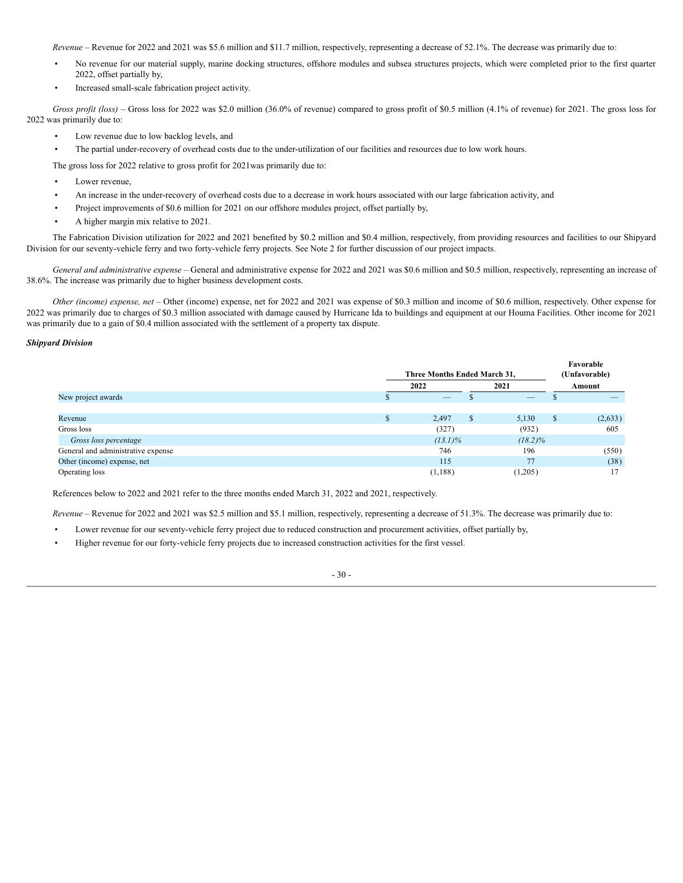*Revenue* – Revenue for 2022 and 2021 was $5.6 million and $11.7 million, respectively, representing a decrease of 52.1%. The decrease was primarily due to:

- No revenue for our material supply, marine docking structures, offshore modules and subsea structures projects, which were completed prior to the first quarter 2022, offset partially by,
- Increased small-scale fabrication project activity.

*Gross profit (loss)* – Gross loss for 2022 was $2.0 million (36.0% of revenue) compared to gross profit of $0.5 million (4.1% of revenue) for 2021. The gross loss for 2022 was primarily due to:

- Low revenue due to low backlog levels, and
- The partial under-recovery of overhead costs due to the under-utilization of our facilities and resources due to low work hours.

The gross loss for 2022 relative to gross profit for 2021was primarily due to:

- Lower revenue,
- An increase in the under-recovery of overhead costs due to a decrease in work hours associated with our large fabrication activity, and
- Project improvements of $0.6 million for 2021 on our offshore modules project, offset partially by,
- A higher margin mix relative to 2021.

The Fabrication Division utilization for 2022 and 2021 benefited by $0.2 million and $0.4 million, respectively, from providing resources and facilities to our Shipyard Division for our seventy-vehicle ferry and two forty-vehicle ferry projects. See Note 2 for further discussion of our project impacts.

*General and administrative expense* – General and administrative expense for 2022 and 2021 was $0.6 million and $0.5 million, respectively, representing an increase of 38.6%. The increase was primarily due to higher business development costs.

*Other (income) expense, net* – Other (income) expense, net for 2022 and 2021 was expense of $0.3 million and income of $0.6 million, respectively. Other expense for 2022 was primarily due to charges of $0.3 million associated with damage caused by Hurricane Ida to buildings and equipment at our Houma Facilities. Other income for 2021 was primarily due to a gain of $0.4 million associated with the settlement of a property tax dispute.

***Shipyard Division***

| | Three Months Ended March 31, | | Favorable (Unfavorable) |
|---|---|---|---|
| | 2022 | 2021 | Amount |
| New project awards | $ — | $ — | $ — |
| | | | |
| Revenue | $ 2,497 | $ 5,130 | $ (2,633) |
| Gross loss | (327) | (932) | 605 |
| *Gross loss percentage* | *(13.1)%* | *(18.2)%* | |
| General and administrative expense | 746 | 196 | (550) |
| Other (income) expense, net | 115 | 77 | (38) |
| Operating loss | (1,188) | (1,205) | 17 |

References below to 2022 and 2021 refer to the three months ended March 31, 2022 and 2021, respectively.

*Revenue* – Revenue for 2022 and 2021 was $2.5 million and $5.1 million, respectively, representing a decrease of 51.3%. The decrease was primarily due to:

- Lower revenue for our seventy-vehicle ferry project due to reduced construction and procurement activities, offset partially by,
- Higher revenue for our forty-vehicle ferry projects due to increased construction activities for the first vessel.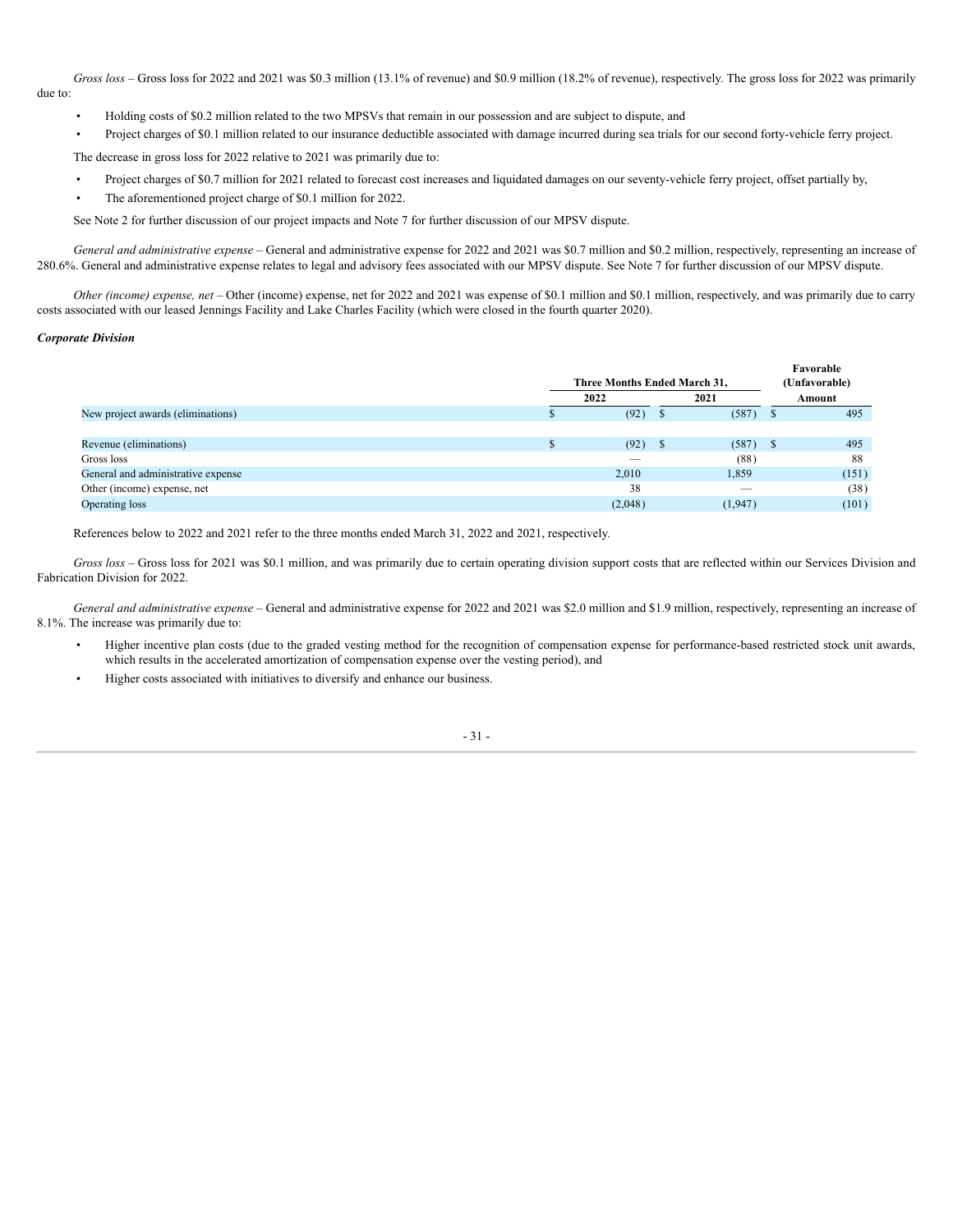*Gross loss* – Gross loss for 2022 and 2021 was $0.3 million (13.1% of revenue) and $0.9 million (18.2% of revenue), respectively. The gross loss for 2022 was primarily due to:

- Holding costs of $0.2 million related to the two MPSVs that remain in our possession and are subject to dispute, and
- Project charges of $0.1 million related to our insurance deductible associated with damage incurred during sea trials for our second forty-vehicle ferry project.

The decrease in gross loss for 2022 relative to 2021 was primarily due to:

- Project charges of $0.7 million for 2021 related to forecast cost increases and liquidated damages on our seventy-vehicle ferry project, offset partially by,
- The aforementioned project charge of $0.1 million for 2022.

See Note 2 for further discussion of our project impacts and Note 7 for further discussion of our MPSV dispute.

*General and administrative expense* – General and administrative expense for 2022 and 2021 was $0.7 million and $0.2 million, respectively, representing an increase of 280.6%. General and administrative expense relates to legal and advisory fees associated with our MPSV dispute. See Note 7 for further discussion of our MPSV dispute.

*Other (income) expense, net* – Other (income) expense, net for 2022 and 2021 was expense of $0.1 million and $0.1 million, respectively, and was primarily due to carry costs associated with our leased Jennings Facility and Lake Charles Facility (which were closed in the fourth quarter 2020).

***Corporate Division***

| | Three Months Ended March 31, | | Favorable (Unfavorable) |
|---|---|---|---|
| | 2022 | 2021 | Amount |
| New project awards (eliminations) | $ (92) | $ (587) | $ 495 |
| | | | |
| Revenue (eliminations) | $ (92) | $ (587) | $ 495 |
| Gross loss | — | (88) | 88 |
| General and administrative expense | 2,010 | 1,859 | (151) |
| Other (income) expense, net | 38 | — | (38) |
| Operating loss | (2,048) | (1,947) | (101) |

References below to 2022 and 2021 refer to the three months ended March 31, 2022 and 2021, respectively.

*Gross loss* – Gross loss for 2021 was $0.1 million, and was primarily due to certain operating division support costs that are reflected within our Services Division and Fabrication Division for 2022.

*General and administrative expense* – General and administrative expense for 2022 and 2021 was $2.0 million and $1.9 million, respectively, representing an increase of 8.1%. The increase was primarily due to:

- Higher incentive plan costs (due to the graded vesting method for the recognition of compensation expense for performance-based restricted stock unit awards, which results in the accelerated amortization of compensation expense over the vesting period), and
- Higher costs associated with initiatives to diversify and enhance our business.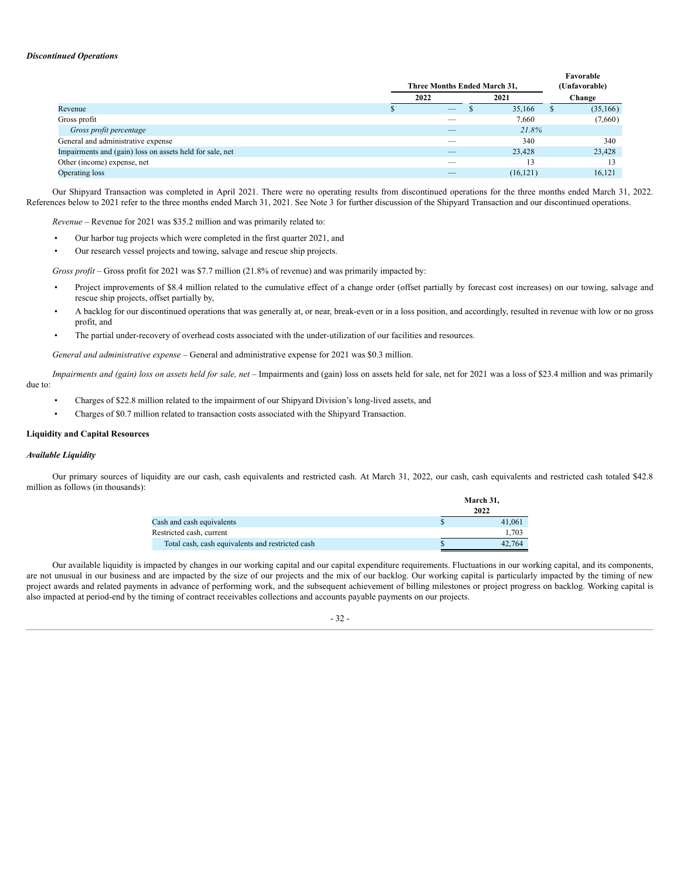*Discontinued Operations*

| | Three Months Ended March 31, | | Favorable (Unfavorable) |
|---|---|---|---|
| | 2022 | 2021 | Change |
| Revenue | $ — | $ 35,166 | $ (35,166) |
| Gross profit | — | 7,660 | (7,660) |
| *Gross profit percentage* | — | *21.8%* | |
| General and administrative expense | — | 340 | 340 |
| Impairments and (gain) loss on assets held for sale, net | — | 23,428 | 23,428 |
| Other (income) expense, net | — | 13 | 13 |
| Operating loss | — | (16,121) | 16,121 |

Our Shipyard Transaction was completed in April 2021. There were no operating results from discontinued operations for the three months ended March 31, 2022. References below to 2021 refer to the three months ended March 31, 2021. See Note 3 for further discussion of the Shipyard Transaction and our discontinued operations.

*Revenue* – Revenue for 2021 was $35.2 million and was primarily related to:

- Our harbor tug projects which were completed in the first quarter 2021, and
- Our research vessel projects and towing, salvage and rescue ship projects.

*Gross profit* – Gross profit for 2021 was $7.7 million (21.8% of revenue) and was primarily impacted by:

- Project improvements of $8.4 million related to the cumulative effect of a change order (offset partially by forecast cost increases) on our towing, salvage and rescue ship projects, offset partially by,
- A backlog for our discontinued operations that was generally at, or near, break-even or in a loss position, and accordingly, resulted in revenue with low or no gross profit, and
- The partial under-recovery of overhead costs associated with the under-utilization of our facilities and resources.

*General and administrative expense* – General and administrative expense for 2021 was $0.3 million.

*Impairments and (gain) loss on assets held for sale, net* – Impairments and (gain) loss on assets held for sale, net for 2021 was a loss of $23.4 million and was primarily due to:

- Charges of $22.8 million related to the impairment of our Shipyard Division's long-lived assets, and
- Charges of $0.7 million related to transaction costs associated with the Shipyard Transaction.

**Liquidity and Capital Resources**

***Available Liquidity***

Our primary sources of liquidity are our cash, cash equivalents and restricted cash. At March 31, 2022, our cash, cash equivalents and restricted cash totaled $42.8 million as follows (in thousands):

| | March 31, 2022 |
|---|---|
| Cash and cash equivalents | $ 41,061 |
| Restricted cash, current | 1,703 |
| Total cash, cash equivalents and restricted cash | $ 42,764 |

Our available liquidity is impacted by changes in our working capital and our capital expenditure requirements. Fluctuations in our working capital, and its components, are not unusual in our business and are impacted by the size of our projects and the mix of our backlog. Our working capital is particularly impacted by the timing of new project awards and related payments in advance of performing work, and the subsequent achievement of billing milestones or project progress on backlog. Working capital is also impacted at period-end by the timing of contract receivables collections and accounts payable payments on our projects.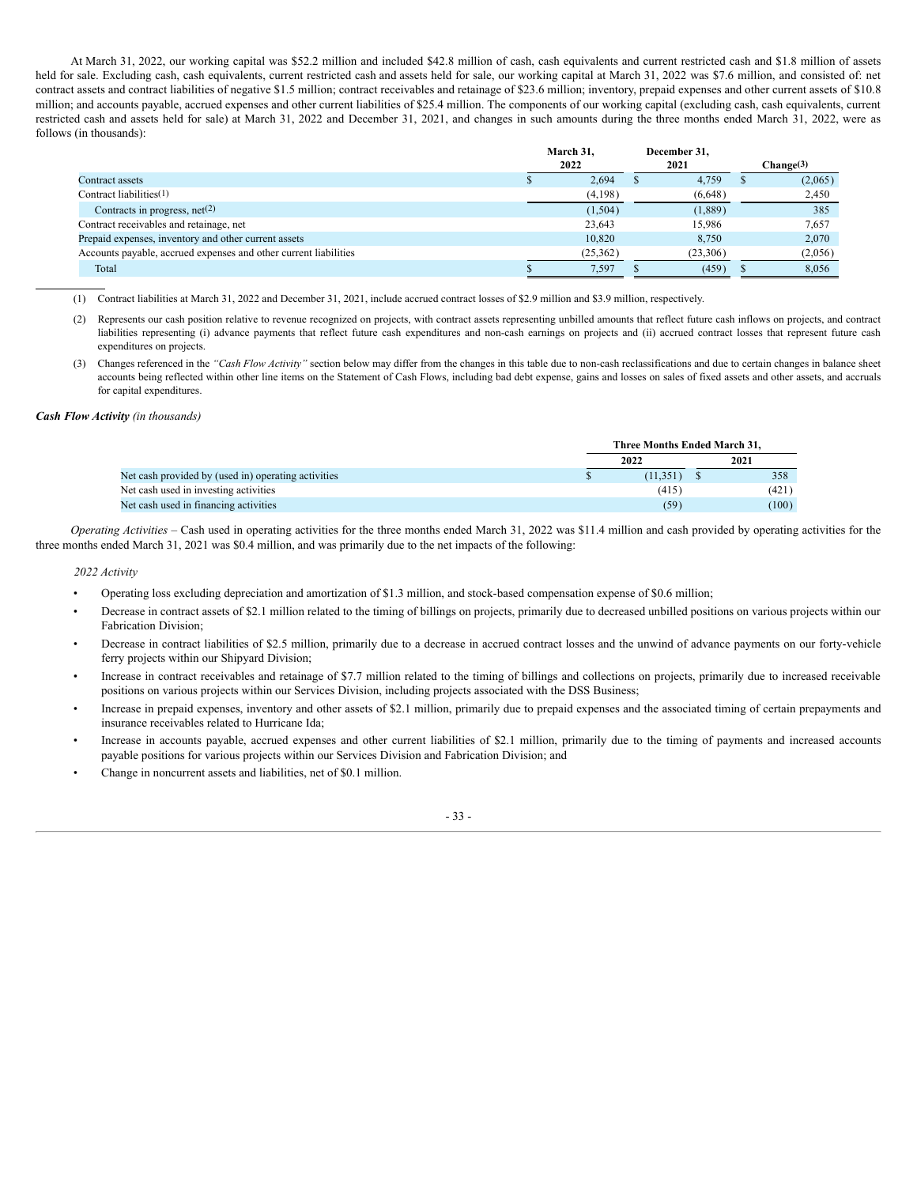At March 31, 2022, our working capital was $52.2 million and included $42.8 million of cash, cash equivalents and current restricted cash and $1.8 million of assets held for sale. Excluding cash, cash equivalents, current restricted cash and assets held for sale, our working capital at March 31, 2022 was $7.6 million, and consisted of: net contract assets and contract liabilities of negative $1.5 million; contract receivables and retainage of $23.6 million; inventory, prepaid expenses and other current assets of $10.8 million; and accounts payable, accrued expenses and other current liabilities of $25.4 million. The components of our working capital (excluding cash, cash equivalents, current restricted cash and assets held for sale) at March 31, 2022 and December 31, 2021, and changes in such amounts during the three months ended March 31, 2022, were as follows (in thousands):

| | March 31, 2022 | December 31, 2021 | Change(3) |
|---|---|---|---|
| Contract assets | $ 2,694 | $ 4,759 | $ (2,065) |
| Contract liabilities(1) | (4,198) | (6,648) | 2,450 |
| Contracts in progress, net(2) | (1,504) | (1,889) | 385 |
| Contract receivables and retainage, net | 23,643 | 15,986 | 7,657 |
| Prepaid expenses, inventory and other current assets | 10,820 | 8,750 | 2,070 |
| Accounts payable, accrued expenses and other current liabilities | (25,362) | (23,306) | (2,056) |
| Total | $ 7,597 | $ (459) | $ 8,056 |

(1) Contract liabilities at March 31, 2022 and December 31, 2021, include accrued contract losses of $2.9 million and $3.9 million, respectively.

(2) Represents our cash position relative to revenue recognized on projects, with contract assets representing unbilled amounts that reflect future cash inflows on projects, and contract liabilities representing (i) advance payments that reflect future cash expenditures and non-cash earnings on projects and (ii) accrued contract losses that represent future cash expenditures on projects.

(3) Changes referenced in the *"Cash Flow Activity"* section below may differ from the changes in this table due to non-cash reclassifications and due to certain changes in balance sheet accounts being reflected within other line items on the Statement of Cash Flows, including bad debt expense, gains and losses on sales of fixed assets and other assets, and accruals for capital expenditures.

***Cash Flow Activity*** *(in thousands)*

| | Three Months Ended March 31, 2022 | Three Months Ended March 31, 2021 |
|---|---|---|
| Net cash provided by (used in) operating activities | $ (11,351) | $ 358 |
| Net cash used in investing activities | (415) | (421) |
| Net cash used in financing activities | (59) | (100) |

*Operating Activities* – Cash used in operating activities for the three months ended March 31, 2022 was $11.4 million and cash provided by operating activities for the three months ended March 31, 2021 was $0.4 million, and was primarily due to the net impacts of the following:

*2022 Activity*

- Operating loss excluding depreciation and amortization of $1.3 million, and stock-based compensation expense of $0.6 million;
- Decrease in contract assets of $2.1 million related to the timing of billings on projects, primarily due to decreased unbilled positions on various projects within our Fabrication Division;
- Decrease in contract liabilities of $2.5 million, primarily due to a decrease in accrued contract losses and the unwind of advance payments on our forty-vehicle ferry projects within our Shipyard Division;
- Increase in contract receivables and retainage of $7.7 million related to the timing of billings and collections on projects, primarily due to increased receivable positions on various projects within our Services Division, including projects associated with the DSS Business;
- Increase in prepaid expenses, inventory and other assets of $2.1 million, primarily due to prepaid expenses and the associated timing of certain prepayments and insurance receivables related to Hurricane Ida;
- Increase in accounts payable, accrued expenses and other current liabilities of $2.1 million, primarily due to the timing of payments and increased accounts payable positions for various projects within our Services Division and Fabrication Division; and
- Change in noncurrent assets and liabilities, net of $0.1 million.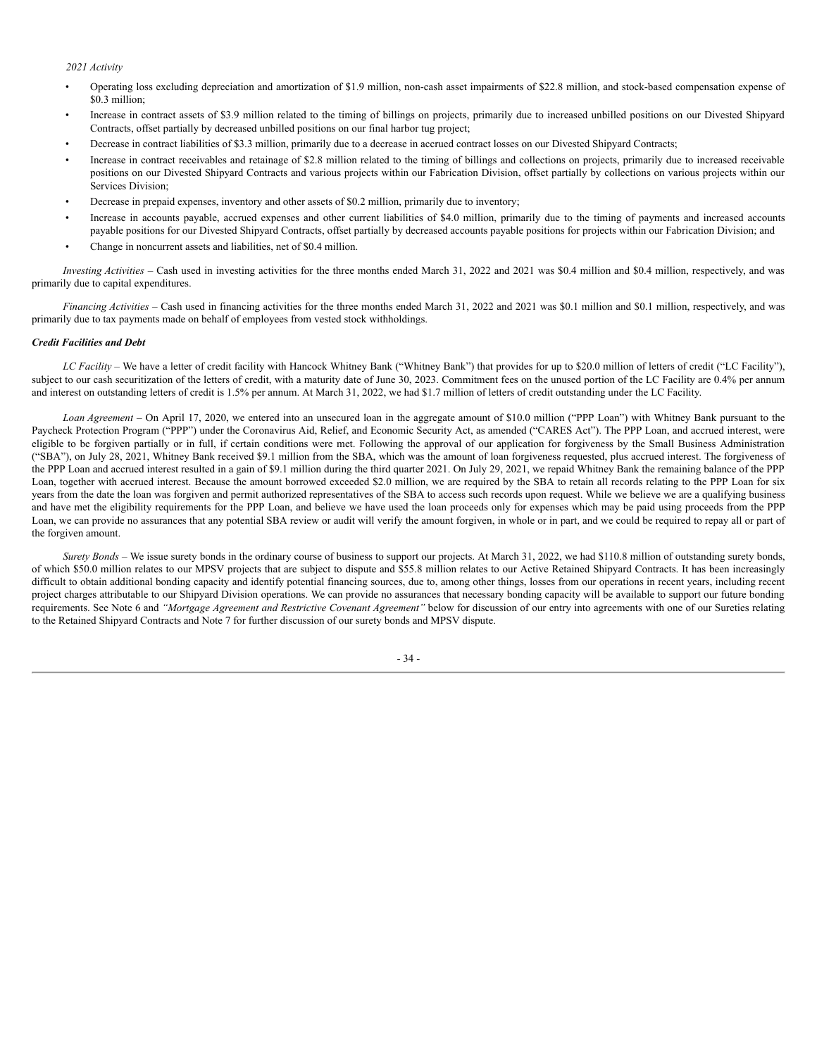*2021 Activity*

- Operating loss excluding depreciation and amortization of $1.9 million, non-cash asset impairments of $22.8 million, and stock-based compensation expense of $0.3 million;
- Increase in contract assets of $3.9 million related to the timing of billings on projects, primarily due to increased unbilled positions on our Divested Shipyard Contracts, offset partially by decreased unbilled positions on our final harbor tug project;
- Decrease in contract liabilities of $3.3 million, primarily due to a decrease in accrued contract losses on our Divested Shipyard Contracts;
- Increase in contract receivables and retainage of $2.8 million related to the timing of billings and collections on projects, primarily due to increased receivable positions on our Divested Shipyard Contracts and various projects within our Fabrication Division, offset partially by collections on various projects within our Services Division;
- Decrease in prepaid expenses, inventory and other assets of $0.2 million, primarily due to inventory;
- Increase in accounts payable, accrued expenses and other current liabilities of $4.0 million, primarily due to the timing of payments and increased accounts payable positions for our Divested Shipyard Contracts, offset partially by decreased accounts payable positions for projects within our Fabrication Division; and
- Change in noncurrent assets and liabilities, net of $0.4 million.

*Investing Activities* – Cash used in investing activities for the three months ended March 31, 2022 and 2021 was $0.4 million and $0.4 million, respectively, and was primarily due to capital expenditures.

*Financing Activities* – Cash used in financing activities for the three months ended March 31, 2022 and 2021 was $0.1 million and $0.1 million, respectively, and was primarily due to tax payments made on behalf of employees from vested stock withholdings.

***Credit Facilities and Debt***

*LC Facility* – We have a letter of credit facility with Hancock Whitney Bank ("Whitney Bank") that provides for up to $20.0 million of letters of credit ("LC Facility"), subject to our cash securitization of the letters of credit, with a maturity date of June 30, 2023. Commitment fees on the unused portion of the LC Facility are 0.4% per annum and interest on outstanding letters of credit is 1.5% per annum. At March 31, 2022, we had $1.7 million of letters of credit outstanding under the LC Facility.

*Loan Agreement* – On April 17, 2020, we entered into an unsecured loan in the aggregate amount of $10.0 million ("PPP Loan") with Whitney Bank pursuant to the Paycheck Protection Program ("PPP") under the Coronavirus Aid, Relief, and Economic Security Act, as amended ("CARES Act"). The PPP Loan, and accrued interest, were eligible to be forgiven partially or in full, if certain conditions were met. Following the approval of our application for forgiveness by the Small Business Administration ("SBA"), on July 28, 2021, Whitney Bank received $9.1 million from the SBA, which was the amount of loan forgiveness requested, plus accrued interest. The forgiveness of the PPP Loan and accrued interest resulted in a gain of $9.1 million during the third quarter 2021. On July 29, 2021, we repaid Whitney Bank the remaining balance of the PPP Loan, together with accrued interest. Because the amount borrowed exceeded $2.0 million, we are required by the SBA to retain all records relating to the PPP Loan for six years from the date the loan was forgiven and permit authorized representatives of the SBA to access such records upon request. While we believe we are a qualifying business and have met the eligibility requirements for the PPP Loan, and believe we have used the loan proceeds only for expenses which may be paid using proceeds from the PPP Loan, we can provide no assurances that any potential SBA review or audit will verify the amount forgiven, in whole or in part, and we could be required to repay all or part of the forgiven amount.

*Surety Bonds* – We issue surety bonds in the ordinary course of business to support our projects. At March 31, 2022, we had $110.8 million of outstanding surety bonds, of which $50.0 million relates to our MPSV projects that are subject to dispute and $55.8 million relates to our Active Retained Shipyard Contracts. It has been increasingly difficult to obtain additional bonding capacity and identify potential financing sources, due to, among other things, losses from our operations in recent years, including recent project charges attributable to our Shipyard Division operations. We can provide no assurances that necessary bonding capacity will be available to support our future bonding requirements. See Note 6 and *"Mortgage Agreement and Restrictive Covenant Agreement"* below for discussion of our entry into agreements with one of our Sureties relating to the Retained Shipyard Contracts and Note 7 for further discussion of our surety bonds and MPSV dispute.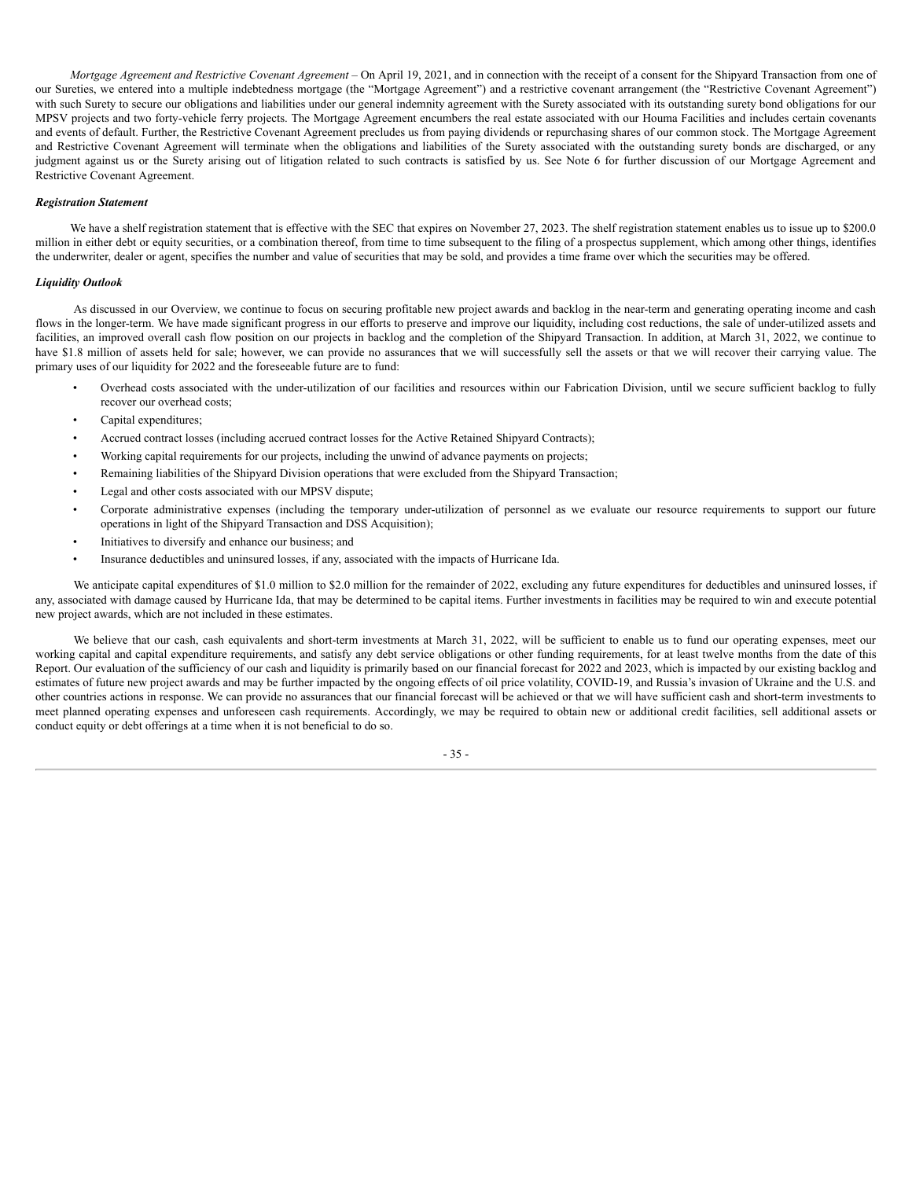*Mortgage Agreement and Restrictive Covenant Agreement* – On April 19, 2021, and in connection with the receipt of a consent for the Shipyard Transaction from one of our Sureties, we entered into a multiple indebtedness mortgage (the "Mortgage Agreement") and a restrictive covenant arrangement (the "Restrictive Covenant Agreement") with such Surety to secure our obligations and liabilities under our general indemnity agreement with the Surety associated with its outstanding surety bond obligations for our MPSV projects and two forty-vehicle ferry projects. The Mortgage Agreement encumbers the real estate associated with our Houma Facilities and includes certain covenants and events of default. Further, the Restrictive Covenant Agreement precludes us from paying dividends or repurchasing shares of our common stock. The Mortgage Agreement and Restrictive Covenant Agreement will terminate when the obligations and liabilities of the Surety associated with the outstanding surety bonds are discharged, or any judgment against us or the Surety arising out of litigation related to such contracts is satisfied by us. See Note 6 for further discussion of our Mortgage Agreement and Restrictive Covenant Agreement.

***Registration Statement***

We have a shelf registration statement that is effective with the SEC that expires on November 27, 2023. The shelf registration statement enables us to issue up to $200.0 million in either debt or equity securities, or a combination thereof, from time to time subsequent to the filing of a prospectus supplement, which among other things, identifies the underwriter, dealer or agent, specifies the number and value of securities that may be sold, and provides a time frame over which the securities may be offered.

***Liquidity Outlook***

As discussed in our Overview, we continue to focus on securing profitable new project awards and backlog in the near-term and generating operating income and cash flows in the longer-term. We have made significant progress in our efforts to preserve and improve our liquidity, including cost reductions, the sale of under-utilized assets and facilities, an improved overall cash flow position on our projects in backlog and the completion of the Shipyard Transaction. In addition, at March 31, 2022, we continue to have $1.8 million of assets held for sale; however, we can provide no assurances that we will successfully sell the assets or that we will recover their carrying value. The primary uses of our liquidity for 2022 and the foreseeable future are to fund:

- Overhead costs associated with the under-utilization of our facilities and resources within our Fabrication Division, until we secure sufficient backlog to fully recover our overhead costs;
- Capital expenditures;
- Accrued contract losses (including accrued contract losses for the Active Retained Shipyard Contracts);
- Working capital requirements for our projects, including the unwind of advance payments on projects;
- Remaining liabilities of the Shipyard Division operations that were excluded from the Shipyard Transaction;
- Legal and other costs associated with our MPSV dispute;
- Corporate administrative expenses (including the temporary under-utilization of personnel as we evaluate our resource requirements to support our future operations in light of the Shipyard Transaction and DSS Acquisition);
- Initiatives to diversify and enhance our business; and
- Insurance deductibles and uninsured losses, if any, associated with the impacts of Hurricane Ida.

We anticipate capital expenditures of $1.0 million to $2.0 million for the remainder of 2022, excluding any future expenditures for deductibles and uninsured losses, if any, associated with damage caused by Hurricane Ida, that may be determined to be capital items. Further investments in facilities may be required to win and execute potential new project awards, which are not included in these estimates.

We believe that our cash, cash equivalents and short-term investments at March 31, 2022, will be sufficient to enable us to fund our operating expenses, meet our working capital and capital expenditure requirements, and satisfy any debt service obligations or other funding requirements, for at least twelve months from the date of this Report. Our evaluation of the sufficiency of our cash and liquidity is primarily based on our financial forecast for 2022 and 2023, which is impacted by our existing backlog and estimates of future new project awards and may be further impacted by the ongoing effects of oil price volatility, COVID-19, and Russia's invasion of Ukraine and the U.S. and other countries actions in response. We can provide no assurances that our financial forecast will be achieved or that we will have sufficient cash and short-term investments to meet planned operating expenses and unforeseen cash requirements. Accordingly, we may be required to obtain new or additional credit facilities, sell additional assets or conduct equity or debt offerings at a time when it is not beneficial to do so.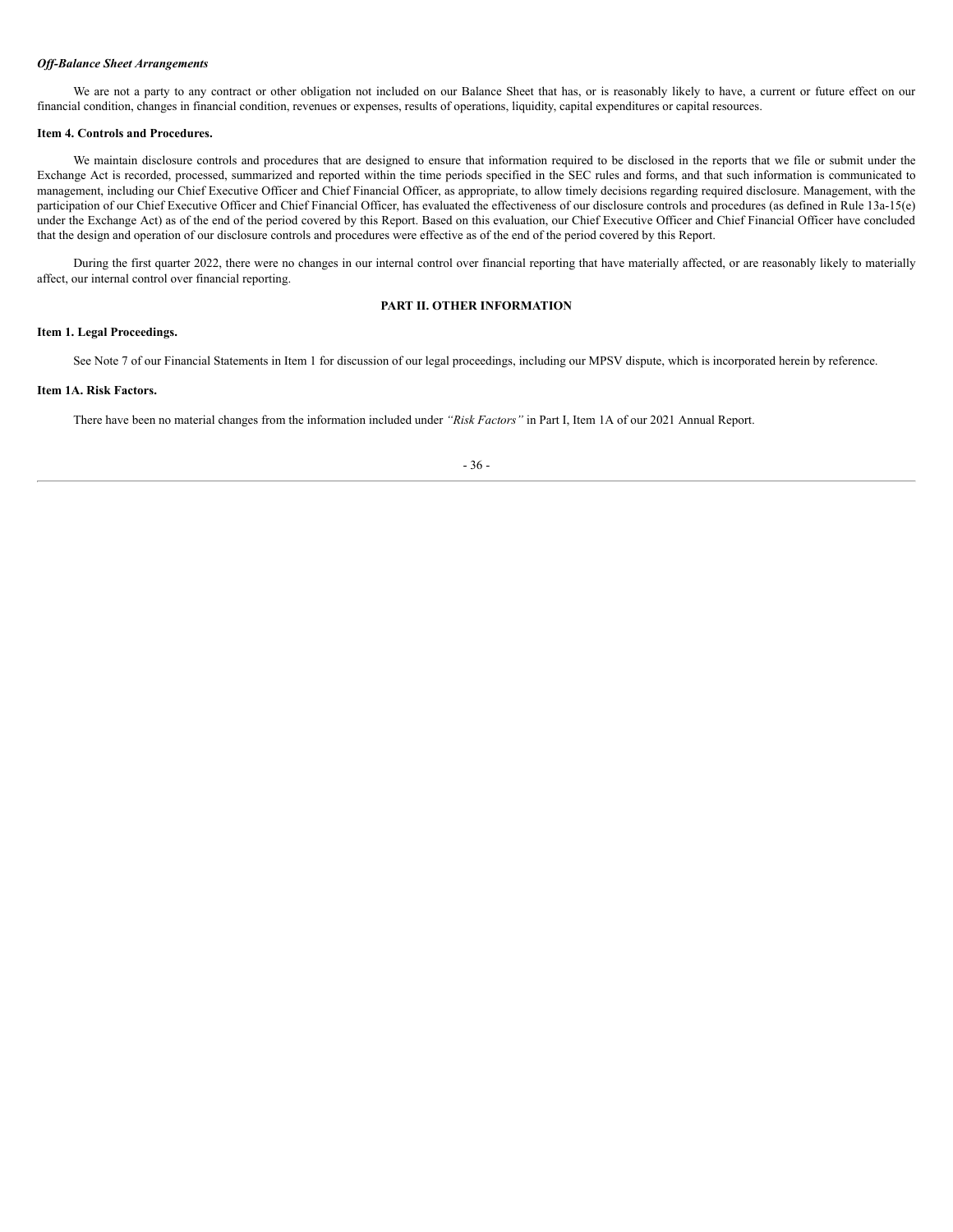***Off-Balance Sheet Arrangements***

We are not a party to any contract or other obligation not included on our Balance Sheet that has, or is reasonably likely to have, a current or future effect on our financial condition, changes in financial condition, revenues or expenses, results of operations, liquidity, capital expenditures or capital resources.

**Item 4. Controls and Procedures.**

We maintain disclosure controls and procedures that are designed to ensure that information required to be disclosed in the reports that we file or submit under the Exchange Act is recorded, processed, summarized and reported within the time periods specified in the SEC rules and forms, and that such information is communicated to management, including our Chief Executive Officer and Chief Financial Officer, as appropriate, to allow timely decisions regarding required disclosure. Management, with the participation of our Chief Executive Officer and Chief Financial Officer, has evaluated the effectiveness of our disclosure controls and procedures (as defined in Rule 13a-15(e) under the Exchange Act) as of the end of the period covered by this Report. Based on this evaluation, our Chief Executive Officer and Chief Financial Officer have concluded that the design and operation of our disclosure controls and procedures were effective as of the end of the period covered by this Report.

During the first quarter 2022, there were no changes in our internal control over financial reporting that have materially affected, or are reasonably likely to materially affect, our internal control over financial reporting.

**PART II. OTHER INFORMATION**

**Item 1. Legal Proceedings.**

See Note 7 of our Financial Statements in Item 1 for discussion of our legal proceedings, including our MPSV dispute, which is incorporated herein by reference.

**Item 1A. Risk Factors.**

There have been no material changes from the information included under *"Risk Factors"* in Part I, Item 1A of our 2021 Annual Report.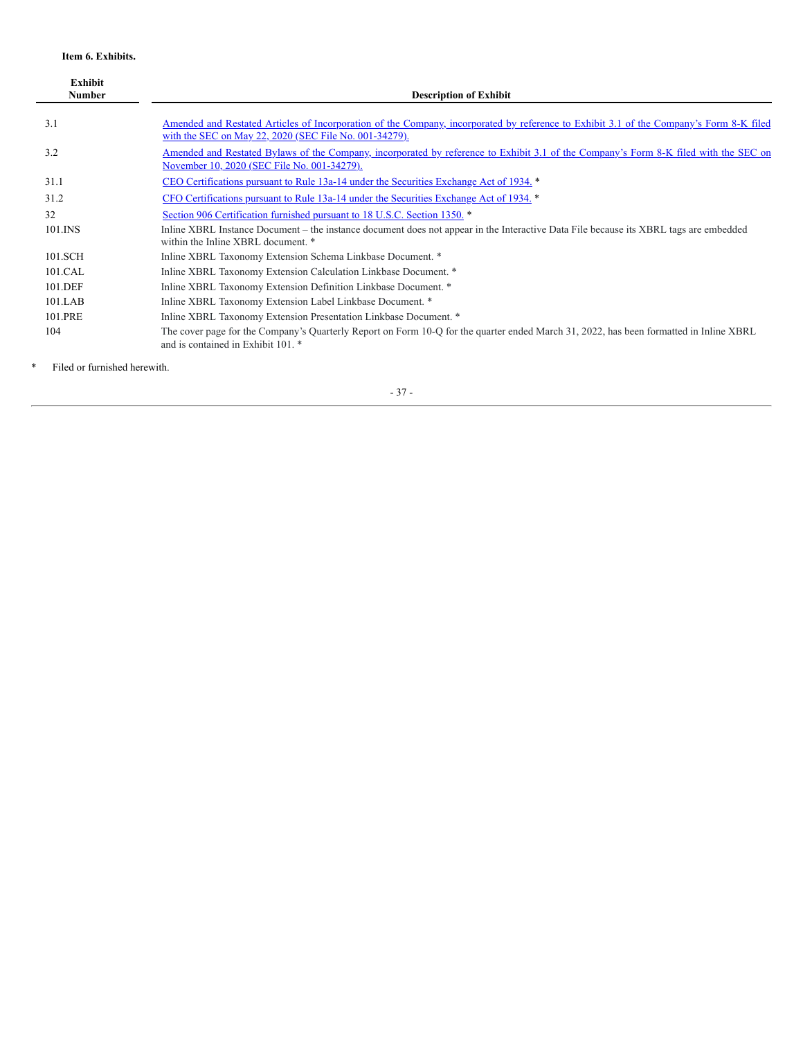**Item 6. Exhibits.**

| Exhibit Number | Description of Exhibit |
|---|---|
| 3.1 | Amended and Restated Articles of Incorporation of the Company, incorporated by reference to Exhibit 3.1 of the Company's Form 8-K filed with the SEC on May 22, 2020 (SEC File No. 001-34279). |
| 3.2 | Amended and Restated Bylaws of the Company, incorporated by reference to Exhibit 3.1 of the Company's Form 8-K filed with the SEC on November 10, 2020 (SEC File No. 001-34279). |
| 31.1 | CEO Certifications pursuant to Rule 13a-14 under the Securities Exchange Act of 1934. * |
| 31.2 | CFO Certifications pursuant to Rule 13a-14 under the Securities Exchange Act of 1934. * |
| 32 | Section 906 Certification furnished pursuant to 18 U.S.C. Section 1350. * |
| 101.INS | Inline XBRL Instance Document – the instance document does not appear in the Interactive Data File because its XBRL tags are embedded within the Inline XBRL document. * |
| 101.SCH | Inline XBRL Taxonomy Extension Schema Linkbase Document. * |
| 101.CAL | Inline XBRL Taxonomy Extension Calculation Linkbase Document. * |
| 101.DEF | Inline XBRL Taxonomy Extension Definition Linkbase Document. * |
| 101.LAB | Inline XBRL Taxonomy Extension Label Linkbase Document. * |
| 101.PRE | Inline XBRL Taxonomy Extension Presentation Linkbase Document. * |
| 104 | The cover page for the Company's Quarterly Report on Form 10-Q for the quarter ended March 31, 2022, has been formatted in Inline XBRL and is contained in Exhibit 101. * |

\* Filed or furnished herewith.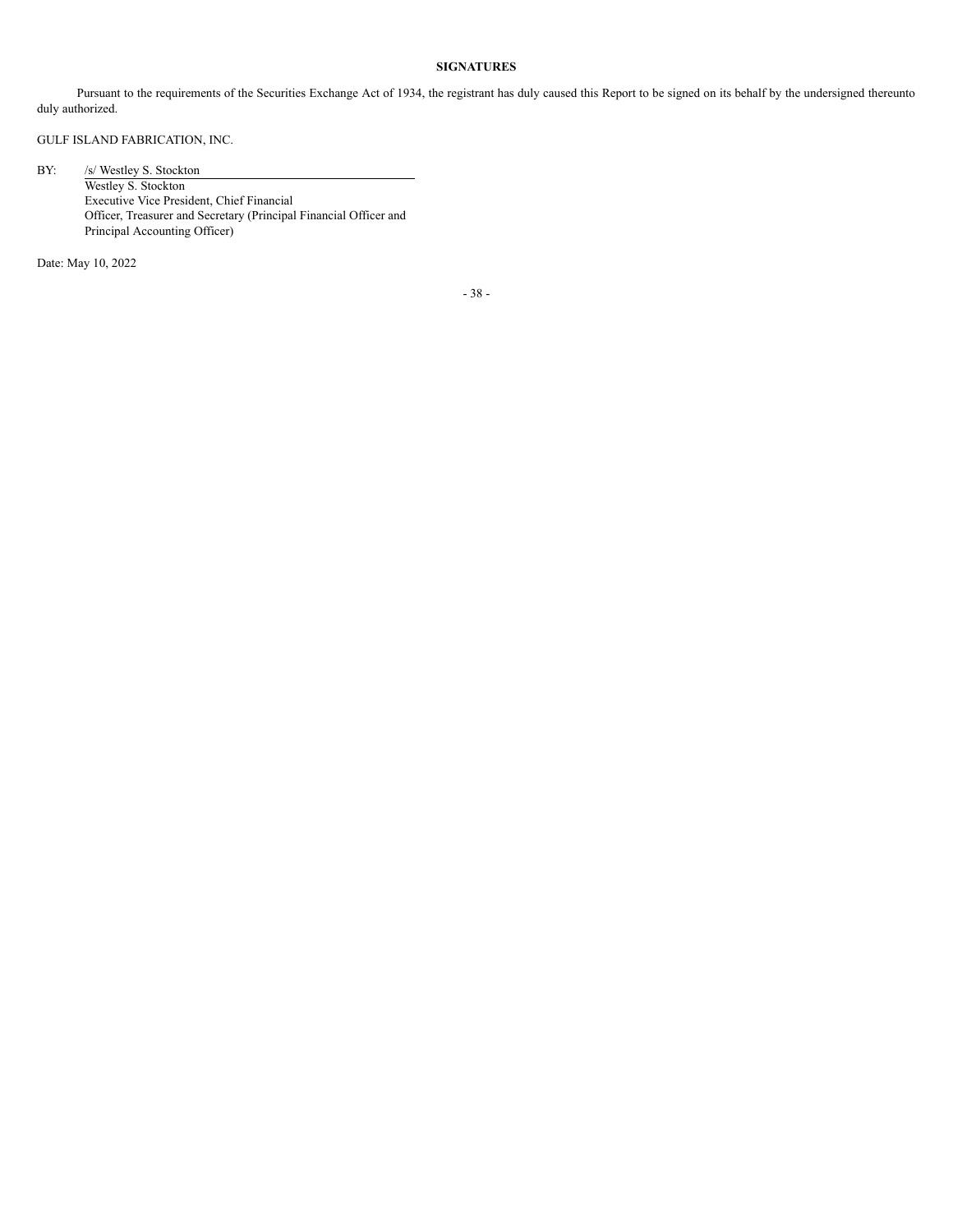## SIGNATURES

Pursuant to the requirements of the Securities Exchange Act of 1934, the registrant has duly caused this Report to be signed on its behalf by the undersigned thereunto duly authorized.

GULF ISLAND FABRICATION, INC.

BY: /s/ Westley S. Stockton

Westley S. Stockton
Executive Vice President, Chief Financial Officer, Treasurer and Secretary (Principal Financial Officer and Principal Accounting Officer)

Date: May 10, 2022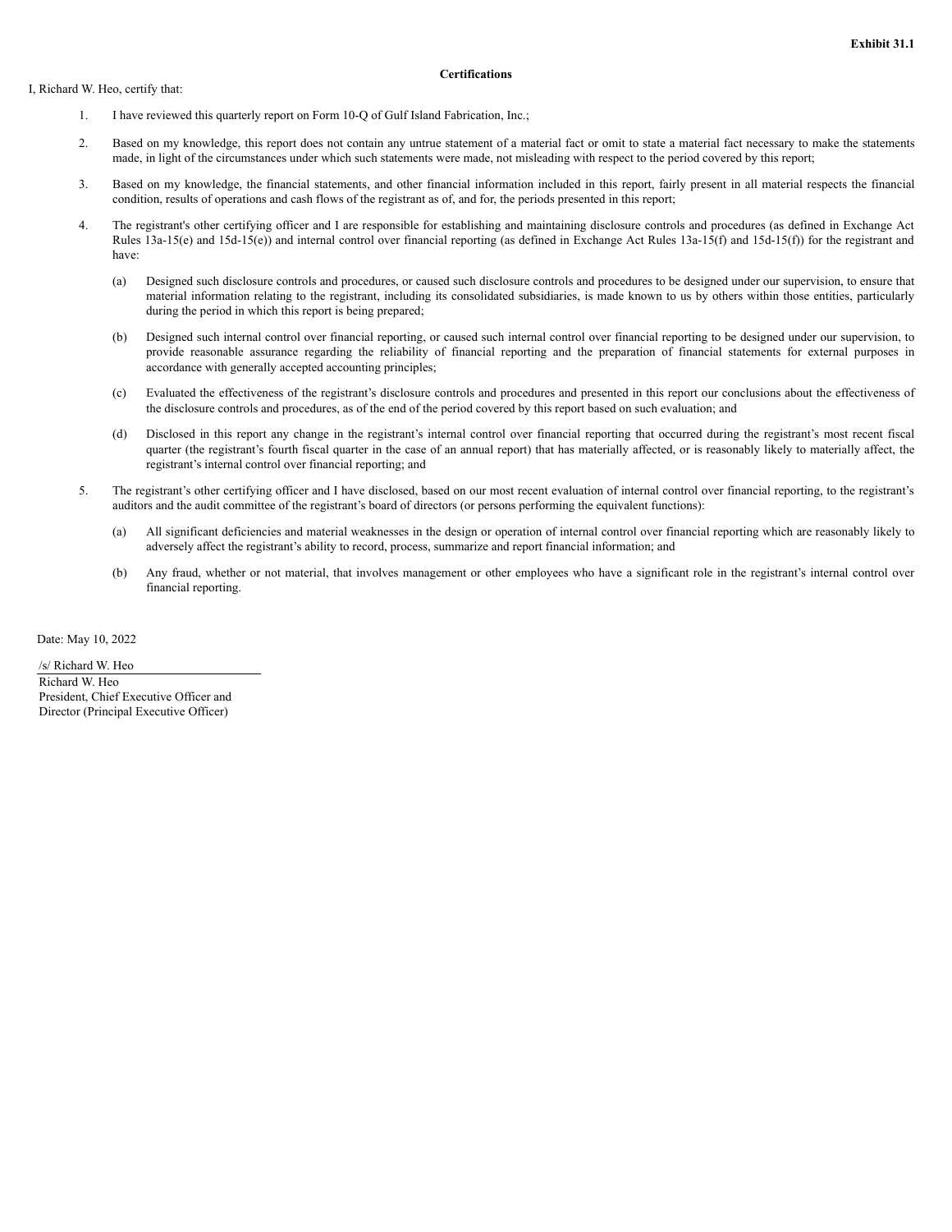**Exhibit 31.1**

**Certifications**

I, Richard W. Heo, certify that:

1. I have reviewed this quarterly report on Form 10-Q of Gulf Island Fabrication, Inc.;

2. Based on my knowledge, this report does not contain any untrue statement of a material fact or omit to state a material fact necessary to make the statements made, in light of the circumstances under which such statements were made, not misleading with respect to the period covered by this report;

3. Based on my knowledge, the financial statements, and other financial information included in this report, fairly present in all material respects the financial condition, results of operations and cash flows of the registrant as of, and for, the periods presented in this report;

4. The registrant's other certifying officer and I are responsible for establishing and maintaining disclosure controls and procedures (as defined in Exchange Act Rules 13a-15(e) and 15d-15(e)) and internal control over financial reporting (as defined in Exchange Act Rules 13a-15(f) and 15d-15(f)) for the registrant and have:

   (a) Designed such disclosure controls and procedures, or caused such disclosure controls and procedures to be designed under our supervision, to ensure that material information relating to the registrant, including its consolidated subsidiaries, is made known to us by others within those entities, particularly during the period in which this report is being prepared;

   (b) Designed such internal control over financial reporting, or caused such internal control over financial reporting to be designed under our supervision, to provide reasonable assurance regarding the reliability of financial reporting and the preparation of financial statements for external purposes in accordance with generally accepted accounting principles;

   (c) Evaluated the effectiveness of the registrant's disclosure controls and procedures and presented in this report our conclusions about the effectiveness of the disclosure controls and procedures, as of the end of the period covered by this report based on such evaluation; and

   (d) Disclosed in this report any change in the registrant's internal control over financial reporting that occurred during the registrant's most recent fiscal quarter (the registrant's fourth fiscal quarter in the case of an annual report) that has materially affected, or is reasonably likely to materially affect, the registrant's internal control over financial reporting; and

5. The registrant's other certifying officer and I have disclosed, based on our most recent evaluation of internal control over financial reporting, to the registrant's auditors and the audit committee of the registrant's board of directors (or persons performing the equivalent functions):

   (a) All significant deficiencies and material weaknesses in the design or operation of internal control over financial reporting which are reasonably likely to adversely affect the registrant's ability to record, process, summarize and report financial information; and

   (b) Any fraud, whether or not material, that involves management or other employees who have a significant role in the registrant's internal control over financial reporting.

Date: May 10, 2022

/s/ Richard W. Heo
Richard W. Heo
President, Chief Executive Officer and
Director (Principal Executive Officer)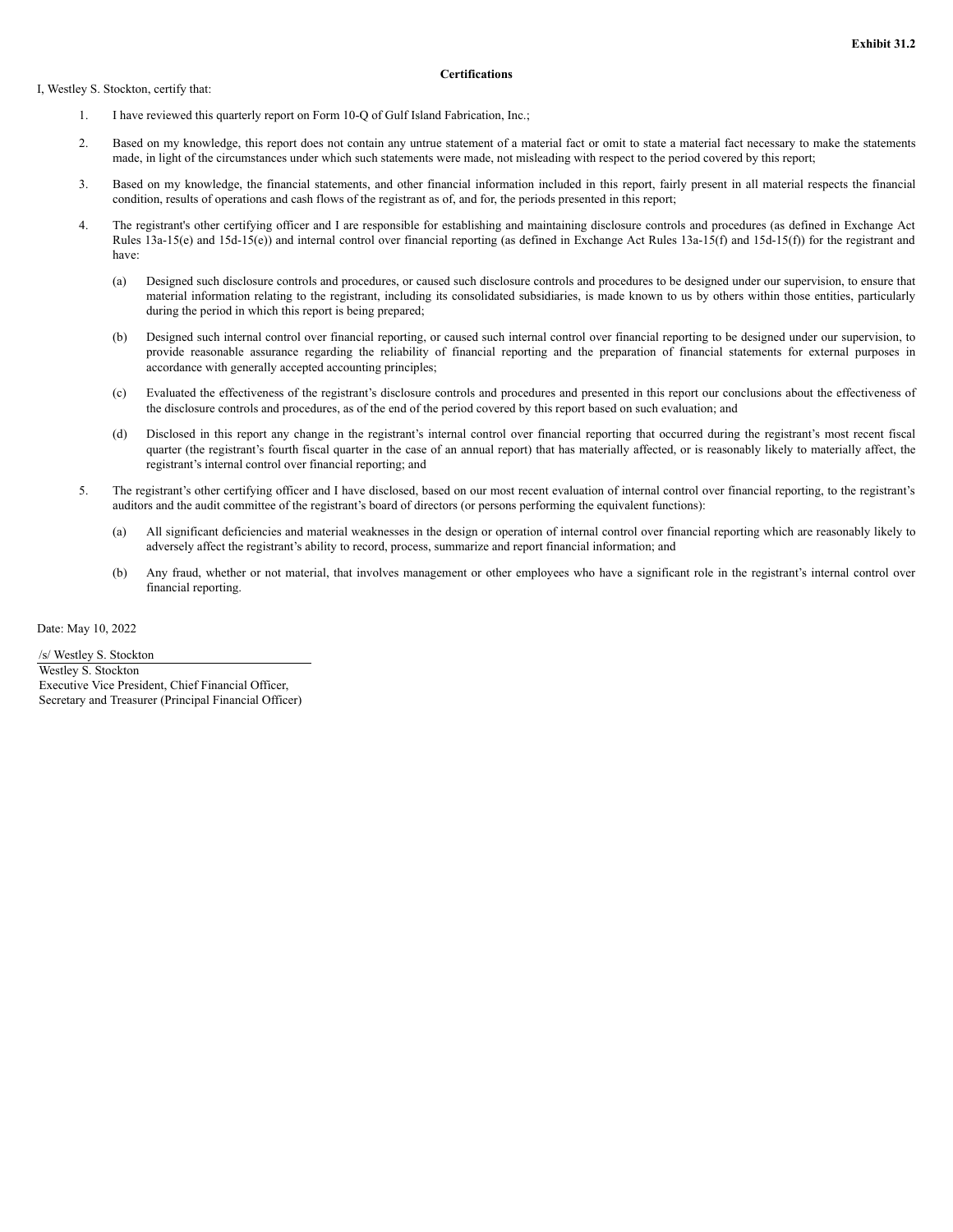**Exhibit 31.2**

**Certifications**

I, Westley S. Stockton, certify that:

1. I have reviewed this quarterly report on Form 10-Q of Gulf Island Fabrication, Inc.;

2. Based on my knowledge, this report does not contain any untrue statement of a material fact or omit to state a material fact necessary to make the statements made, in light of the circumstances under which such statements were made, not misleading with respect to the period covered by this report;

3. Based on my knowledge, the financial statements, and other financial information included in this report, fairly present in all material respects the financial condition, results of operations and cash flows of the registrant as of, and for, the periods presented in this report;

4. The registrant's other certifying officer and I are responsible for establishing and maintaining disclosure controls and procedures (as defined in Exchange Act Rules 13a-15(e) and 15d-15(e)) and internal control over financial reporting (as defined in Exchange Act Rules 13a-15(f) and 15d-15(f)) for the registrant and have:

   (a) Designed such disclosure controls and procedures, or caused such disclosure controls and procedures to be designed under our supervision, to ensure that material information relating to the registrant, including its consolidated subsidiaries, is made known to us by others within those entities, particularly during the period in which this report is being prepared;

   (b) Designed such internal control over financial reporting, or caused such internal control over financial reporting to be designed under our supervision, to provide reasonable assurance regarding the reliability of financial reporting and the preparation of financial statements for external purposes in accordance with generally accepted accounting principles;

   (c) Evaluated the effectiveness of the registrant's disclosure controls and procedures and presented in this report our conclusions about the effectiveness of the disclosure controls and procedures, as of the end of the period covered by this report based on such evaluation; and

   (d) Disclosed in this report any change in the registrant's internal control over financial reporting that occurred during the registrant's most recent fiscal quarter (the registrant's fourth fiscal quarter in the case of an annual report) that has materially affected, or is reasonably likely to materially affect, the registrant's internal control over financial reporting; and

5. The registrant's other certifying officer and I have disclosed, based on our most recent evaluation of internal control over financial reporting, to the registrant's auditors and the audit committee of the registrant's board of directors (or persons performing the equivalent functions):

   (a) All significant deficiencies and material weaknesses in the design or operation of internal control over financial reporting which are reasonably likely to adversely affect the registrant's ability to record, process, summarize and report financial information; and

   (b) Any fraud, whether or not material, that involves management or other employees who have a significant role in the registrant's internal control over financial reporting.

Date: May 10, 2022

/s/ Westley S. Stockton
Westley S. Stockton
Executive Vice President, Chief Financial Officer,
Secretary and Treasurer (Principal Financial Officer)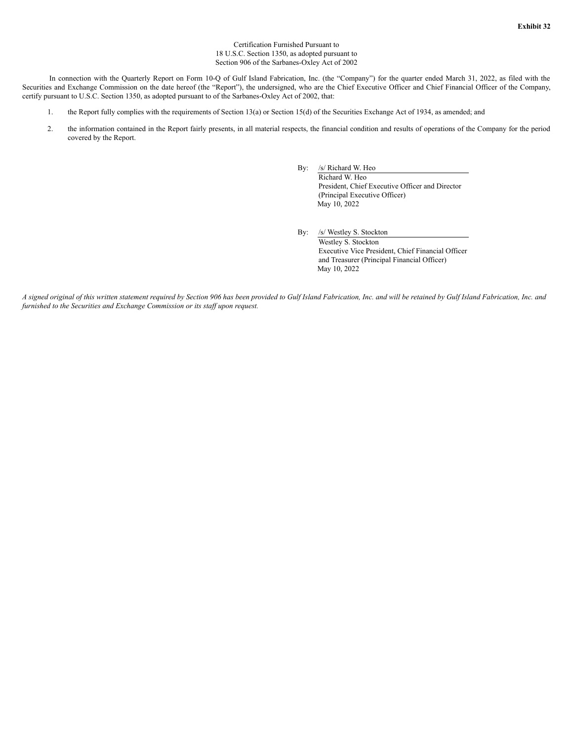**Exhibit 32**

Certification Furnished Pursuant to
18 U.S.C. Section 1350, as adopted pursuant to
Section 906 of the Sarbanes-Oxley Act of 2002

In connection with the Quarterly Report on Form 10-Q of Gulf Island Fabrication, Inc. (the “Company”) for the quarter ended March 31, 2022, as filed with the Securities and Exchange Commission on the date hereof (the “Report”), the undersigned, who are the Chief Executive Officer and Chief Financial Officer of the Company, certify pursuant to U.S.C. Section 1350, as adopted pursuant to of the Sarbanes-Oxley Act of 2002, that:

1. the Report fully complies with the requirements of Section 13(a) or Section 15(d) of the Securities Exchange Act of 1934, as amended; and

2. the information contained in the Report fairly presents, in all material respects, the financial condition and results of operations of the Company for the period covered by the Report.

By: /s/ Richard W. Heo
Richard W. Heo
President, Chief Executive Officer and Director
(Principal Executive Officer)
May 10, 2022

By: /s/ Westley S. Stockton
Westley S. Stockton
Executive Vice President, Chief Financial Officer
and Treasurer (Principal Financial Officer)
May 10, 2022

*A signed original of this written statement required by Section 906 has been provided to Gulf Island Fabrication, Inc. and will be retained by Gulf Island Fabrication, Inc. and furnished to the Securities and Exchange Commission or its staff upon request.*